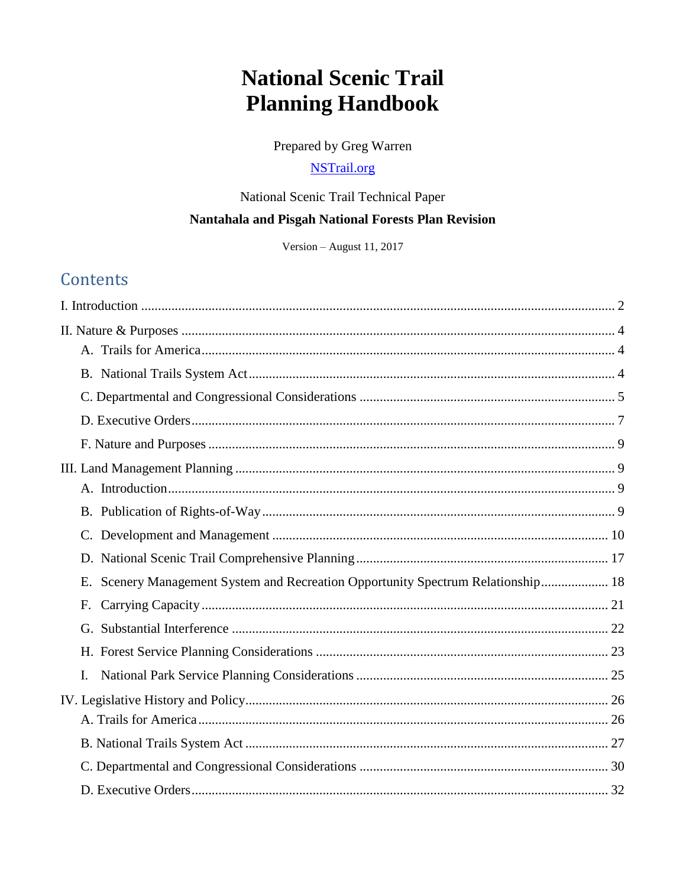# National Scenic Trail Planning Handbook

Prepared by Greg Warren

NSTrail.org

National Scenic Trail Technical Paper

**Nantahala and Pisgah National Forests Plan Revision**

Version – August 11, 2017

## Contents

I. Introduction ........................................................................ 2

II. Nature & Purposes ........................................................................ 4

- A. Trails for America ........................................................................ 4
- B. National Trails System Act ........................................................................ 4
- C. Departmental and Congressional Considerations ........................................................................ 5
- D. Executive Orders ........................................................................ 7
- F. Nature and Purposes ........................................................................ 9

III. Land Management Planning ........................................................................ 9

- A. Introduction ........................................................................ 9
- B. Publication of Rights-of-Way ........................................................................ 9
- C. Development and Management ........................................................................ 10
- D. National Scenic Trail Comprehensive Planning ........................................................................ 17
- E. Scenery Management System and Recreation Opportunity Spectrum Relationship ........................................................................ 18
- F. Carrying Capacity ........................................................................ 21
- G. Substantial Interference ........................................................................ 22
- H. Forest Service Planning Considerations ........................................................................ 23
- I. National Park Service Planning Considerations ........................................................................ 25

IV. Legislative History and Policy ........................................................................ 26

- A. Trails for America ........................................................................ 26
- B. National Trails System Act ........................................................................ 27
- C. Departmental and Congressional Considerations ........................................................................ 30
- D. Executive Orders ........................................................................ 32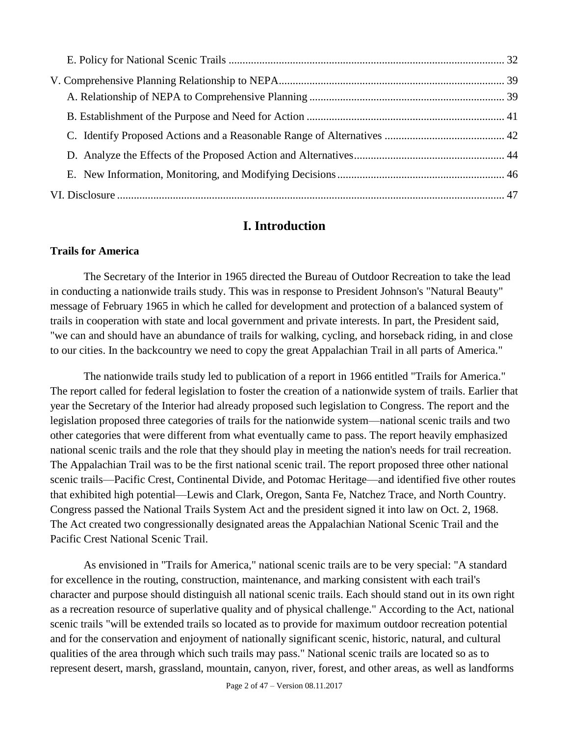E. Policy for National Scenic Trails .................................................................................................. 32

V. Comprehensive Planning Relationship to NEPA................................................................................ 39

A. Relationship of NEPA to Comprehensive Planning ..................................................................... 39

B. Establishment of the Purpose and Need for Action ...................................................................... 41

C. Identify Proposed Actions and a Reasonable Range of Alternatives .......................................... 42

D. Analyze the Effects of the Proposed Action and Alternatives...................................................... 44

E. New Information, Monitoring, and Modifying Decisions........................................................... 46

VI. Disclosure .......................................................................................................................................... 47

# I. Introduction

### Trails for America

The Secretary of the Interior in 1965 directed the Bureau of Outdoor Recreation to take the lead in conducting a nationwide trails study. This was in response to President Johnson's "Natural Beauty" message of February 1965 in which he called for development and protection of a balanced system of trails in cooperation with state and local government and private interests. In part, the President said, "we can and should have an abundance of trails for walking, cycling, and horseback riding, in and close to our cities. In the backcountry we need to copy the great Appalachian Trail in all parts of America."

The nationwide trails study led to publication of a report in 1966 entitled "Trails for America." The report called for federal legislation to foster the creation of a nationwide system of trails. Earlier that year the Secretary of the Interior had already proposed such legislation to Congress. The report and the legislation proposed three categories of trails for the nationwide system—national scenic trails and two other categories that were different from what eventually came to pass. The report heavily emphasized national scenic trails and the role that they should play in meeting the nation's needs for trail recreation. The Appalachian Trail was to be the first national scenic trail. The report proposed three other national scenic trails—Pacific Crest, Continental Divide, and Potomac Heritage—and identified five other routes that exhibited high potential—Lewis and Clark, Oregon, Santa Fe, Natchez Trace, and North Country. Congress passed the National Trails System Act and the president signed it into law on Oct. 2, 1968. The Act created two congressionally designated areas the Appalachian National Scenic Trail and the Pacific Crest National Scenic Trail.

As envisioned in "Trails for America," national scenic trails are to be very special: "A standard for excellence in the routing, construction, maintenance, and marking consistent with each trail's character and purpose should distinguish all national scenic trails. Each should stand out in its own right as a recreation resource of superlative quality and of physical challenge." According to the Act, national scenic trails "will be extended trails so located as to provide for maximum outdoor recreation potential and for the conservation and enjoyment of nationally significant scenic, historic, natural, and cultural qualities of the area through which such trails may pass." National scenic trails are located so as to represent desert, marsh, grassland, mountain, canyon, river, forest, and other areas, as well as landforms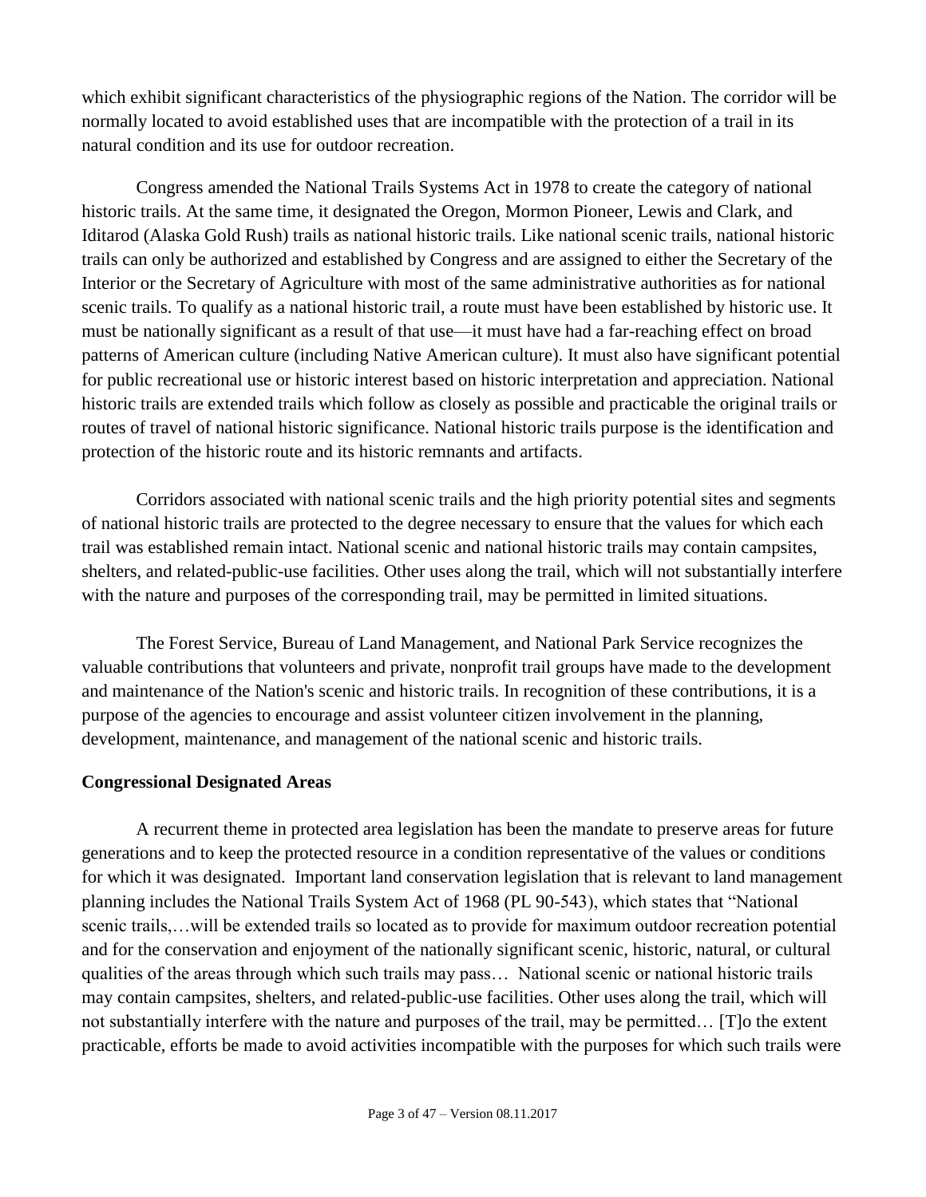which exhibit significant characteristics of the physiographic regions of the Nation. The corridor will be normally located to avoid established uses that are incompatible with the protection of a trail in its natural condition and its use for outdoor recreation.

Congress amended the National Trails Systems Act in 1978 to create the category of national historic trails. At the same time, it designated the Oregon, Mormon Pioneer, Lewis and Clark, and Iditarod (Alaska Gold Rush) trails as national historic trails. Like national scenic trails, national historic trails can only be authorized and established by Congress and are assigned to either the Secretary of the Interior or the Secretary of Agriculture with most of the same administrative authorities as for national scenic trails. To qualify as a national historic trail, a route must have been established by historic use. It must be nationally significant as a result of that use—it must have had a far-reaching effect on broad patterns of American culture (including Native American culture). It must also have significant potential for public recreational use or historic interest based on historic interpretation and appreciation. National historic trails are extended trails which follow as closely as possible and practicable the original trails or routes of travel of national historic significance. National historic trails purpose is the identification and protection of the historic route and its historic remnants and artifacts.

Corridors associated with national scenic trails and the high priority potential sites and segments of national historic trails are protected to the degree necessary to ensure that the values for which each trail was established remain intact. National scenic and national historic trails may contain campsites, shelters, and related-public-use facilities. Other uses along the trail, which will not substantially interfere with the nature and purposes of the corresponding trail, may be permitted in limited situations.

The Forest Service, Bureau of Land Management, and National Park Service recognizes the valuable contributions that volunteers and private, nonprofit trail groups have made to the development and maintenance of the Nation's scenic and historic trails. In recognition of these contributions, it is a purpose of the agencies to encourage and assist volunteer citizen involvement in the planning, development, maintenance, and management of the national scenic and historic trails.

**Congressional Designated Areas**

A recurrent theme in protected area legislation has been the mandate to preserve areas for future generations and to keep the protected resource in a condition representative of the values or conditions for which it was designated. Important land conservation legislation that is relevant to land management planning includes the National Trails System Act of 1968 (PL 90-543), which states that "National scenic trails,…will be extended trails so located as to provide for maximum outdoor recreation potential and for the conservation and enjoyment of the nationally significant scenic, historic, natural, or cultural qualities of the areas through which such trails may pass… National scenic or national historic trails may contain campsites, shelters, and related-public-use facilities. Other uses along the trail, which will not substantially interfere with the nature and purposes of the trail, may be permitted… [T]o the extent practicable, efforts be made to avoid activities incompatible with the purposes for which such trails were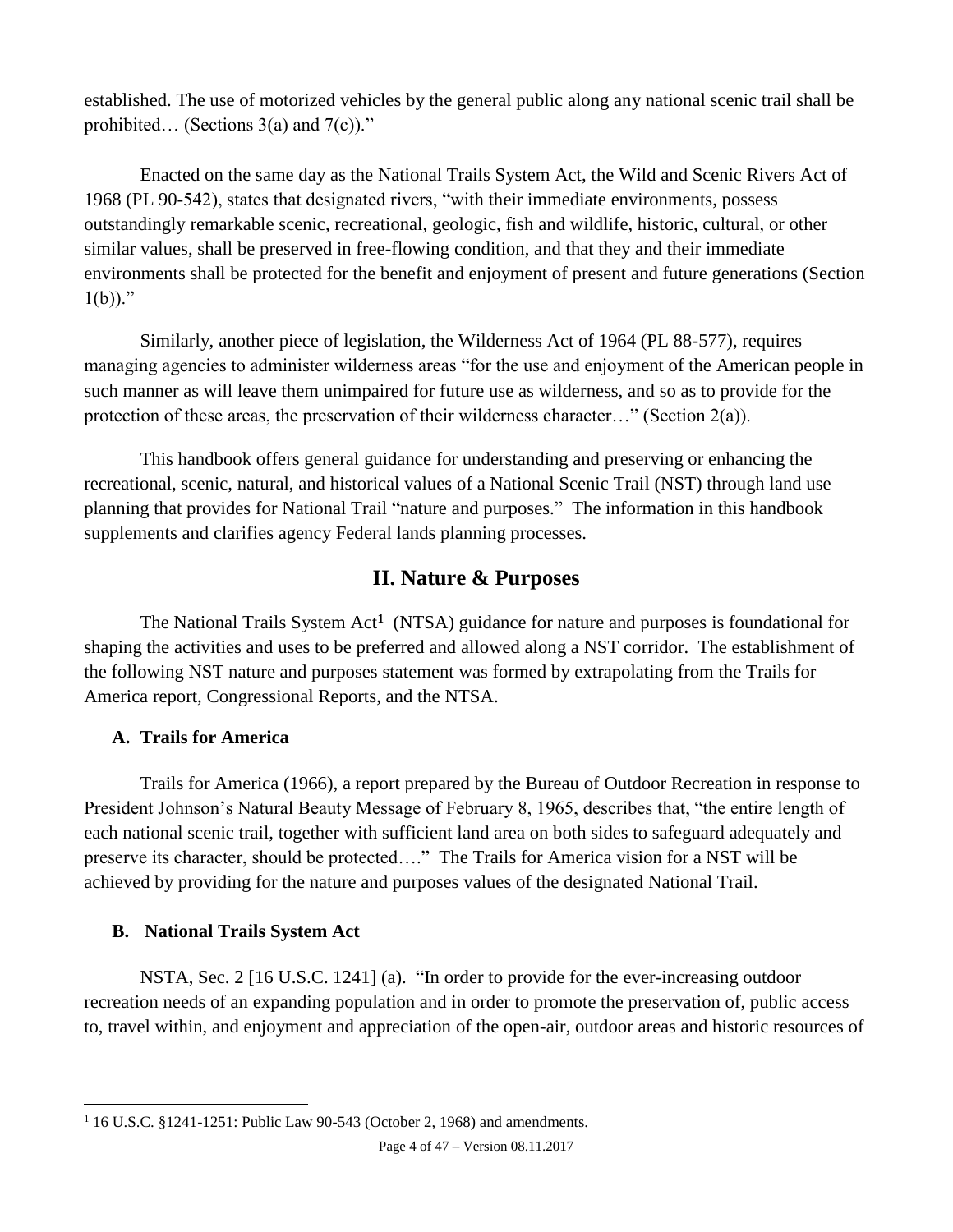established. The use of motorized vehicles by the general public along any national scenic trail shall be prohibited… (Sections 3(a) and 7(c))."

Enacted on the same day as the National Trails System Act, the Wild and Scenic Rivers Act of 1968 (PL 90-542), states that designated rivers, "with their immediate environments, possess outstandingly remarkable scenic, recreational, geologic, fish and wildlife, historic, cultural, or other similar values, shall be preserved in free-flowing condition, and that they and their immediate environments shall be protected for the benefit and enjoyment of present and future generations (Section 1(b))."

Similarly, another piece of legislation, the Wilderness Act of 1964 (PL 88-577), requires managing agencies to administer wilderness areas "for the use and enjoyment of the American people in such manner as will leave them unimpaired for future use as wilderness, and so as to provide for the protection of these areas, the preservation of their wilderness character…" (Section 2(a)).

This handbook offers general guidance for understanding and preserving or enhancing the recreational, scenic, natural, and historical values of a National Scenic Trail (NST) through land use planning that provides for National Trail "nature and purposes." The information in this handbook supplements and clarifies agency Federal lands planning processes.

## II. Nature & Purposes

The National Trails System Act[1] (NTSA) guidance for nature and purposes is foundational for shaping the activities and uses to be preferred and allowed along a NST corridor. The establishment of the following NST nature and purposes statement was formed by extrapolating from the Trails for America report, Congressional Reports, and the NTSA.

### A. Trails for America

Trails for America (1966), a report prepared by the Bureau of Outdoor Recreation in response to President Johnson's Natural Beauty Message of February 8, 1965, describes that, "the entire length of each national scenic trail, together with sufficient land area on both sides to safeguard adequately and preserve its character, should be protected…." The Trails for America vision for a NST will be achieved by providing for the nature and purposes values of the designated National Trail.

### B. National Trails System Act

NSTA, Sec. 2 [16 U.S.C. 1241] (a). "In order to provide for the ever-increasing outdoor recreation needs of an expanding population and in order to promote the preservation of, public access to, travel within, and enjoyment and appreciation of the open-air, outdoor areas and historic resources of

[1] 16 U.S.C. §1241-1251: Public Law 90-543 (October 2, 1968) and amendments.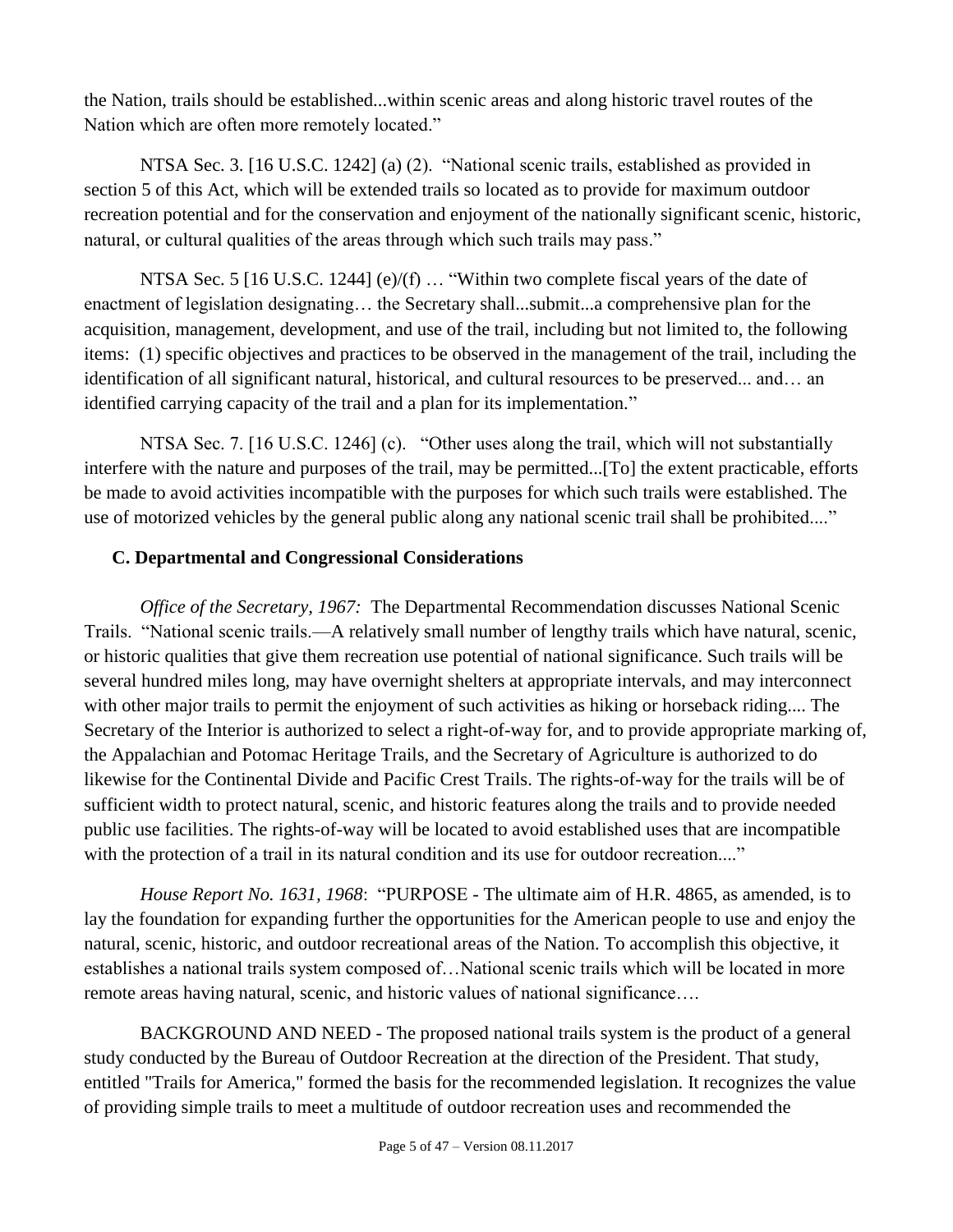the Nation, trails should be established...within scenic areas and along historic travel routes of the Nation which are often more remotely located."

NTSA Sec. 3. [16 U.S.C. 1242] (a) (2). "National scenic trails, established as provided in section 5 of this Act, which will be extended trails so located as to provide for maximum outdoor recreation potential and for the conservation and enjoyment of the nationally significant scenic, historic, natural, or cultural qualities of the areas through which such trails may pass."

NTSA Sec. 5 [16 U.S.C. 1244] (e)/(f) … "Within two complete fiscal years of the date of enactment of legislation designating… the Secretary shall...submit...a comprehensive plan for the acquisition, management, development, and use of the trail, including but not limited to, the following items: (1) specific objectives and practices to be observed in the management of the trail, including the identification of all significant natural, historical, and cultural resources to be preserved... and… an identified carrying capacity of the trail and a plan for its implementation."

NTSA Sec. 7. [16 U.S.C. 1246] (c). "Other uses along the trail, which will not substantially interfere with the nature and purposes of the trail, may be permitted...[To] the extent practicable, efforts be made to avoid activities incompatible with the purposes for which such trails were established. The use of motorized vehicles by the general public along any national scenic trail shall be prohibited...."

### C. Departmental and Congressional Considerations

*Office of the Secretary, 1967:* The Departmental Recommendation discusses National Scenic Trails. "National scenic trails.—A relatively small number of lengthy trails which have natural, scenic, or historic qualities that give them recreation use potential of national significance. Such trails will be several hundred miles long, may have overnight shelters at appropriate intervals, and may interconnect with other major trails to permit the enjoyment of such activities as hiking or horseback riding.... The Secretary of the Interior is authorized to select a right-of-way for, and to provide appropriate marking of, the Appalachian and Potomac Heritage Trails, and the Secretary of Agriculture is authorized to do likewise for the Continental Divide and Pacific Crest Trails. The rights-of-way for the trails will be of sufficient width to protect natural, scenic, and historic features along the trails and to provide needed public use facilities. The rights-of-way will be located to avoid established uses that are incompatible with the protection of a trail in its natural condition and its use for outdoor recreation...."

*House Report No. 1631, 1968*: "PURPOSE - The ultimate aim of H.R. 4865, as amended, is to lay the foundation for expanding further the opportunities for the American people to use and enjoy the natural, scenic, historic, and outdoor recreational areas of the Nation. To accomplish this objective, it establishes a national trails system composed of…National scenic trails which will be located in more remote areas having natural, scenic, and historic values of national significance….

BACKGROUND AND NEED - The proposed national trails system is the product of a general study conducted by the Bureau of Outdoor Recreation at the direction of the President. That study, entitled "Trails for America," formed the basis for the recommended legislation. It recognizes the value of providing simple trails to meet a multitude of outdoor recreation uses and recommended the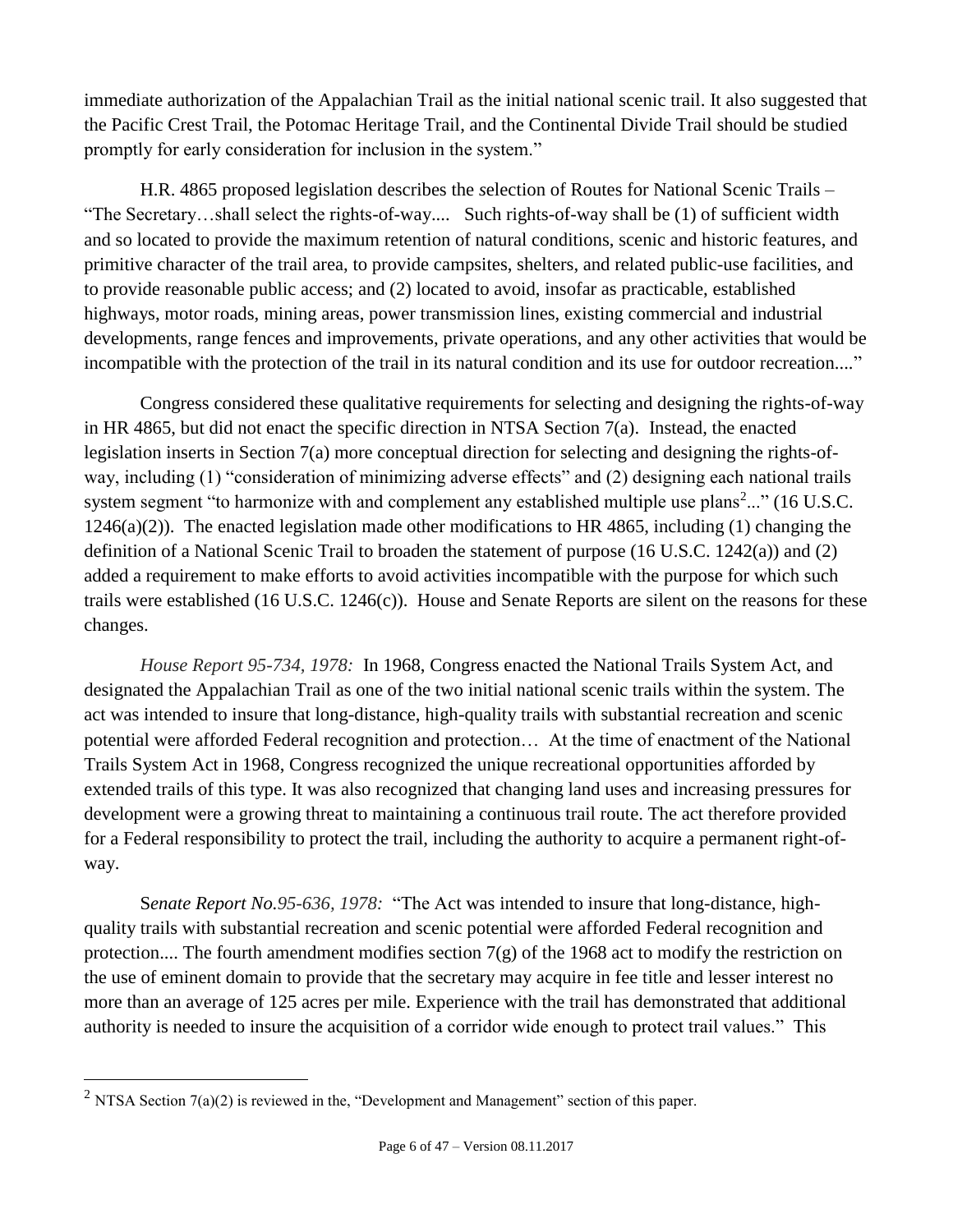immediate authorization of the Appalachian Trail as the initial national scenic trail. It also suggested that the Pacific Crest Trail, the Potomac Heritage Trail, and the Continental Divide Trail should be studied promptly for early consideration for inclusion in the system."

H.R. 4865 proposed legislation describes the *s*election of Routes for National Scenic Trails – "The Secretary…shall select the rights-of-way.... Such rights-of-way shall be (1) of sufficient width and so located to provide the maximum retention of natural conditions, scenic and historic features, and primitive character of the trail area, to provide campsites, shelters, and related public-use facilities, and to provide reasonable public access; and (2) located to avoid, insofar as practicable, established highways, motor roads, mining areas, power transmission lines, existing commercial and industrial developments, range fences and improvements, private operations, and any other activities that would be incompatible with the protection of the trail in its natural condition and its use for outdoor recreation...."

Congress considered these qualitative requirements for selecting and designing the rights-of-way in HR 4865, but did not enact the specific direction in NTSA Section 7(a). Instead, the enacted legislation inserts in Section 7(a) more conceptual direction for selecting and designing the rights-of-way, including (1) "consideration of minimizing adverse effects" and (2) designing each national trails system segment "to harmonize with and complement any established multiple use plans[2]..." (16 U.S.C. 1246(a)(2)). The enacted legislation made other modifications to HR 4865, including (1) changing the definition of a National Scenic Trail to broaden the statement of purpose (16 U.S.C. 1242(a)) and (2) added a requirement to make efforts to avoid activities incompatible with the purpose for which such trails were established (16 U.S.C. 1246(c)). House and Senate Reports are silent on the reasons for these changes.

*House Report 95-734, 1978:* In 1968, Congress enacted the National Trails System Act, and designated the Appalachian Trail as one of the two initial national scenic trails within the system. The act was intended to insure that long-distance, high-quality trails with substantial recreation and scenic potential were afforded Federal recognition and protection… At the time of enactment of the National Trails System Act in 1968, Congress recognized the unique recreational opportunities afforded by extended trails of this type. It was also recognized that changing land uses and increasing pressures for development were a growing threat to maintaining a continuous trail route. The act therefore provided for a Federal responsibility to protect the trail, including the authority to acquire a permanent right-of-way.

S*enate Report No.95-636, 1978:* "The Act was intended to insure that long-distance, high-quality trails with substantial recreation and scenic potential were afforded Federal recognition and protection.... The fourth amendment modifies section 7(g) of the 1968 act to modify the restriction on the use of eminent domain to provide that the secretary may acquire in fee title and lesser interest no more than an average of 125 acres per mile. Experience with the trail has demonstrated that additional authority is needed to insure the acquisition of a corridor wide enough to protect trail values." This

[2] NTSA Section 7(a)(2) is reviewed in the, "Development and Management" section of this paper.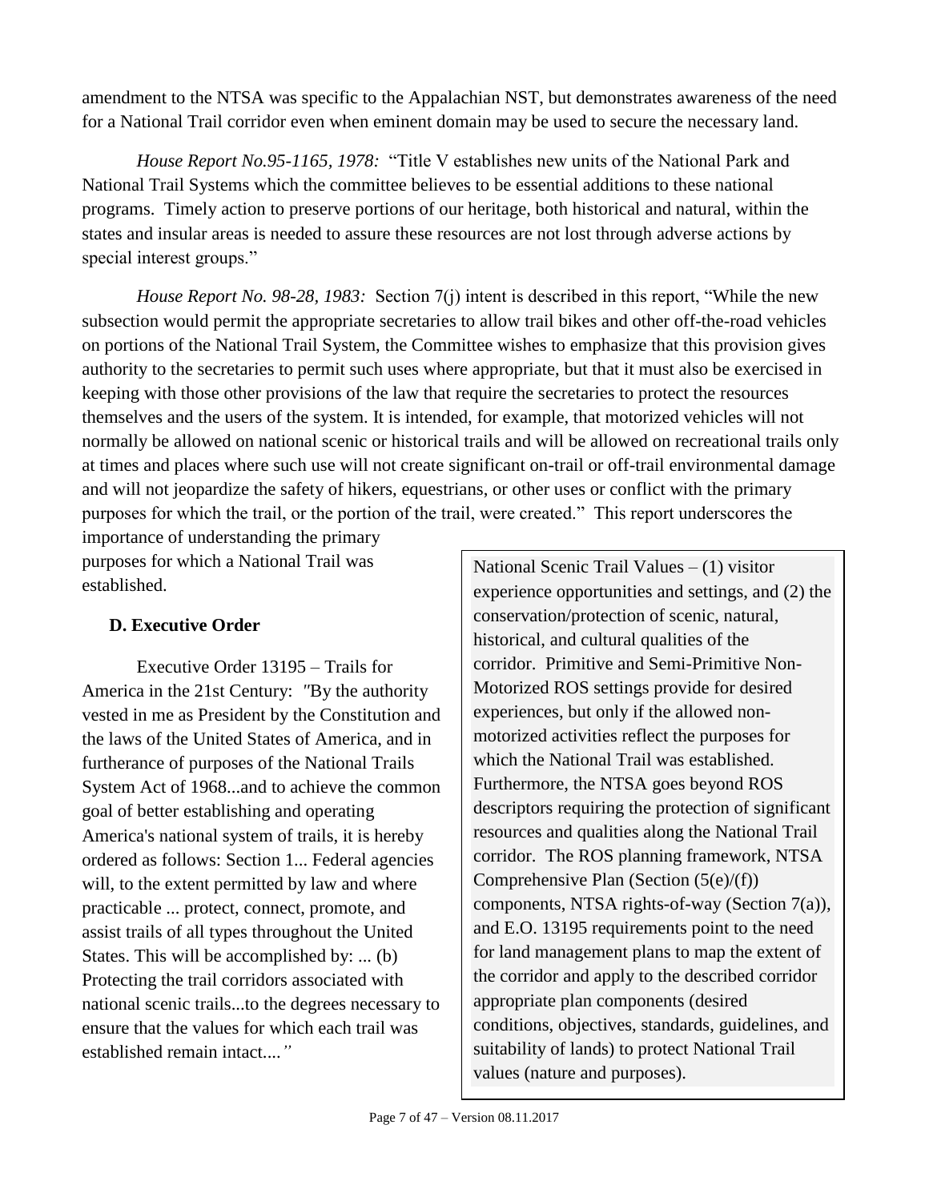amendment to the NTSA was specific to the Appalachian NST, but demonstrates awareness of the need for a National Trail corridor even when eminent domain may be used to secure the necessary land.

*House Report No.95-1165, 1978:* "Title V establishes new units of the National Park and National Trail Systems which the committee believes to be essential additions to these national programs. Timely action to preserve portions of our heritage, both historical and natural, within the states and insular areas is needed to assure these resources are not lost through adverse actions by special interest groups."

*House Report No. 98-28, 1983:* Section 7(j) intent is described in this report, "While the new subsection would permit the appropriate secretaries to allow trail bikes and other off-the-road vehicles on portions of the National Trail System, the Committee wishes to emphasize that this provision gives authority to the secretaries to permit such uses where appropriate, but that it must also be exercised in keeping with those other provisions of the law that require the secretaries to protect the resources themselves and the users of the system. It is intended, for example, that motorized vehicles will not normally be allowed on national scenic or historical trails and will be allowed on recreational trails only at times and places where such use will not create significant on-trail or off-trail environmental damage and will not jeopardize the safety of hikers, equestrians, or other uses or conflict with the primary purposes for which the trail, or the portion of the trail, were created." This report underscores the importance of understanding the primary purposes for which a National Trail was established.

### D. Executive Order

Executive Order 13195 – Trails for America in the 21st Century: *"*By the authority vested in me as President by the Constitution and the laws of the United States of America, and in furtherance of purposes of the National Trails System Act of 1968...and to achieve the common goal of better establishing and operating America's national system of trails, it is hereby ordered as follows: Section 1... Federal agencies will, to the extent permitted by law and where practicable ... protect, connect, promote, and assist trails of all types throughout the United States. This will be accomplished by: ... (b) Protecting the trail corridors associated with national scenic trails...to the degrees necessary to ensure that the values for which each trail was established remain intact....*"*

> National Scenic Trail Values – (1) visitor experience opportunities and settings, and (2) the conservation/protection of scenic, natural, historical, and cultural qualities of the corridor. Primitive and Semi-Primitive Non-Motorized ROS settings provide for desired experiences, but only if the allowed non-motorized activities reflect the purposes for which the National Trail was established. Furthermore, the NTSA goes beyond ROS descriptors requiring the protection of significant resources and qualities along the National Trail corridor. The ROS planning framework, NTSA Comprehensive Plan (Section (5(e)/(f)) components, NTSA rights-of-way (Section 7(a)), and E.O. 13195 requirements point to the need for land management plans to map the extent of the corridor and apply to the described corridor appropriate plan components (desired conditions, objectives, standards, guidelines, and suitability of lands) to protect National Trail values (nature and purposes).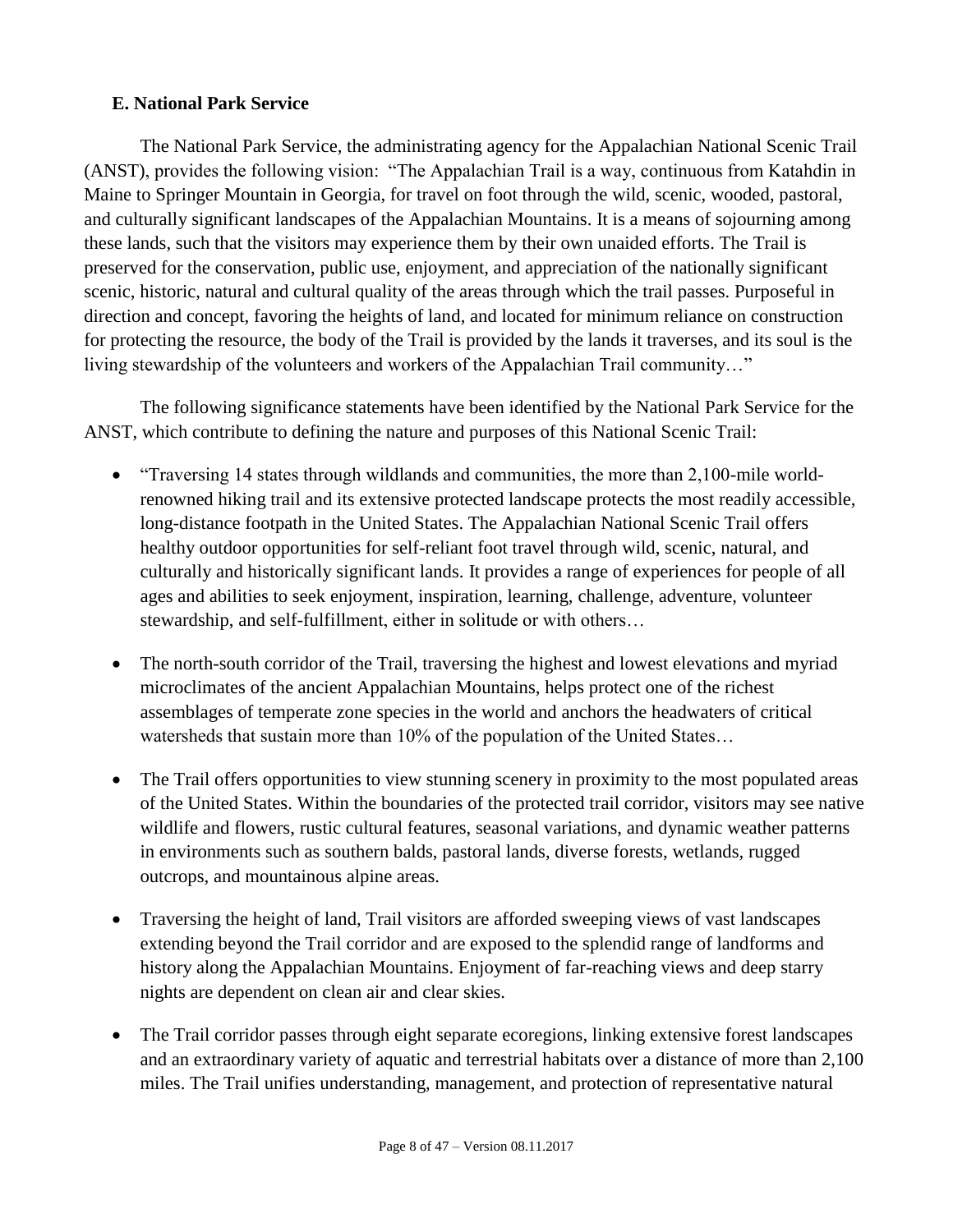### E. National Park Service

The National Park Service, the administrating agency for the Appalachian National Scenic Trail (ANST), provides the following vision: "The Appalachian Trail is a way, continuous from Katahdin in Maine to Springer Mountain in Georgia, for travel on foot through the wild, scenic, wooded, pastoral, and culturally significant landscapes of the Appalachian Mountains. It is a means of sojourning among these lands, such that the visitors may experience them by their own unaided efforts. The Trail is preserved for the conservation, public use, enjoyment, and appreciation of the nationally significant scenic, historic, natural and cultural quality of the areas through which the trail passes. Purposeful in direction and concept, favoring the heights of land, and located for minimum reliance on construction for protecting the resource, the body of the Trail is provided by the lands it traverses, and its soul is the living stewardship of the volunteers and workers of the Appalachian Trail community…"

The following significance statements have been identified by the National Park Service for the ANST, which contribute to defining the nature and purposes of this National Scenic Trail:

- "Traversing 14 states through wildlands and communities, the more than 2,100-mile world-renowned hiking trail and its extensive protected landscape protects the most readily accessible, long-distance footpath in the United States. The Appalachian National Scenic Trail offers healthy outdoor opportunities for self-reliant foot travel through wild, scenic, natural, and culturally and historically significant lands. It provides a range of experiences for people of all ages and abilities to seek enjoyment, inspiration, learning, challenge, adventure, volunteer stewardship, and self-fulfillment, either in solitude or with others…
- The north-south corridor of the Trail, traversing the highest and lowest elevations and myriad microclimates of the ancient Appalachian Mountains, helps protect one of the richest assemblages of temperate zone species in the world and anchors the headwaters of critical watersheds that sustain more than 10% of the population of the United States…
- The Trail offers opportunities to view stunning scenery in proximity to the most populated areas of the United States. Within the boundaries of the protected trail corridor, visitors may see native wildlife and flowers, rustic cultural features, seasonal variations, and dynamic weather patterns in environments such as southern balds, pastoral lands, diverse forests, wetlands, rugged outcrops, and mountainous alpine areas.
- Traversing the height of land, Trail visitors are afforded sweeping views of vast landscapes extending beyond the Trail corridor and are exposed to the splendid range of landforms and history along the Appalachian Mountains. Enjoyment of far-reaching views and deep starry nights are dependent on clean air and clear skies.
- The Trail corridor passes through eight separate ecoregions, linking extensive forest landscapes and an extraordinary variety of aquatic and terrestrial habitats over a distance of more than 2,100 miles. The Trail unifies understanding, management, and protection of representative natural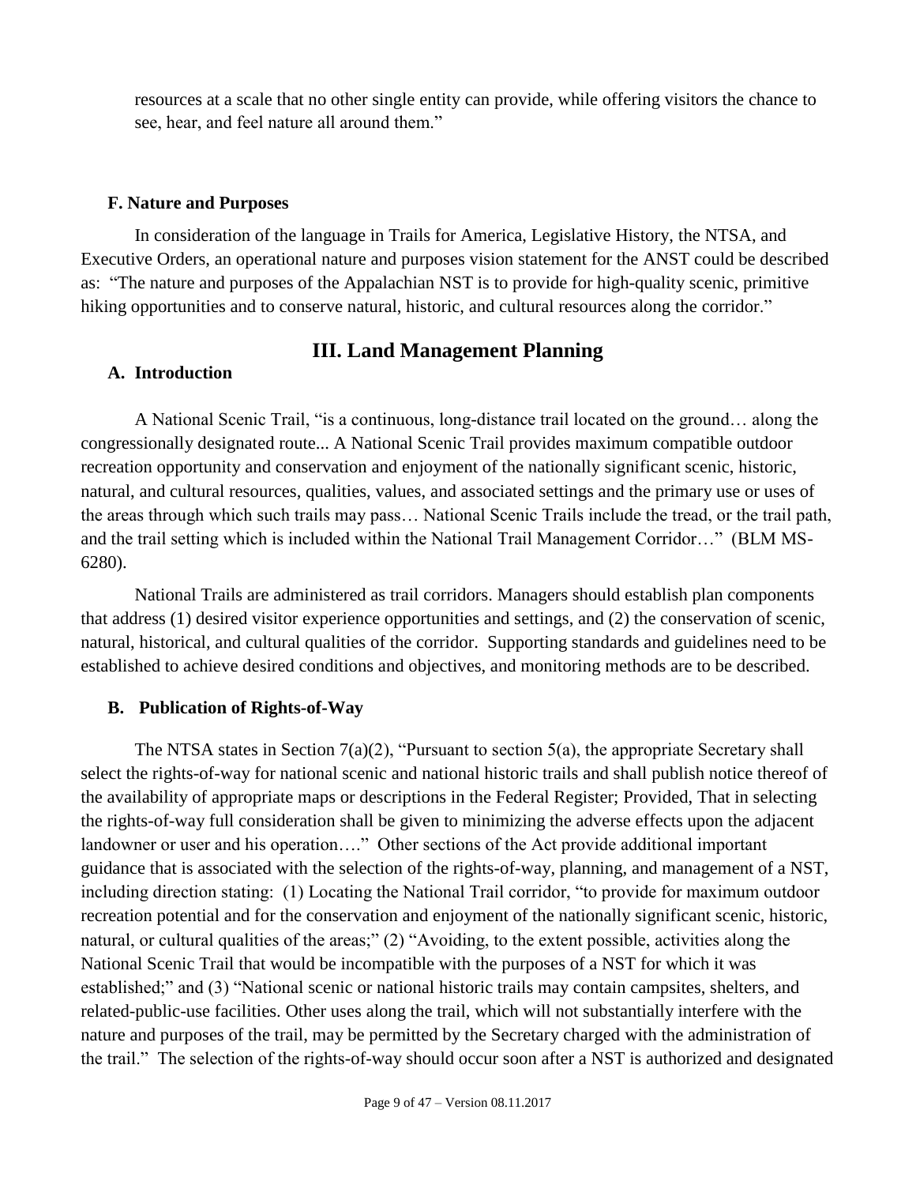resources at a scale that no other single entity can provide, while offering visitors the chance to see, hear, and feel nature all around them."

### F. Nature and Purposes

In consideration of the language in Trails for America, Legislative History, the NTSA, and Executive Orders, an operational nature and purposes vision statement for the ANST could be described as: "The nature and purposes of the Appalachian NST is to provide for high-quality scenic, primitive hiking opportunities and to conserve natural, historic, and cultural resources along the corridor."

## III. Land Management Planning

### A. Introduction

A National Scenic Trail, "is a continuous, long-distance trail located on the ground… along the congressionally designated route... A National Scenic Trail provides maximum compatible outdoor recreation opportunity and conservation and enjoyment of the nationally significant scenic, historic, natural, and cultural resources, qualities, values, and associated settings and the primary use or uses of the areas through which such trails may pass… National Scenic Trails include the tread, or the trail path, and the trail setting which is included within the National Trail Management Corridor…" (BLM MS-6280).

National Trails are administered as trail corridors. Managers should establish plan components that address (1) desired visitor experience opportunities and settings, and (2) the conservation of scenic, natural, historical, and cultural qualities of the corridor. Supporting standards and guidelines need to be established to achieve desired conditions and objectives, and monitoring methods are to be described.

### B. Publication of Rights-of-Way

The NTSA states in Section 7(a)(2), "Pursuant to section 5(a), the appropriate Secretary shall select the rights-of-way for national scenic and national historic trails and shall publish notice thereof of the availability of appropriate maps or descriptions in the Federal Register; Provided, That in selecting the rights-of-way full consideration shall be given to minimizing the adverse effects upon the adjacent landowner or user and his operation…." Other sections of the Act provide additional important guidance that is associated with the selection of the rights-of-way, planning, and management of a NST, including direction stating: (1) Locating the National Trail corridor, "to provide for maximum outdoor recreation potential and for the conservation and enjoyment of the nationally significant scenic, historic, natural, or cultural qualities of the areas;" (2) "Avoiding, to the extent possible, activities along the National Scenic Trail that would be incompatible with the purposes of a NST for which it was established;" and (3) "National scenic or national historic trails may contain campsites, shelters, and related-public-use facilities. Other uses along the trail, which will not substantially interfere with the nature and purposes of the trail, may be permitted by the Secretary charged with the administration of the trail." The selection of the rights-of-way should occur soon after a NST is authorized and designated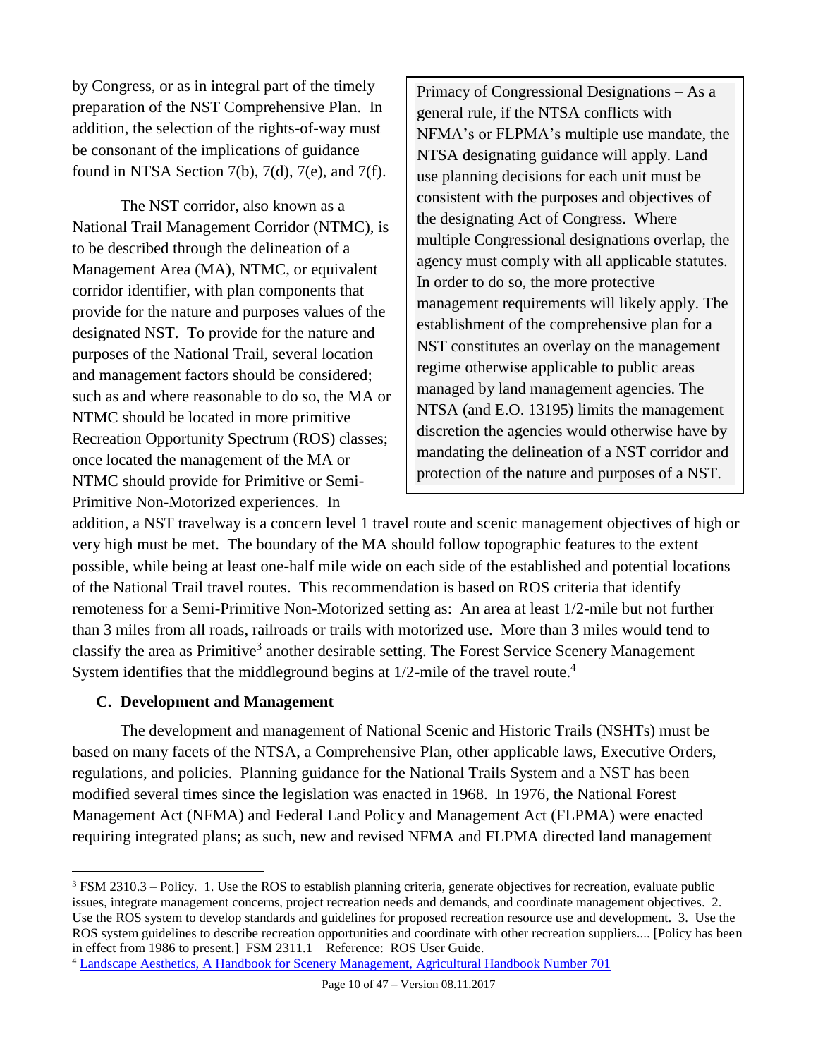by Congress, or as in integral part of the timely preparation of the NST Comprehensive Plan. In addition, the selection of the rights-of-way must be consonant of the implications of guidance found in NTSA Section 7(b), 7(d), 7(e), and 7(f).

> Primacy of Congressional Designations – As a general rule, if the NTSA conflicts with NFMA's or FLPMA's multiple use mandate, the NTSA designating guidance will apply. Land use planning decisions for each unit must be consistent with the purposes and objectives of the designating Act of Congress. Where multiple Congressional designations overlap, the agency must comply with all applicable statutes. In order to do so, the more protective management requirements will likely apply. The establishment of the comprehensive plan for a NST constitutes an overlay on the management regime otherwise applicable to public areas managed by land management agencies. The NTSA (and E.O. 13195) limits the management discretion the agencies would otherwise have by mandating the delineation of a NST corridor and protection of the nature and purposes of a NST.

The NST corridor, also known as a National Trail Management Corridor (NTMC), is to be described through the delineation of a Management Area (MA), NTMC, or equivalent corridor identifier, with plan components that provide for the nature and purposes values of the designated NST. To provide for the nature and purposes of the National Trail, several location and management factors should be considered; such as and where reasonable to do so, the MA or NTMC should be located in more primitive Recreation Opportunity Spectrum (ROS) classes; once located the management of the MA or NTMC should provide for Primitive or Semi-Primitive Non-Motorized experiences. In addition, a NST travelway is a concern level 1 travel route and scenic management objectives of high or very high must be met. The boundary of the MA should follow topographic features to the extent possible, while being at least one-half mile wide on each side of the established and potential locations of the National Trail travel routes. This recommendation is based on ROS criteria that identify remoteness for a Semi-Primitive Non-Motorized setting as: An area at least 1/2-mile but not further than 3 miles from all roads, railroads or trails with motorized use. More than 3 miles would tend to classify the area as Primitive[3] another desirable setting. The Forest Service Scenery Management System identifies that the middleground begins at 1/2-mile of the travel route.[4]

### C. Development and Management

The development and management of National Scenic and Historic Trails (NSHTs) must be based on many facets of the NTSA, a Comprehensive Plan, other applicable laws, Executive Orders, regulations, and policies. Planning guidance for the National Trails System and a NST has been modified several times since the legislation was enacted in 1968. In 1976, the National Forest Management Act (NFMA) and Federal Land Policy and Management Act (FLPMA) were enacted requiring integrated plans; as such, new and revised NFMA and FLPMA directed land management

---

[3] FSM 2310.3 – Policy. 1. Use the ROS to establish planning criteria, generate objectives for recreation, evaluate public issues, integrate management concerns, project recreation needs and demands, and coordinate management objectives. 2. Use the ROS system to develop standards and guidelines for proposed recreation resource use and development. 3. Use the ROS system guidelines to describe recreation opportunities and coordinate with other recreation suppliers.... [Policy has been in effect from 1986 to present.] FSM 2311.1 – Reference: ROS User Guide.

[4] Landscape Aesthetics, A Handbook for Scenery Management, Agricultural Handbook Number 701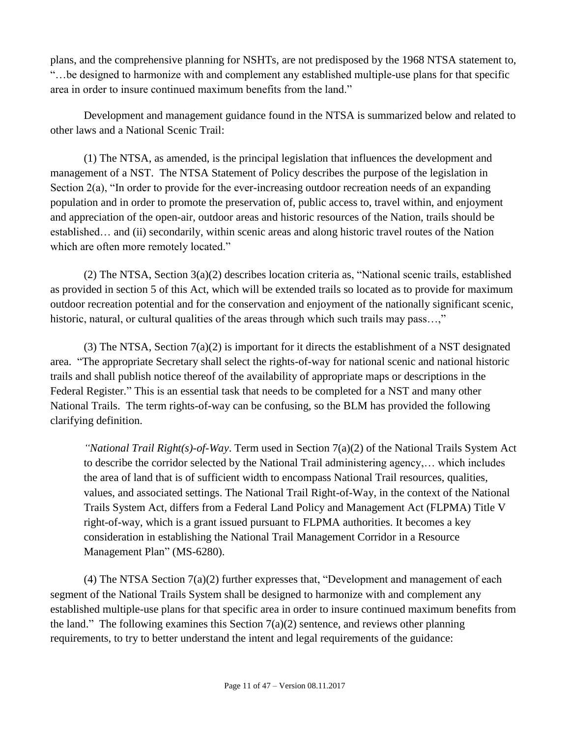plans, and the comprehensive planning for NSHTs, are not predisposed by the 1968 NTSA statement to, "…be designed to harmonize with and complement any established multiple-use plans for that specific area in order to insure continued maximum benefits from the land."

Development and management guidance found in the NTSA is summarized below and related to other laws and a National Scenic Trail:

(1) The NTSA, as amended, is the principal legislation that influences the development and management of a NST. The NTSA Statement of Policy describes the purpose of the legislation in Section 2(a), "In order to provide for the ever-increasing outdoor recreation needs of an expanding population and in order to promote the preservation of, public access to, travel within, and enjoyment and appreciation of the open-air, outdoor areas and historic resources of the Nation, trails should be established… and (ii) secondarily, within scenic areas and along historic travel routes of the Nation which are often more remotely located."

(2) The NTSA, Section 3(a)(2) describes location criteria as, "National scenic trails, established as provided in section 5 of this Act, which will be extended trails so located as to provide for maximum outdoor recreation potential and for the conservation and enjoyment of the nationally significant scenic, historic, natural, or cultural qualities of the areas through which such trails may pass…,"

(3) The NTSA, Section 7(a)(2) is important for it directs the establishment of a NST designated area. "The appropriate Secretary shall select the rights-of-way for national scenic and national historic trails and shall publish notice thereof of the availability of appropriate maps or descriptions in the Federal Register." This is an essential task that needs to be completed for a NST and many other National Trails. The term rights-of-way can be confusing, so the BLM has provided the following clarifying definition.

> *"National Trail Right(s)-of-Way*. Term used in Section 7(a)(2) of the National Trails System Act to describe the corridor selected by the National Trail administering agency,… which includes the area of land that is of sufficient width to encompass National Trail resources, qualities, values, and associated settings. The National Trail Right-of-Way, in the context of the National Trails System Act, differs from a Federal Land Policy and Management Act (FLPMA) Title V right-of-way, which is a grant issued pursuant to FLPMA authorities. It becomes a key consideration in establishing the National Trail Management Corridor in a Resource Management Plan" (MS-6280).

(4) The NTSA Section 7(a)(2) further expresses that, "Development and management of each segment of the National Trails System shall be designed to harmonize with and complement any established multiple-use plans for that specific area in order to insure continued maximum benefits from the land." The following examines this Section 7(a)(2) sentence, and reviews other planning requirements, to try to better understand the intent and legal requirements of the guidance: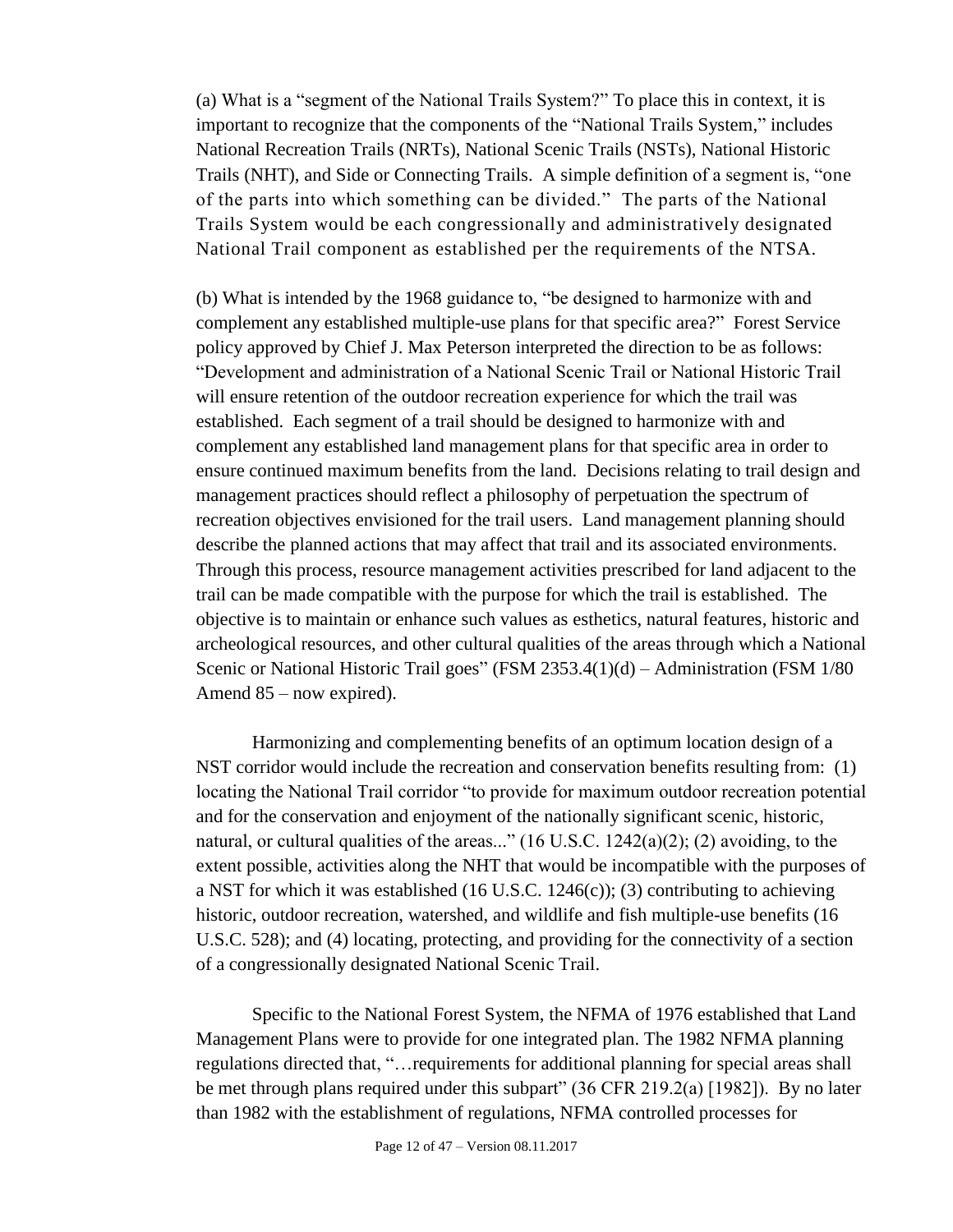(a) What is a "segment of the National Trails System?" To place this in context, it is important to recognize that the components of the "National Trails System," includes National Recreation Trails (NRTs), National Scenic Trails (NSTs), National Historic Trails (NHT), and Side or Connecting Trails. A simple definition of a segment is, "one of the parts into which something can be divided." The parts of the National Trails System would be each congressionally and administratively designated National Trail component as established per the requirements of the NTSA.

(b) What is intended by the 1968 guidance to, "be designed to harmonize with and complement any established multiple-use plans for that specific area?" Forest Service policy approved by Chief J. Max Peterson interpreted the direction to be as follows: "Development and administration of a National Scenic Trail or National Historic Trail will ensure retention of the outdoor recreation experience for which the trail was established. Each segment of a trail should be designed to harmonize with and complement any established land management plans for that specific area in order to ensure continued maximum benefits from the land. Decisions relating to trail design and management practices should reflect a philosophy of perpetuation the spectrum of recreation objectives envisioned for the trail users. Land management planning should describe the planned actions that may affect that trail and its associated environments. Through this process, resource management activities prescribed for land adjacent to the trail can be made compatible with the purpose for which the trail is established. The objective is to maintain or enhance such values as esthetics, natural features, historic and archeological resources, and other cultural qualities of the areas through which a National Scenic or National Historic Trail goes" (FSM 2353.4(1)(d) – Administration (FSM 1/80 Amend 85 – now expired).

Harmonizing and complementing benefits of an optimum location design of a NST corridor would include the recreation and conservation benefits resulting from: (1) locating the National Trail corridor "to provide for maximum outdoor recreation potential and for the conservation and enjoyment of the nationally significant scenic, historic, natural, or cultural qualities of the areas..." (16 U.S.C. 1242(a)(2); (2) avoiding, to the extent possible, activities along the NHT that would be incompatible with the purposes of a NST for which it was established (16 U.S.C. 1246(c)); (3) contributing to achieving historic, outdoor recreation, watershed, and wildlife and fish multiple-use benefits (16 U.S.C. 528); and (4) locating, protecting, and providing for the connectivity of a section of a congressionally designated National Scenic Trail.

Specific to the National Forest System, the NFMA of 1976 established that Land Management Plans were to provide for one integrated plan. The 1982 NFMA planning regulations directed that, "…requirements for additional planning for special areas shall be met through plans required under this subpart" (36 CFR 219.2(a) [1982]). By no later than 1982 with the establishment of regulations, NFMA controlled processes for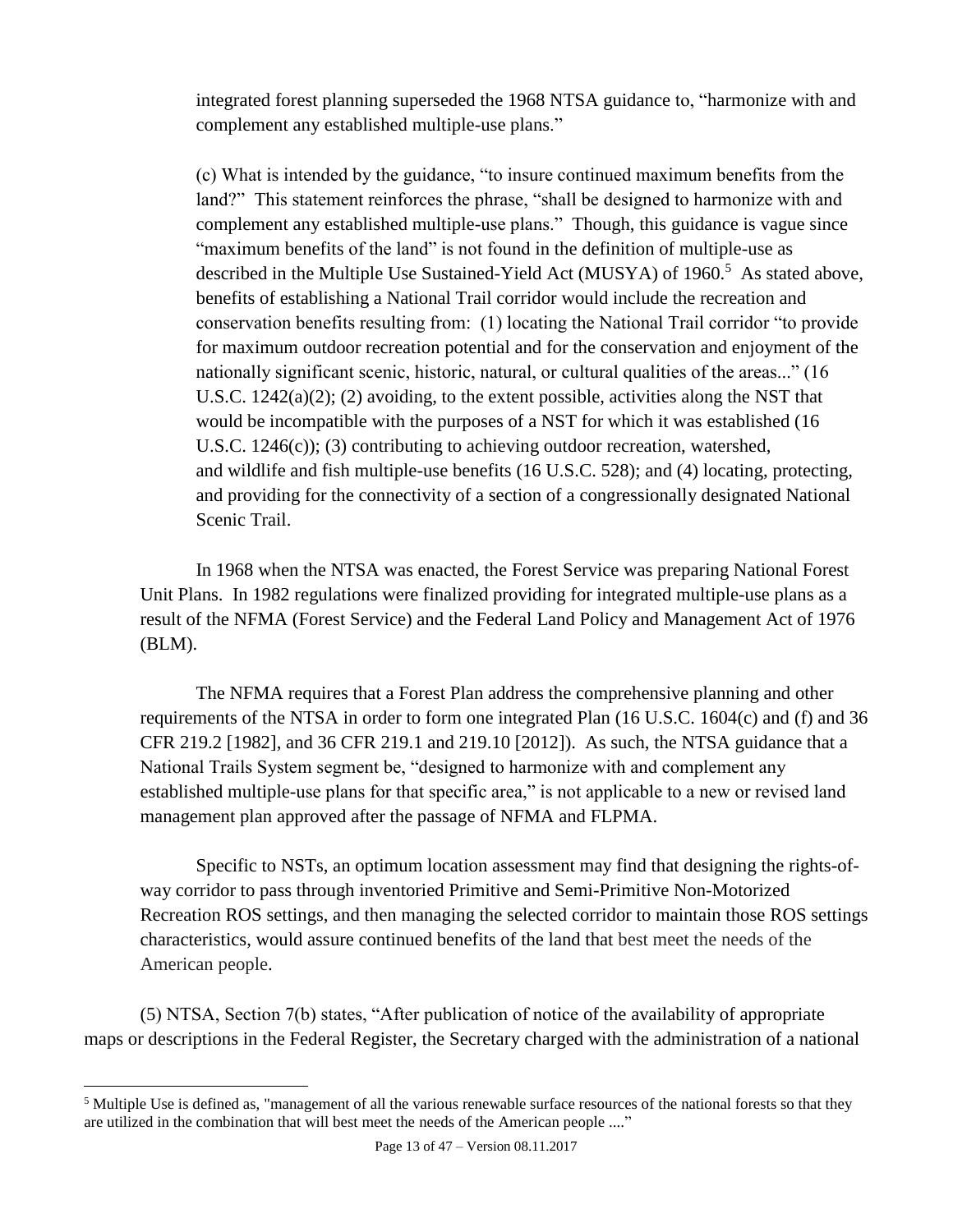integrated forest planning superseded the 1968 NTSA guidance to, "harmonize with and complement any established multiple-use plans."

(c) What is intended by the guidance, "to insure continued maximum benefits from the land?" This statement reinforces the phrase, "shall be designed to harmonize with and complement any established multiple-use plans." Though, this guidance is vague since "maximum benefits of the land" is not found in the definition of multiple-use as described in the Multiple Use Sustained-Yield Act (MUSYA) of 1960.[5] As stated above, benefits of establishing a National Trail corridor would include the recreation and conservation benefits resulting from: (1) locating the National Trail corridor "to provide for maximum outdoor recreation potential and for the conservation and enjoyment of the nationally significant scenic, historic, natural, or cultural qualities of the areas..." (16 U.S.C. 1242(a)(2); (2) avoiding, to the extent possible, activities along the NST that would be incompatible with the purposes of a NST for which it was established (16 U.S.C. 1246(c)); (3) contributing to achieving outdoor recreation, watershed, and wildlife and fish multiple-use benefits (16 U.S.C. 528); and (4) locating, protecting, and providing for the connectivity of a section of a congressionally designated National Scenic Trail.

In 1968 when the NTSA was enacted, the Forest Service was preparing National Forest Unit Plans. In 1982 regulations were finalized providing for integrated multiple-use plans as a result of the NFMA (Forest Service) and the Federal Land Policy and Management Act of 1976 (BLM).

The NFMA requires that a Forest Plan address the comprehensive planning and other requirements of the NTSA in order to form one integrated Plan (16 U.S.C. 1604(c) and (f) and 36 CFR 219.2 [1982], and 36 CFR 219.1 and 219.10 [2012]). As such, the NTSA guidance that a National Trails System segment be, "designed to harmonize with and complement any established multiple-use plans for that specific area," is not applicable to a new or revised land management plan approved after the passage of NFMA and FLPMA.

Specific to NSTs, an optimum location assessment may find that designing the rights-of-way corridor to pass through inventoried Primitive and Semi-Primitive Non-Motorized Recreation ROS settings, and then managing the selected corridor to maintain those ROS settings characteristics, would assure continued benefits of the land that best meet the needs of the American people.

(5) NTSA, Section 7(b) states, "After publication of notice of the availability of appropriate maps or descriptions in the Federal Register, the Secretary charged with the administration of a national

[5] Multiple Use is defined as, "management of all the various renewable surface resources of the national forests so that they are utilized in the combination that will best meet the needs of the American people ...."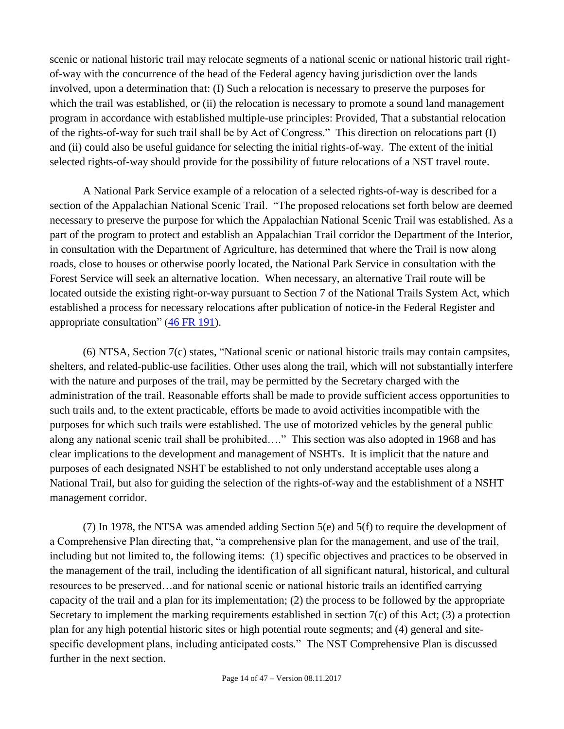scenic or national historic trail may relocate segments of a national scenic or national historic trail right-of-way with the concurrence of the head of the Federal agency having jurisdiction over the lands involved, upon a determination that: (I) Such a relocation is necessary to preserve the purposes for which the trail was established, or (ii) the relocation is necessary to promote a sound land management program in accordance with established multiple-use principles: Provided, That a substantial relocation of the rights-of-way for such trail shall be by Act of Congress." This direction on relocations part (I) and (ii) could also be useful guidance for selecting the initial rights-of-way. The extent of the initial selected rights-of-way should provide for the possibility of future relocations of a NST travel route.

A National Park Service example of a relocation of a selected rights-of-way is described for a section of the Appalachian National Scenic Trail. "The proposed relocations set forth below are deemed necessary to preserve the purpose for which the Appalachian National Scenic Trail was established. As a part of the program to protect and establish an Appalachian Trail corridor the Department of the Interior, in consultation with the Department of Agriculture, has determined that where the Trail is now along roads, close to houses or otherwise poorly located, the National Park Service in consultation with the Forest Service will seek an alternative location. When necessary, an alternative Trail route will be located outside the existing right-or-way pursuant to Section 7 of the National Trails System Act, which established a process for necessary relocations after publication of notice-in the Federal Register and appropriate consultation" (46 FR 191).

(6) NTSA, Section 7(c) states, "National scenic or national historic trails may contain campsites, shelters, and related-public-use facilities. Other uses along the trail, which will not substantially interfere with the nature and purposes of the trail, may be permitted by the Secretary charged with the administration of the trail. Reasonable efforts shall be made to provide sufficient access opportunities to such trails and, to the extent practicable, efforts be made to avoid activities incompatible with the purposes for which such trails were established. The use of motorized vehicles by the general public along any national scenic trail shall be prohibited…." This section was also adopted in 1968 and has clear implications to the development and management of NSHTs. It is implicit that the nature and purposes of each designated NSHT be established to not only understand acceptable uses along a National Trail, but also for guiding the selection of the rights-of-way and the establishment of a NSHT management corridor.

(7) In 1978, the NTSA was amended adding Section 5(e) and 5(f) to require the development of a Comprehensive Plan directing that, "a comprehensive plan for the management, and use of the trail, including but not limited to, the following items: (1) specific objectives and practices to be observed in the management of the trail, including the identification of all significant natural, historical, and cultural resources to be preserved…and for national scenic or national historic trails an identified carrying capacity of the trail and a plan for its implementation; (2) the process to be followed by the appropriate Secretary to implement the marking requirements established in section 7(c) of this Act; (3) a protection plan for any high potential historic sites or high potential route segments; and (4) general and site-specific development plans, including anticipated costs." The NST Comprehensive Plan is discussed further in the next section.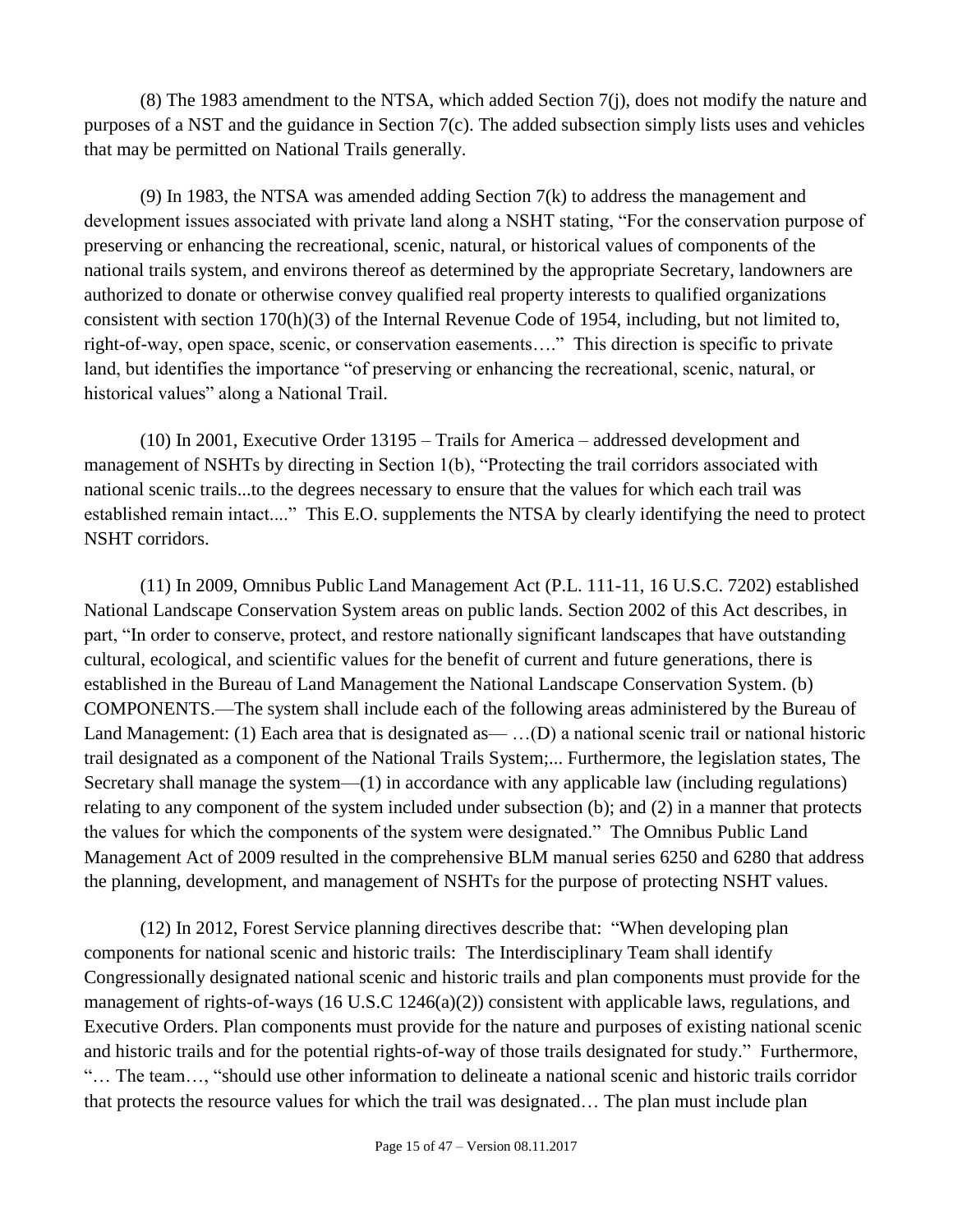(8) The 1983 amendment to the NTSA, which added Section 7(j), does not modify the nature and purposes of a NST and the guidance in Section 7(c). The added subsection simply lists uses and vehicles that may be permitted on National Trails generally.

(9) In 1983, the NTSA was amended adding Section 7(k) to address the management and development issues associated with private land along a NSHT stating, "For the conservation purpose of preserving or enhancing the recreational, scenic, natural, or historical values of components of the national trails system, and environs thereof as determined by the appropriate Secretary, landowners are authorized to donate or otherwise convey qualified real property interests to qualified organizations consistent with section 170(h)(3) of the Internal Revenue Code of 1954, including, but not limited to, right-of-way, open space, scenic, or conservation easements…." This direction is specific to private land, but identifies the importance "of preserving or enhancing the recreational, scenic, natural, or historical values" along a National Trail.

(10) In 2001, Executive Order 13195 – Trails for America – addressed development and management of NSHTs by directing in Section 1(b), "Protecting the trail corridors associated with national scenic trails...to the degrees necessary to ensure that the values for which each trail was established remain intact...." This E.O. supplements the NTSA by clearly identifying the need to protect NSHT corridors.

(11) In 2009, Omnibus Public Land Management Act (P.L. 111-11, 16 U.S.C. 7202) established National Landscape Conservation System areas on public lands. Section 2002 of this Act describes, in part, "In order to conserve, protect, and restore nationally significant landscapes that have outstanding cultural, ecological, and scientific values for the benefit of current and future generations, there is established in the Bureau of Land Management the National Landscape Conservation System. (b) COMPONENTS.—The system shall include each of the following areas administered by the Bureau of Land Management: (1) Each area that is designated as— …(D) a national scenic trail or national historic trail designated as a component of the National Trails System;... Furthermore, the legislation states, The Secretary shall manage the system—(1) in accordance with any applicable law (including regulations) relating to any component of the system included under subsection (b); and (2) in a manner that protects the values for which the components of the system were designated." The Omnibus Public Land Management Act of 2009 resulted in the comprehensive BLM manual series 6250 and 6280 that address the planning, development, and management of NSHTs for the purpose of protecting NSHT values.

(12) In 2012, Forest Service planning directives describe that: "When developing plan components for national scenic and historic trails: The Interdisciplinary Team shall identify Congressionally designated national scenic and historic trails and plan components must provide for the management of rights-of-ways (16 U.S.C 1246(a)(2)) consistent with applicable laws, regulations, and Executive Orders. Plan components must provide for the nature and purposes of existing national scenic and historic trails and for the potential rights-of-way of those trails designated for study." Furthermore, "… The team…, "should use other information to delineate a national scenic and historic trails corridor that protects the resource values for which the trail was designated… The plan must include plan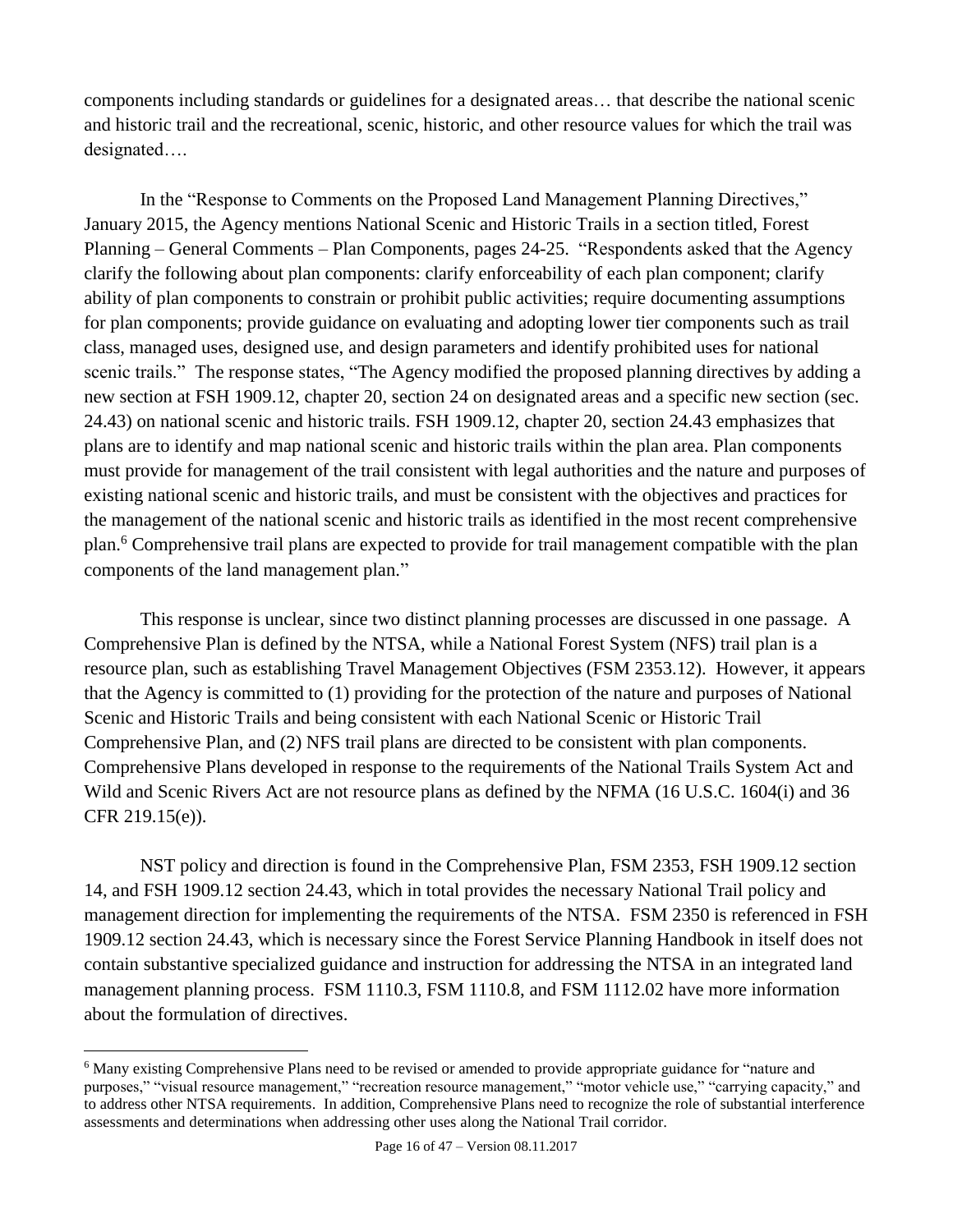components including standards or guidelines for a designated areas… that describe the national scenic and historic trail and the recreational, scenic, historic, and other resource values for which the trail was designated….

In the "Response to Comments on the Proposed Land Management Planning Directives," January 2015, the Agency mentions National Scenic and Historic Trails in a section titled, Forest Planning – General Comments – Plan Components, pages 24-25. "Respondents asked that the Agency clarify the following about plan components: clarify enforceability of each plan component; clarify ability of plan components to constrain or prohibit public activities; require documenting assumptions for plan components; provide guidance on evaluating and adopting lower tier components such as trail class, managed uses, designed use, and design parameters and identify prohibited uses for national scenic trails." The response states, "The Agency modified the proposed planning directives by adding a new section at FSH 1909.12, chapter 20, section 24 on designated areas and a specific new section (sec. 24.43) on national scenic and historic trails. FSH 1909.12, chapter 20, section 24.43 emphasizes that plans are to identify and map national scenic and historic trails within the plan area. Plan components must provide for management of the trail consistent with legal authorities and the nature and purposes of existing national scenic and historic trails, and must be consistent with the objectives and practices for the management of the national scenic and historic trails as identified in the most recent comprehensive plan.[6] Comprehensive trail plans are expected to provide for trail management compatible with the plan components of the land management plan."

This response is unclear, since two distinct planning processes are discussed in one passage. A Comprehensive Plan is defined by the NTSA, while a National Forest System (NFS) trail plan is a resource plan, such as establishing Travel Management Objectives (FSM 2353.12). However, it appears that the Agency is committed to (1) providing for the protection of the nature and purposes of National Scenic and Historic Trails and being consistent with each National Scenic or Historic Trail Comprehensive Plan, and (2) NFS trail plans are directed to be consistent with plan components. Comprehensive Plans developed in response to the requirements of the National Trails System Act and Wild and Scenic Rivers Act are not resource plans as defined by the NFMA (16 U.S.C. 1604(i) and 36 CFR 219.15(e)).

NST policy and direction is found in the Comprehensive Plan, FSM 2353, FSH 1909.12 section 14, and FSH 1909.12 section 24.43, which in total provides the necessary National Trail policy and management direction for implementing the requirements of the NTSA. FSM 2350 is referenced in FSH 1909.12 section 24.43, which is necessary since the Forest Service Planning Handbook in itself does not contain substantive specialized guidance and instruction for addressing the NTSA in an integrated land management planning process. FSM 1110.3, FSM 1110.8, and FSM 1112.02 have more information about the formulation of directives.

---

[6] Many existing Comprehensive Plans need to be revised or amended to provide appropriate guidance for "nature and purposes," "visual resource management," "recreation resource management," "motor vehicle use," "carrying capacity," and to address other NTSA requirements. In addition, Comprehensive Plans need to recognize the role of substantial interference assessments and determinations when addressing other uses along the National Trail corridor.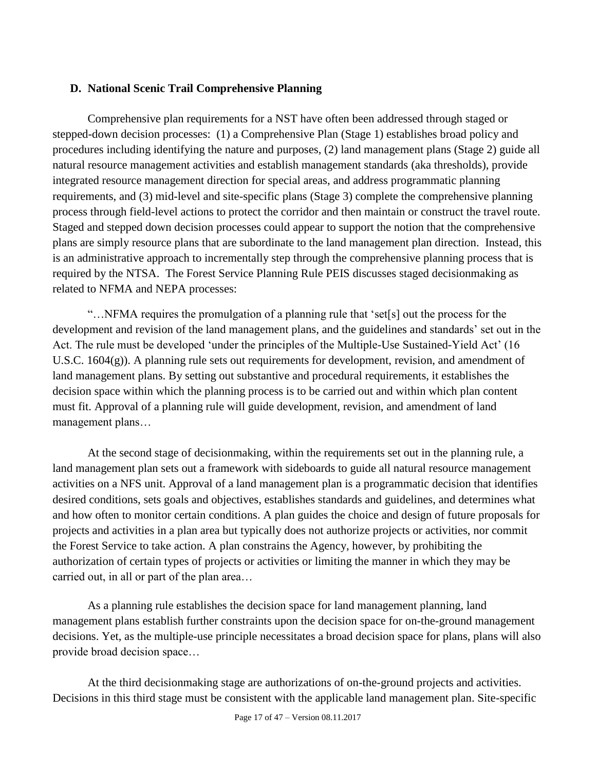### D. National Scenic Trail Comprehensive Planning

Comprehensive plan requirements for a NST have often been addressed through staged or stepped-down decision processes: (1) a Comprehensive Plan (Stage 1) establishes broad policy and procedures including identifying the nature and purposes, (2) land management plans (Stage 2) guide all natural resource management activities and establish management standards (aka thresholds), provide integrated resource management direction for special areas, and address programmatic planning requirements, and (3) mid-level and site-specific plans (Stage 3) complete the comprehensive planning process through field-level actions to protect the corridor and then maintain or construct the travel route. Staged and stepped down decision processes could appear to support the notion that the comprehensive plans are simply resource plans that are subordinate to the land management plan direction. Instead, this is an administrative approach to incrementally step through the comprehensive planning process that is required by the NTSA. The Forest Service Planning Rule PEIS discusses staged decisionmaking as related to NFMA and NEPA processes:

"…NFMA requires the promulgation of a planning rule that 'set[s] out the process for the development and revision of the land management plans, and the guidelines and standards' set out in the Act. The rule must be developed 'under the principles of the Multiple-Use Sustained-Yield Act' (16 U.S.C. 1604(g)). A planning rule sets out requirements for development, revision, and amendment of land management plans. By setting out substantive and procedural requirements, it establishes the decision space within which the planning process is to be carried out and within which plan content must fit. Approval of a planning rule will guide development, revision, and amendment of land management plans…

At the second stage of decisionmaking, within the requirements set out in the planning rule, a land management plan sets out a framework with sideboards to guide all natural resource management activities on a NFS unit. Approval of a land management plan is a programmatic decision that identifies desired conditions, sets goals and objectives, establishes standards and guidelines, and determines what and how often to monitor certain conditions. A plan guides the choice and design of future proposals for projects and activities in a plan area but typically does not authorize projects or activities, nor commit the Forest Service to take action. A plan constrains the Agency, however, by prohibiting the authorization of certain types of projects or activities or limiting the manner in which they may be carried out, in all or part of the plan area…

As a planning rule establishes the decision space for land management planning, land management plans establish further constraints upon the decision space for on-the-ground management decisions. Yet, as the multiple-use principle necessitates a broad decision space for plans, plans will also provide broad decision space…

At the third decisionmaking stage are authorizations of on-the-ground projects and activities. Decisions in this third stage must be consistent with the applicable land management plan. Site-specific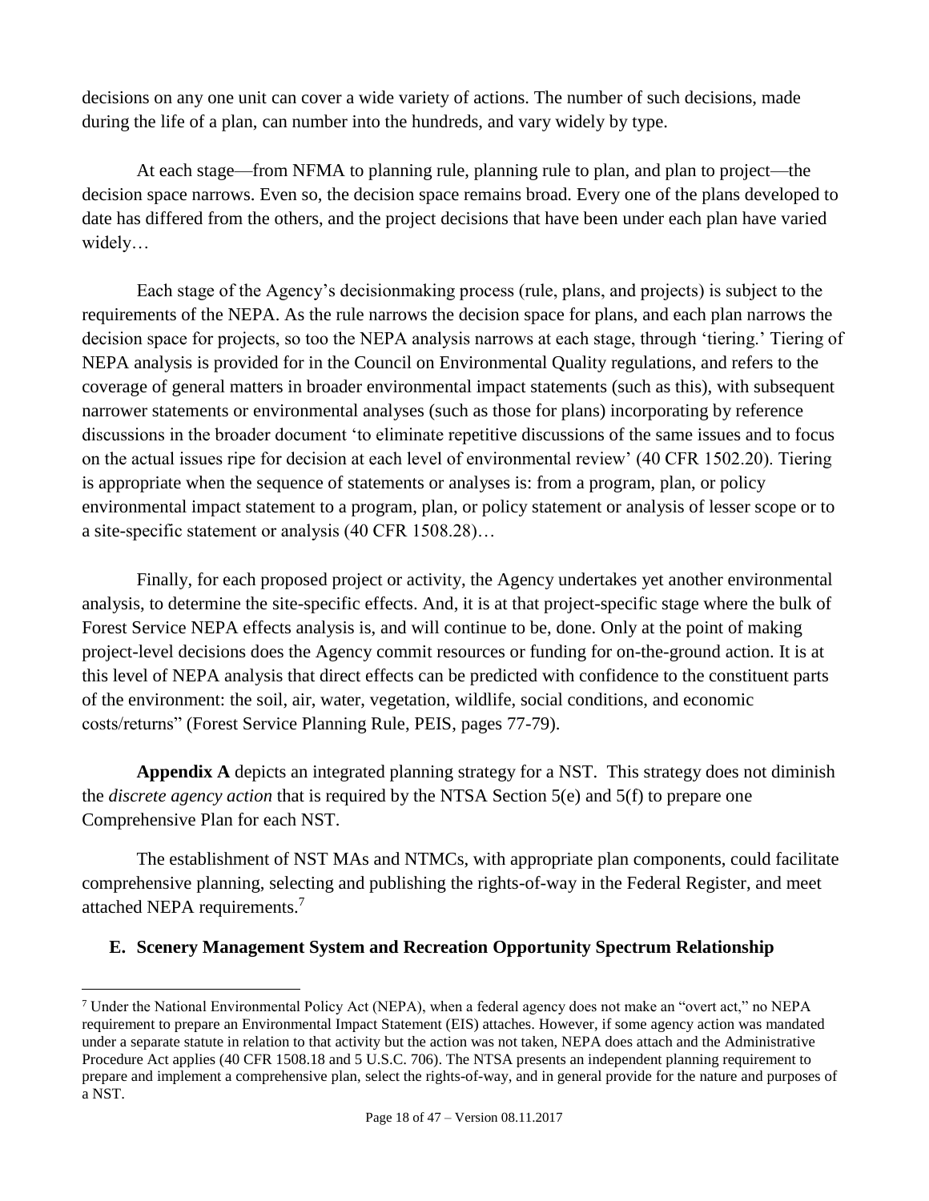decisions on any one unit can cover a wide variety of actions. The number of such decisions, made during the life of a plan, can number into the hundreds, and vary widely by type.

At each stage—from NFMA to planning rule, planning rule to plan, and plan to project—the decision space narrows. Even so, the decision space remains broad. Every one of the plans developed to date has differed from the others, and the project decisions that have been under each plan have varied widely…

Each stage of the Agency's decisionmaking process (rule, plans, and projects) is subject to the requirements of the NEPA. As the rule narrows the decision space for plans, and each plan narrows the decision space for projects, so too the NEPA analysis narrows at each stage, through 'tiering.' Tiering of NEPA analysis is provided for in the Council on Environmental Quality regulations, and refers to the coverage of general matters in broader environmental impact statements (such as this), with subsequent narrower statements or environmental analyses (such as those for plans) incorporating by reference discussions in the broader document 'to eliminate repetitive discussions of the same issues and to focus on the actual issues ripe for decision at each level of environmental review' (40 CFR 1502.20). Tiering is appropriate when the sequence of statements or analyses is: from a program, plan, or policy environmental impact statement to a program, plan, or policy statement or analysis of lesser scope or to a site-specific statement or analysis (40 CFR 1508.28)…

Finally, for each proposed project or activity, the Agency undertakes yet another environmental analysis, to determine the site-specific effects. And, it is at that project-specific stage where the bulk of Forest Service NEPA effects analysis is, and will continue to be, done. Only at the point of making project-level decisions does the Agency commit resources or funding for on-the-ground action. It is at this level of NEPA analysis that direct effects can be predicted with confidence to the constituent parts of the environment: the soil, air, water, vegetation, wildlife, social conditions, and economic costs/returns" (Forest Service Planning Rule, PEIS, pages 77-79).

**Appendix A** depicts an integrated planning strategy for a NST. This strategy does not diminish the *discrete agency action* that is required by the NTSA Section 5(e) and 5(f) to prepare one Comprehensive Plan for each NST.

The establishment of NST MAs and NTMCs, with appropriate plan components, could facilitate comprehensive planning, selecting and publishing the rights-of-way in the Federal Register, and meet attached NEPA requirements.[7]

## E. Scenery Management System and Recreation Opportunity Spectrum Relationship

[7] Under the National Environmental Policy Act (NEPA), when a federal agency does not make an "overt act," no NEPA requirement to prepare an Environmental Impact Statement (EIS) attaches. However, if some agency action was mandated under a separate statute in relation to that activity but the action was not taken, NEPA does attach and the Administrative Procedure Act applies (40 CFR 1508.18 and 5 U.S.C. 706). The NTSA presents an independent planning requirement to prepare and implement a comprehensive plan, select the rights-of-way, and in general provide for the nature and purposes of a NST.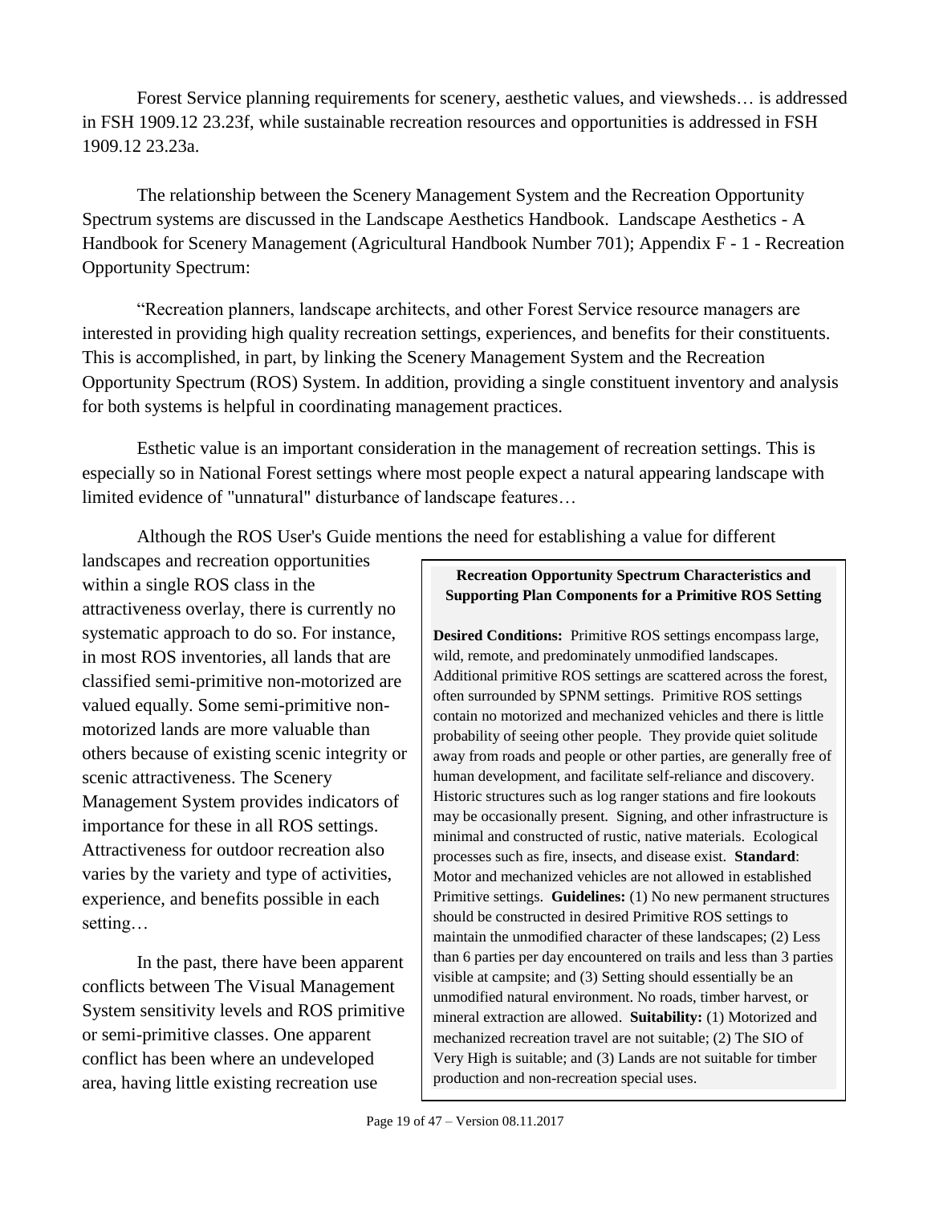Forest Service planning requirements for scenery, aesthetic values, and viewsheds… is addressed in FSH 1909.12 23.23f, while sustainable recreation resources and opportunities is addressed in FSH 1909.12 23.23a.

The relationship between the Scenery Management System and the Recreation Opportunity Spectrum systems are discussed in the Landscape Aesthetics Handbook. Landscape Aesthetics - A Handbook for Scenery Management (Agricultural Handbook Number 701); Appendix F - 1 - Recreation Opportunity Spectrum:

"Recreation planners, landscape architects, and other Forest Service resource managers are interested in providing high quality recreation settings, experiences, and benefits for their constituents. This is accomplished, in part, by linking the Scenery Management System and the Recreation Opportunity Spectrum (ROS) System. In addition, providing a single constituent inventory and analysis for both systems is helpful in coordinating management practices.

Esthetic value is an important consideration in the management of recreation settings. This is especially so in National Forest settings where most people expect a natural appearing landscape with limited evidence of "unnatural" disturbance of landscape features…

Although the ROS User's Guide mentions the need for establishing a value for different landscapes and recreation opportunities within a single ROS class in the attractiveness overlay, there is currently no systematic approach to do so. For instance, in most ROS inventories, all lands that are classified semi-primitive non-motorized are valued equally. Some semi-primitive non-motorized lands are more valuable than others because of existing scenic integrity or scenic attractiveness. The Scenery Management System provides indicators of importance for these in all ROS settings. Attractiveness for outdoor recreation also varies by the variety and type of activities, experience, and benefits possible in each setting…

In the past, there have been apparent conflicts between The Visual Management System sensitivity levels and ROS primitive or semi-primitive classes. One apparent conflict has been where an undeveloped area, having little existing recreation use

**Recreation Opportunity Spectrum Characteristics and Supporting Plan Components for a Primitive ROS Setting**

**Desired Conditions:** Primitive ROS settings encompass large, wild, remote, and predominately unmodified landscapes. Additional primitive ROS settings are scattered across the forest, often surrounded by SPNM settings. Primitive ROS settings contain no motorized and mechanized vehicles and there is little probability of seeing other people. They provide quiet solitude away from roads and people or other parties, are generally free of human development, and facilitate self-reliance and discovery. Historic structures such as log ranger stations and fire lookouts may be occasionally present. Signing, and other infrastructure is minimal and constructed of rustic, native materials. Ecological processes such as fire, insects, and disease exist. **Standard**: Motor and mechanized vehicles are not allowed in established Primitive settings. **Guidelines:** (1) No new permanent structures should be constructed in desired Primitive ROS settings to maintain the unmodified character of these landscapes; (2) Less than 6 parties per day encountered on trails and less than 3 parties visible at campsite; and (3) Setting should essentially be an unmodified natural environment. No roads, timber harvest, or mineral extraction are allowed. **Suitability:** (1) Motorized and mechanized recreation travel are not suitable; (2) The SIO of Very High is suitable; and (3) Lands are not suitable for timber production and non-recreation special uses.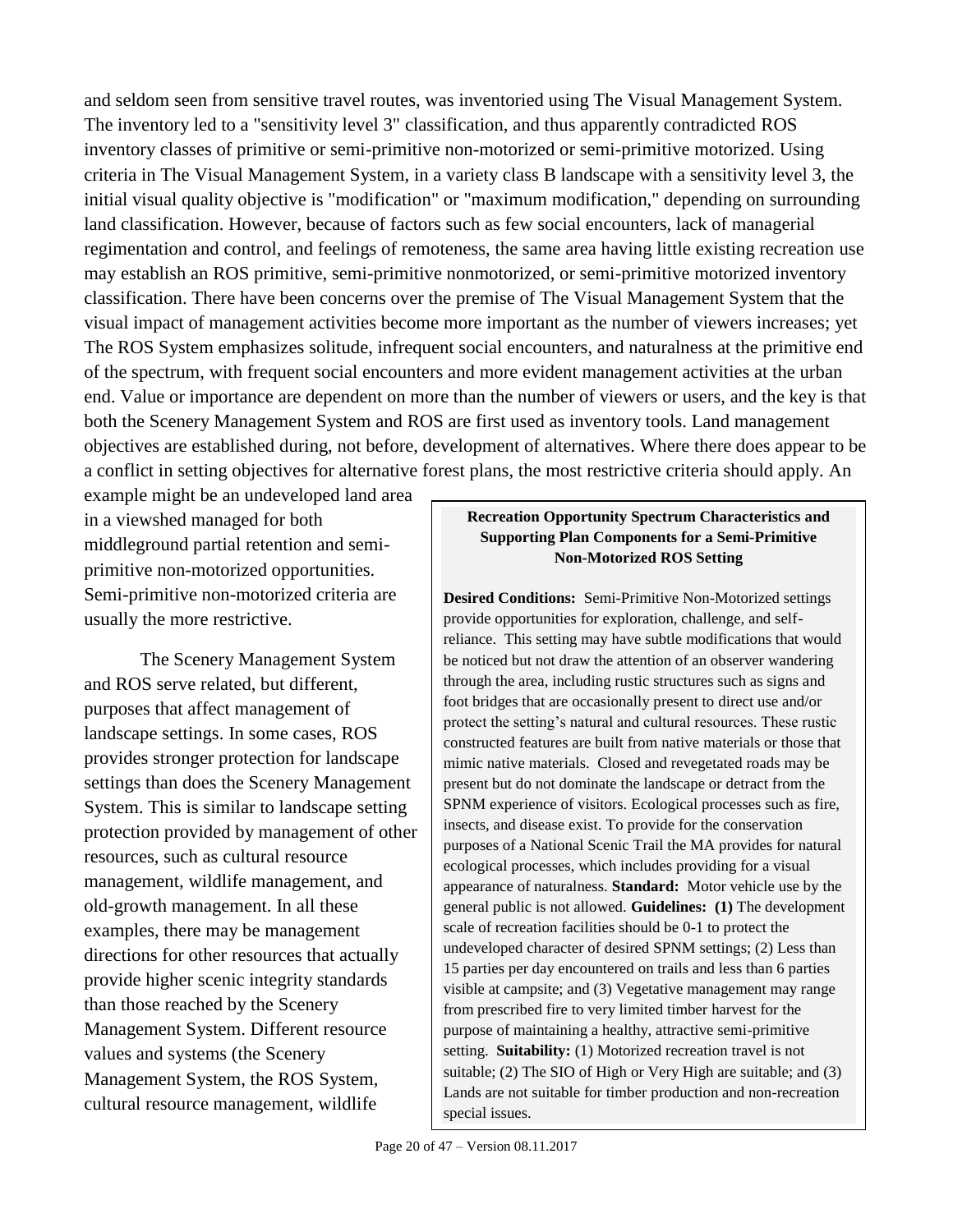and seldom seen from sensitive travel routes, was inventoried using The Visual Management System. The inventory led to a "sensitivity level 3" classification, and thus apparently contradicted ROS inventory classes of primitive or semi-primitive non-motorized or semi-primitive motorized. Using criteria in The Visual Management System, in a variety class B landscape with a sensitivity level 3, the initial visual quality objective is "modification" or "maximum modification," depending on surrounding land classification. However, because of factors such as few social encounters, lack of managerial regimentation and control, and feelings of remoteness, the same area having little existing recreation use may establish an ROS primitive, semi-primitive nonmotorized, or semi-primitive motorized inventory classification. There have been concerns over the premise of The Visual Management System that the visual impact of management activities become more important as the number of viewers increases; yet The ROS System emphasizes solitude, infrequent social encounters, and naturalness at the primitive end of the spectrum, with frequent social encounters and more evident management activities at the urban end. Value or importance are dependent on more than the number of viewers or users, and the key is that both the Scenery Management System and ROS are first used as inventory tools. Land management objectives are established during, not before, development of alternatives. Where there does appear to be a conflict in setting objectives for alternative forest plans, the most restrictive criteria should apply. An example might be an undeveloped land area in a viewshed managed for both middleground partial retention and semi-primitive non-motorized opportunities. Semi-primitive non-motorized criteria are usually the more restrictive.

The Scenery Management System and ROS serve related, but different, purposes that affect management of landscape settings. In some cases, ROS provides stronger protection for landscape settings than does the Scenery Management System. This is similar to landscape setting protection provided by management of other resources, such as cultural resource management, wildlife management, and old-growth management. In all these examples, there may be management directions for other resources that actually provide higher scenic integrity standards than those reached by the Scenery Management System. Different resource values and systems (the Scenery Management System, the ROS System, cultural resource management, wildlife

> **Recreation Opportunity Spectrum Characteristics and Supporting Plan Components for a Semi-Primitive Non-Motorized ROS Setting**
>
> **Desired Conditions:** Semi-Primitive Non-Motorized settings provide opportunities for exploration, challenge, and self-reliance. This setting may have subtle modifications that would be noticed but not draw the attention of an observer wandering through the area, including rustic structures such as signs and foot bridges that are occasionally present to direct use and/or protect the setting's natural and cultural resources. These rustic constructed features are built from native materials or those that mimic native materials. Closed and revegetated roads may be present but do not dominate the landscape or detract from the SPNM experience of visitors. Ecological processes such as fire, insects, and disease exist. To provide for the conservation purposes of a National Scenic Trail the MA provides for natural ecological processes, which includes providing for a visual appearance of naturalness. **Standard:** Motor vehicle use by the general public is not allowed. **Guidelines: (1)** The development scale of recreation facilities should be 0-1 to protect the undeveloped character of desired SPNM settings; (2) Less than 15 parties per day encountered on trails and less than 6 parties visible at campsite; and (3) Vegetative management may range from prescribed fire to very limited timber harvest for the purpose of maintaining a healthy, attractive semi-primitive setting. **Suitability:** (1) Motorized recreation travel is not suitable; (2) The SIO of High or Very High are suitable; and (3) Lands are not suitable for timber production and non-recreation special issues.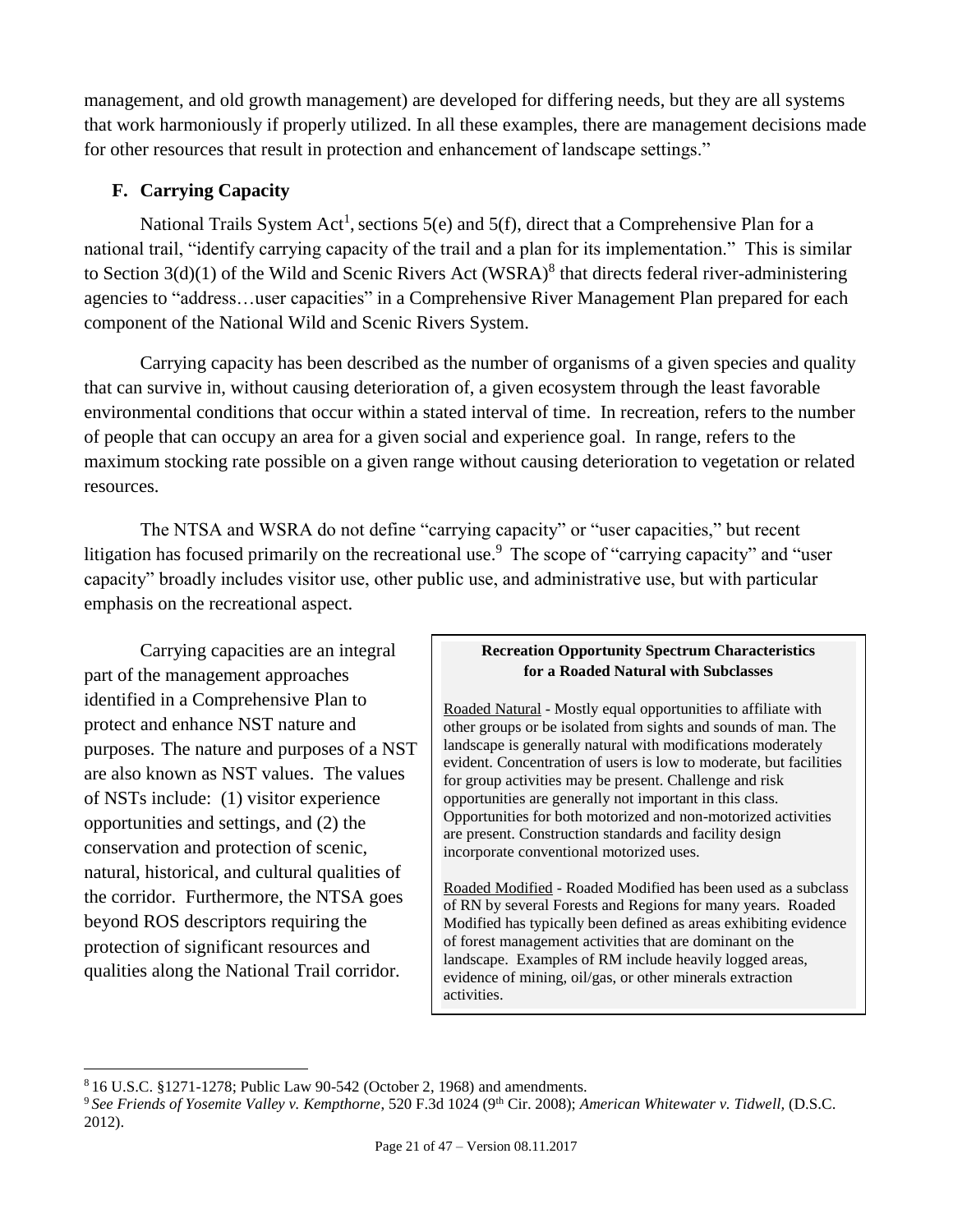management, and old growth management) are developed for differing needs, but they are all systems that work harmoniously if properly utilized. In all these examples, there are management decisions made for other resources that result in protection and enhancement of landscape settings."

### F. Carrying Capacity

National Trails System Act[1], sections 5(e) and 5(f), direct that a Comprehensive Plan for a national trail, "identify carrying capacity of the trail and a plan for its implementation." This is similar to Section 3(d)(1) of the Wild and Scenic Rivers Act (WSRA)[8] that directs federal river-administering agencies to "address…user capacities" in a Comprehensive River Management Plan prepared for each component of the National Wild and Scenic Rivers System.

Carrying capacity has been described as the number of organisms of a given species and quality that can survive in, without causing deterioration of, a given ecosystem through the least favorable environmental conditions that occur within a stated interval of time. In recreation, refers to the number of people that can occupy an area for a given social and experience goal. In range, refers to the maximum stocking rate possible on a given range without causing deterioration to vegetation or related resources.

The NTSA and WSRA do not define "carrying capacity" or "user capacities," but recent litigation has focused primarily on the recreational use.[9] The scope of "carrying capacity" and "user capacity" broadly includes visitor use, other public use, and administrative use, but with particular emphasis on the recreational aspect.

Carrying capacities are an integral part of the management approaches identified in a Comprehensive Plan to protect and enhance NST nature and purposes. The nature and purposes of a NST are also known as NST values. The values of NSTs include: (1) visitor experience opportunities and settings, and (2) the conservation and protection of scenic, natural, historical, and cultural qualities of the corridor. Furthermore, the NTSA goes beyond ROS descriptors requiring the protection of significant resources and qualities along the National Trail corridor.

> **Recreation Opportunity Spectrum Characteristics for a Roaded Natural with Subclasses**
>
> Roaded Natural - Mostly equal opportunities to affiliate with other groups or be isolated from sights and sounds of man. The landscape is generally natural with modifications moderately evident. Concentration of users is low to moderate, but facilities for group activities may be present. Challenge and risk opportunities are generally not important in this class. Opportunities for both motorized and non-motorized activities are present. Construction standards and facility design incorporate conventional motorized uses.
>
> Roaded Modified - Roaded Modified has been used as a subclass of RN by several Forests and Regions for many years. Roaded Modified has typically been defined as areas exhibiting evidence of forest management activities that are dominant on the landscape. Examples of RM include heavily logged areas, evidence of mining, oil/gas, or other minerals extraction activities.

---

[8] 16 U.S.C. §1271-1278; Public Law 90-542 (October 2, 1968) and amendments.

[9] *See Friends of Yosemite Valley v. Kempthorne*, 520 F.3d 1024 (9th Cir. 2008); *American Whitewater v. Tidwell*, (D.S.C. 2012).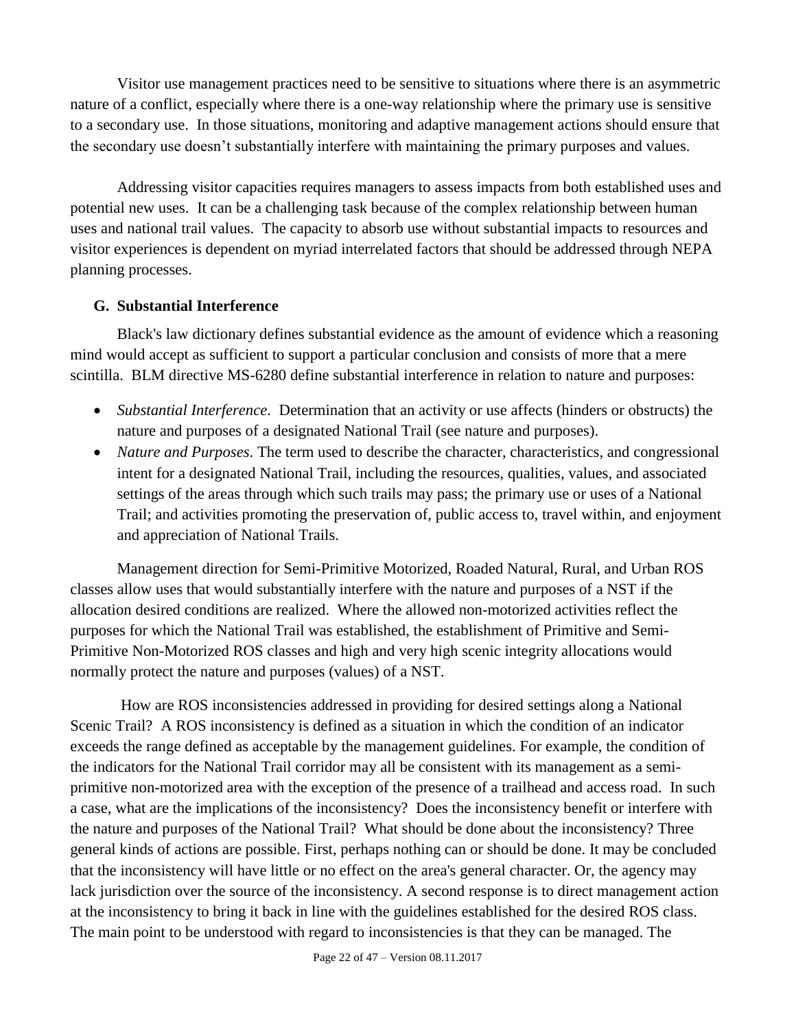Visitor use management practices need to be sensitive to situations where there is an asymmetric nature of a conflict, especially where there is a one-way relationship where the primary use is sensitive to a secondary use. In those situations, monitoring and adaptive management actions should ensure that the secondary use doesn't substantially interfere with maintaining the primary purposes and values.

Addressing visitor capacities requires managers to assess impacts from both established uses and potential new uses. It can be a challenging task because of the complex relationship between human uses and national trail values. The capacity to absorb use without substantial impacts to resources and visitor experiences is dependent on myriad interrelated factors that should be addressed through NEPA planning processes.

### G. Substantial Interference

Black's law dictionary defines substantial evidence as the amount of evidence which a reasoning mind would accept as sufficient to support a particular conclusion and consists of more that a mere scintilla. BLM directive MS-6280 define substantial interference in relation to nature and purposes:

- *Substantial Interference*. Determination that an activity or use affects (hinders or obstructs) the nature and purposes of a designated National Trail (see nature and purposes).
- *Nature and Purposes*. The term used to describe the character, characteristics, and congressional intent for a designated National Trail, including the resources, qualities, values, and associated settings of the areas through which such trails may pass; the primary use or uses of a National Trail; and activities promoting the preservation of, public access to, travel within, and enjoyment and appreciation of National Trails.

Management direction for Semi-Primitive Motorized, Roaded Natural, Rural, and Urban ROS classes allow uses that would substantially interfere with the nature and purposes of a NST if the allocation desired conditions are realized. Where the allowed non-motorized activities reflect the purposes for which the National Trail was established, the establishment of Primitive and Semi-Primitive Non-Motorized ROS classes and high and very high scenic integrity allocations would normally protect the nature and purposes (values) of a NST.

How are ROS inconsistencies addressed in providing for desired settings along a National Scenic Trail? A ROS inconsistency is defined as a situation in which the condition of an indicator exceeds the range defined as acceptable by the management guidelines. For example, the condition of the indicators for the National Trail corridor may all be consistent with its management as a semi-primitive non-motorized area with the exception of the presence of a trailhead and access road. In such a case, what are the implications of the inconsistency? Does the inconsistency benefit or interfere with the nature and purposes of the National Trail? What should be done about the inconsistency? Three general kinds of actions are possible. First, perhaps nothing can or should be done. It may be concluded that the inconsistency will have little or no effect on the area's general character. Or, the agency may lack jurisdiction over the source of the inconsistency. A second response is to direct management action at the inconsistency to bring it back in line with the guidelines established for the desired ROS class. The main point to be understood with regard to inconsistencies is that they can be managed. The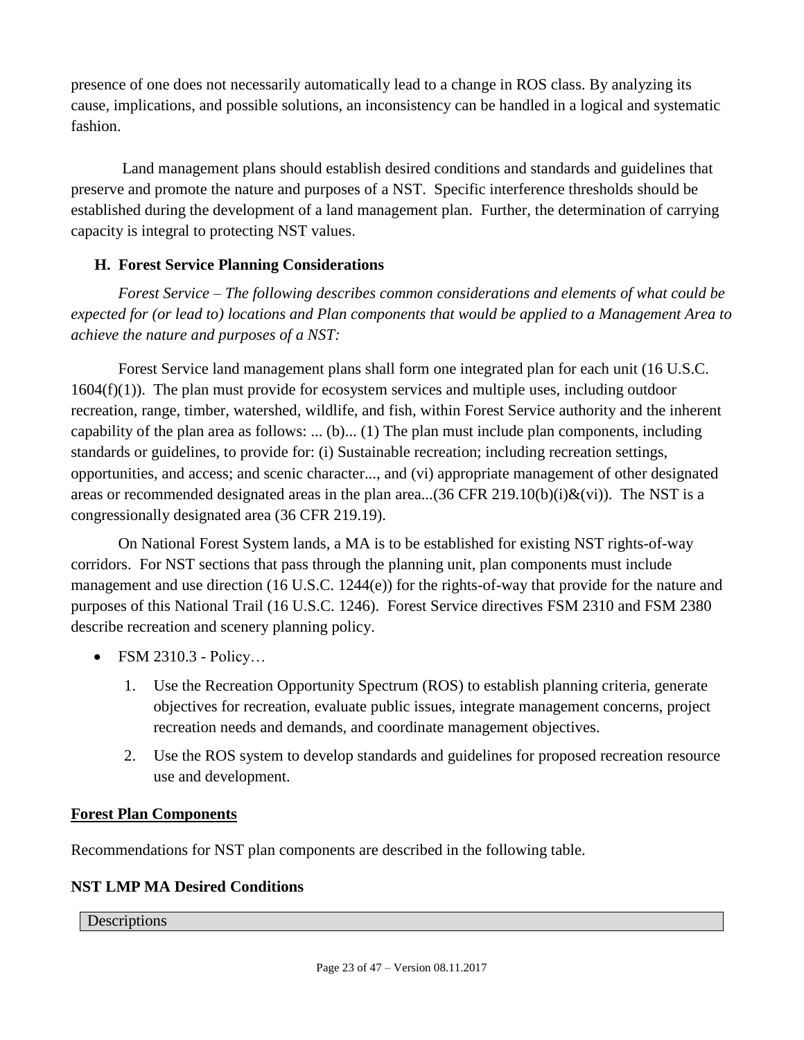presence of one does not necessarily automatically lead to a change in ROS class. By analyzing its cause, implications, and possible solutions, an inconsistency can be handled in a logical and systematic fashion.

Land management plans should establish desired conditions and standards and guidelines that preserve and promote the nature and purposes of a NST. Specific interference thresholds should be established during the development of a land management plan. Further, the determination of carrying capacity is integral to protecting NST values.

### H. Forest Service Planning Considerations

*Forest Service – The following describes common considerations and elements of what could be expected for (or lead to) locations and Plan components that would be applied to a Management Area to achieve the nature and purposes of a NST:*

Forest Service land management plans shall form one integrated plan for each unit (16 U.S.C. 1604(f)(1)). The plan must provide for ecosystem services and multiple uses, including outdoor recreation, range, timber, watershed, wildlife, and fish, within Forest Service authority and the inherent capability of the plan area as follows: ... (b)... (1) The plan must include plan components, including standards or guidelines, to provide for: (i) Sustainable recreation; including recreation settings, opportunities, and access; and scenic character..., and (vi) appropriate management of other designated areas or recommended designated areas in the plan area...(36 CFR 219.10(b)(i)&(vi)). The NST is a congressionally designated area (36 CFR 219.19).

On National Forest System lands, a MA is to be established for existing NST rights-of-way corridors. For NST sections that pass through the planning unit, plan components must include management and use direction (16 U.S.C. 1244(e)) for the rights-of-way that provide for the nature and purposes of this National Trail (16 U.S.C. 1246). Forest Service directives FSM 2310 and FSM 2380 describe recreation and scenery planning policy.

- FSM 2310.3 - Policy…
  1. Use the Recreation Opportunity Spectrum (ROS) to establish planning criteria, generate objectives for recreation, evaluate public issues, integrate management concerns, project recreation needs and demands, and coordinate management objectives.
  2. Use the ROS system to develop standards and guidelines for proposed recreation resource use and development.

**<u>Forest Plan Components</u>**

Recommendations for NST plan components are described in the following table.

**NST LMP MA Desired Conditions**

| Descriptions |
|---|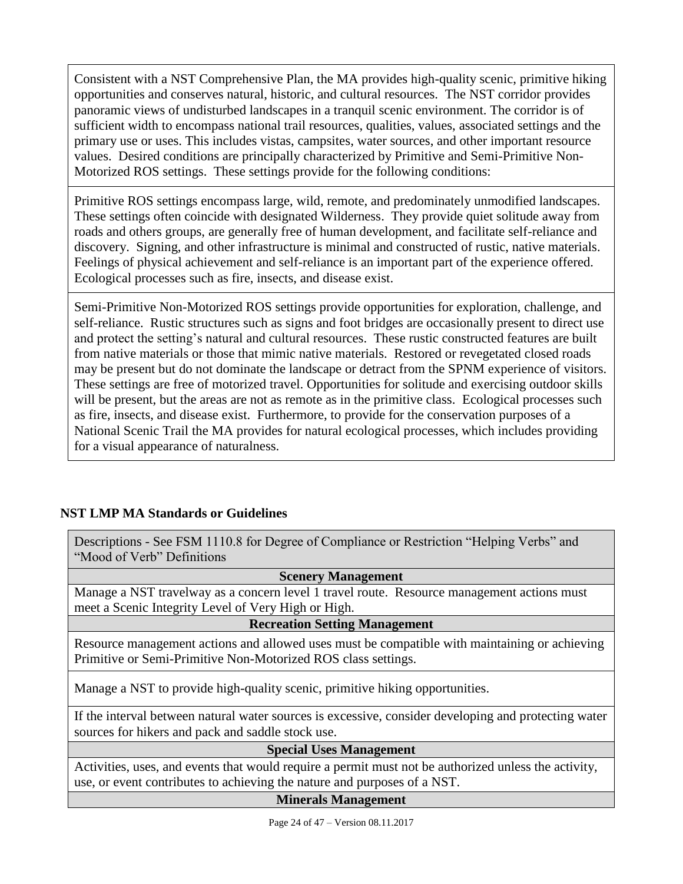| Consistent with a NST Comprehensive Plan, the MA provides high-quality scenic, primitive hiking opportunities and conserves natural, historic, and cultural resources. The NST corridor provides panoramic views of undisturbed landscapes in a tranquil scenic environment. The corridor is of sufficient width to encompass national trail resources, qualities, values, associated settings and the primary use or uses. This includes vistas, campsites, water sources, and other important resource values. Desired conditions are principally characterized by Primitive and Semi-Primitive Non-Motorized ROS settings. These settings provide for the following conditions: |
|---|
| Primitive ROS settings encompass large, wild, remote, and predominately unmodified landscapes. These settings often coincide with designated Wilderness. They provide quiet solitude away from roads and others groups, are generally free of human development, and facilitate self-reliance and discovery. Signing, and other infrastructure is minimal and constructed of rustic, native materials. Feelings of physical achievement and self-reliance is an important part of the experience offered. Ecological processes such as fire, insects, and disease exist. |
| Semi-Primitive Non-Motorized ROS settings provide opportunities for exploration, challenge, and self-reliance. Rustic structures such as signs and foot bridges are occasionally present to direct use and protect the setting's natural and cultural resources. These rustic constructed features are built from native materials or those that mimic native materials. Restored or revegetated closed roads may be present but do not dominate the landscape or detract from the SPNM experience of visitors. These settings are free of motorized travel. Opportunities for solitude and exercising outdoor skills will be present, but the areas are not as remote as in the primitive class. Ecological processes such as fire, insects, and disease exist. Furthermore, to provide for the conservation purposes of a National Scenic Trail the MA provides for natural ecological processes, which includes providing for a visual appearance of naturalness. |

**NST LMP MA Standards or Guidelines**

| Descriptions - See FSM 1110.8 for Degree of Compliance or Restriction "Helping Verbs" and "Mood of Verb" Definitions |
|---|
| **Scenery Management** |
| Manage a NST travelway as a concern level 1 travel route. Resource management actions must meet a Scenic Integrity Level of Very High or High. |
| **Recreation Setting Management** |
| Resource management actions and allowed uses must be compatible with maintaining or achieving Primitive or Semi-Primitive Non-Motorized ROS class settings. |
| Manage a NST to provide high-quality scenic, primitive hiking opportunities. |
| If the interval between natural water sources is excessive, consider developing and protecting water sources for hikers and pack and saddle stock use. |
| **Special Uses Management** |
| Activities, uses, and events that would require a permit must not be authorized unless the activity, use, or event contributes to achieving the nature and purposes of a NST. |
| **Minerals Management** |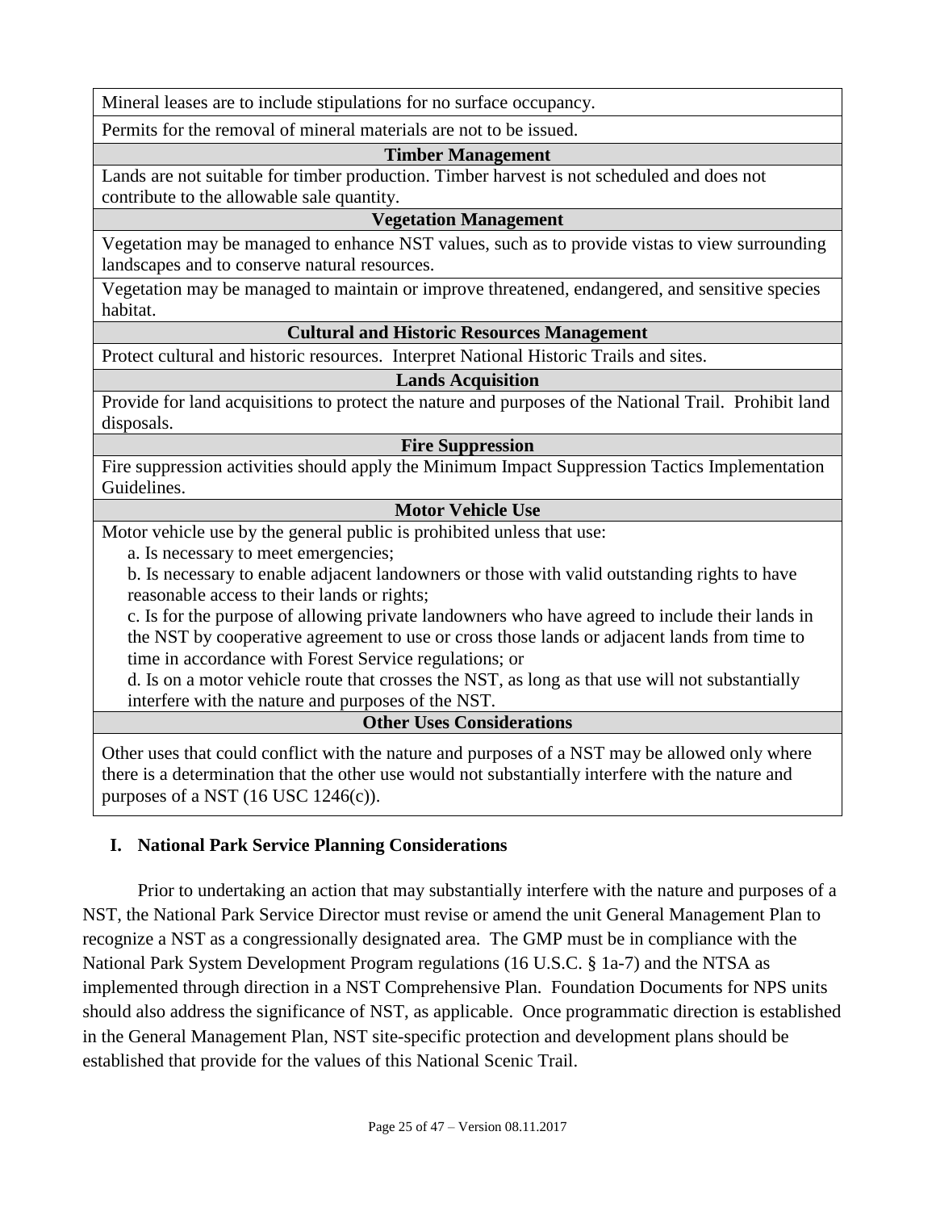| |
|---|
| Mineral leases are to include stipulations for no surface occupancy. |
| Permits for the removal of mineral materials are not to be issued. |
| **Timber Management** |
| Lands are not suitable for timber production. Timber harvest is not scheduled and does not contribute to the allowable sale quantity. |
| **Vegetation Management** |
| Vegetation may be managed to enhance NST values, such as to provide vistas to view surrounding landscapes and to conserve natural resources. |
| Vegetation may be managed to maintain or improve threatened, endangered, and sensitive species habitat. |
| **Cultural and Historic Resources Management** |
| Protect cultural and historic resources. Interpret National Historic Trails and sites. |
| **Lands Acquisition** |
| Provide for land acquisitions to protect the nature and purposes of the National Trail. Prohibit land disposals. |
| **Fire Suppression** |
| Fire suppression activities should apply the Minimum Impact Suppression Tactics Implementation Guidelines. |
| **Motor Vehicle Use** |
| Motor vehicle use by the general public is prohibited unless that use: <br> a. Is necessary to meet emergencies; <br> b. Is necessary to enable adjacent landowners or those with valid outstanding rights to have reasonable access to their lands or rights; <br> c. Is for the purpose of allowing private landowners who have agreed to include their lands in the NST by cooperative agreement to use or cross those lands or adjacent lands from time to time in accordance with Forest Service regulations; or <br> d. Is on a motor vehicle route that crosses the NST, as long as that use will not substantially interfere with the nature and purposes of the NST. |
| **Other Uses Considerations** |
| Other uses that could conflict with the nature and purposes of a NST may be allowed only where there is a determination that the other use would not substantially interfere with the nature and purposes of a NST (16 USC 1246(c)). |

## I. National Park Service Planning Considerations

Prior to undertaking an action that may substantially interfere with the nature and purposes of a NST, the National Park Service Director must revise or amend the unit General Management Plan to recognize a NST as a congressionally designated area. The GMP must be in compliance with the National Park System Development Program regulations (16 U.S.C. § 1a-7) and the NTSA as implemented through direction in a NST Comprehensive Plan. Foundation Documents for NPS units should also address the significance of NST, as applicable. Once programmatic direction is established in the General Management Plan, NST site-specific protection and development plans should be established that provide for the values of this National Scenic Trail.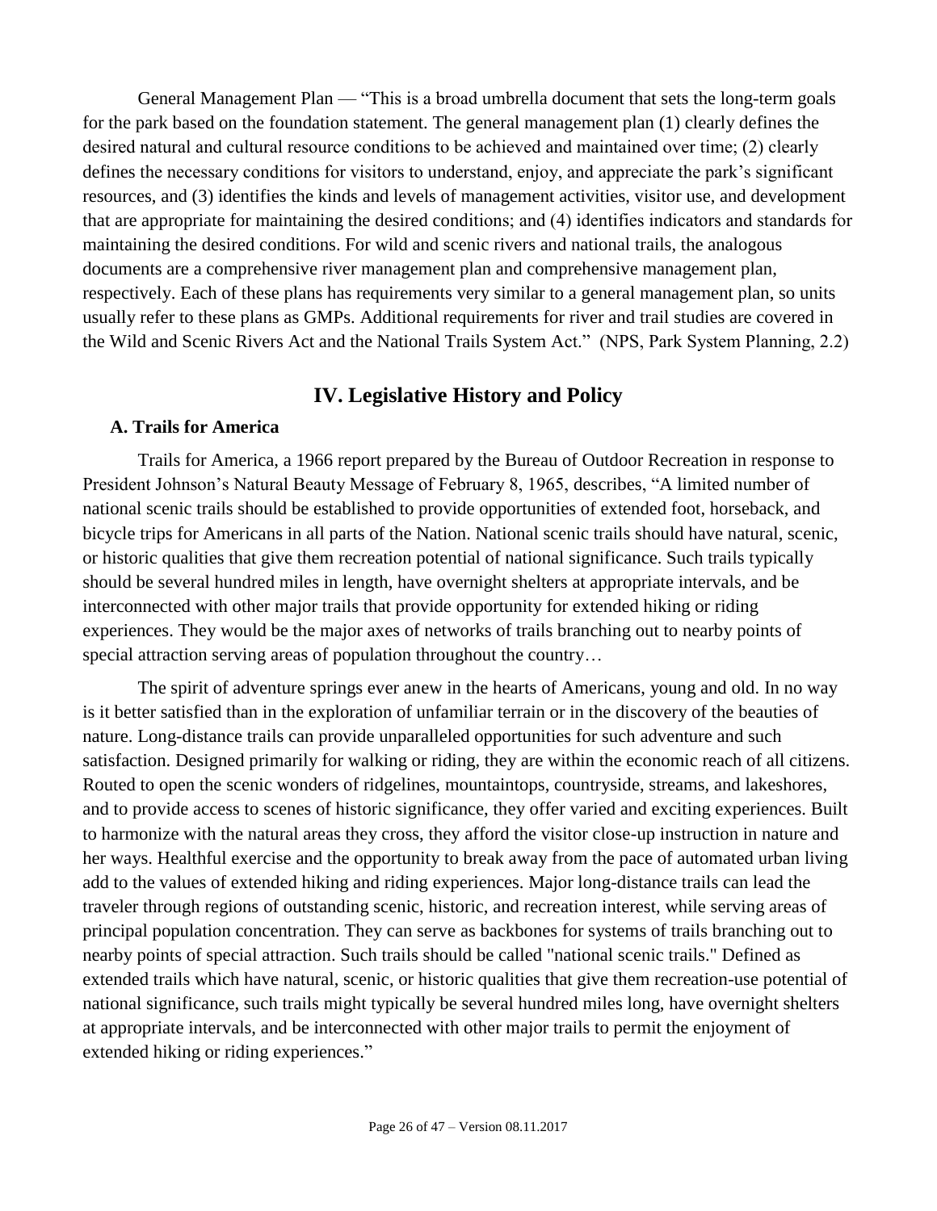General Management Plan — "This is a broad umbrella document that sets the long-term goals for the park based on the foundation statement. The general management plan (1) clearly defines the desired natural and cultural resource conditions to be achieved and maintained over time; (2) clearly defines the necessary conditions for visitors to understand, enjoy, and appreciate the park's significant resources, and (3) identifies the kinds and levels of management activities, visitor use, and development that are appropriate for maintaining the desired conditions; and (4) identifies indicators and standards for maintaining the desired conditions. For wild and scenic rivers and national trails, the analogous documents are a comprehensive river management plan and comprehensive management plan, respectively. Each of these plans has requirements very similar to a general management plan, so units usually refer to these plans as GMPs. Additional requirements for river and trail studies are covered in the Wild and Scenic Rivers Act and the National Trails System Act." (NPS, Park System Planning, 2.2)

## IV. Legislative History and Policy

### A. Trails for America

Trails for America, a 1966 report prepared by the Bureau of Outdoor Recreation in response to President Johnson's Natural Beauty Message of February 8, 1965, describes, "A limited number of national scenic trails should be established to provide opportunities of extended foot, horseback, and bicycle trips for Americans in all parts of the Nation. National scenic trails should have natural, scenic, or historic qualities that give them recreation potential of national significance. Such trails typically should be several hundred miles in length, have overnight shelters at appropriate intervals, and be interconnected with other major trails that provide opportunity for extended hiking or riding experiences. They would be the major axes of networks of trails branching out to nearby points of special attraction serving areas of population throughout the country…

The spirit of adventure springs ever anew in the hearts of Americans, young and old. In no way is it better satisfied than in the exploration of unfamiliar terrain or in the discovery of the beauties of nature. Long-distance trails can provide unparalleled opportunities for such adventure and such satisfaction. Designed primarily for walking or riding, they are within the economic reach of all citizens. Routed to open the scenic wonders of ridgelines, mountaintops, countryside, streams, and lakeshores, and to provide access to scenes of historic significance, they offer varied and exciting experiences. Built to harmonize with the natural areas they cross, they afford the visitor close-up instruction in nature and her ways. Healthful exercise and the opportunity to break away from the pace of automated urban living add to the values of extended hiking and riding experiences. Major long-distance trails can lead the traveler through regions of outstanding scenic, historic, and recreation interest, while serving areas of principal population concentration. They can serve as backbones for systems of trails branching out to nearby points of special attraction. Such trails should be called "national scenic trails." Defined as extended trails which have natural, scenic, or historic qualities that give them recreation-use potential of national significance, such trails might typically be several hundred miles long, have overnight shelters at appropriate intervals, and be interconnected with other major trails to permit the enjoyment of extended hiking or riding experiences."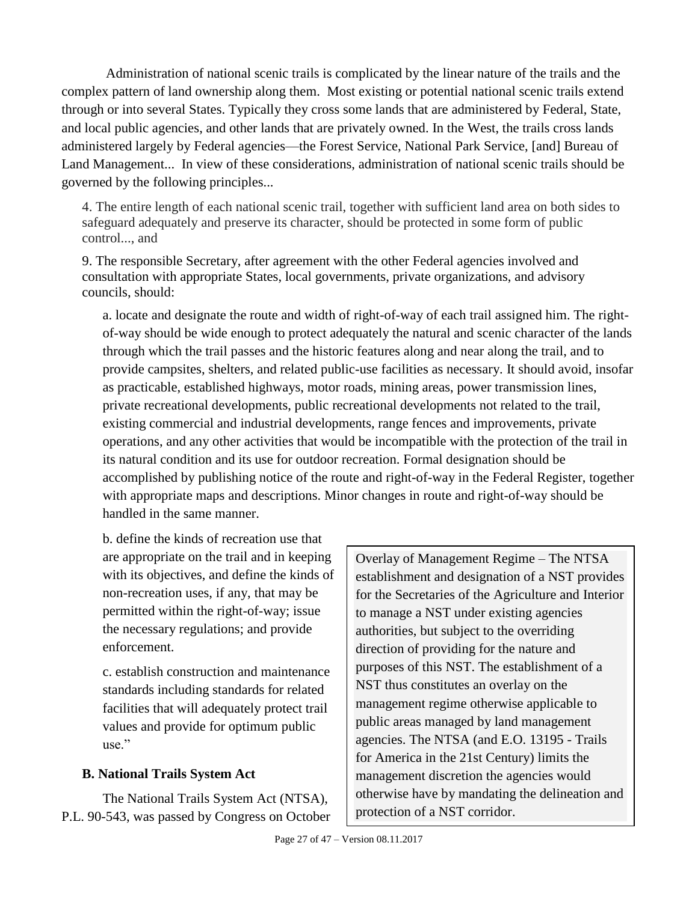Administration of national scenic trails is complicated by the linear nature of the trails and the complex pattern of land ownership along them. Most existing or potential national scenic trails extend through or into several States. Typically they cross some lands that are administered by Federal, State, and local public agencies, and other lands that are privately owned. In the West, the trails cross lands administered largely by Federal agencies—the Forest Service, National Park Service, [and] Bureau of Land Management... In view of these considerations, administration of national scenic trails should be governed by the following principles...

> 4. The entire length of each national scenic trail, together with sufficient land area on both sides to safeguard adequately and preserve its character, should be protected in some form of public control..., and
>
> 9. The responsible Secretary, after agreement with the other Federal agencies involved and consultation with appropriate States, local governments, private organizations, and advisory councils, should:
>
> a. locate and designate the route and width of right-of-way of each trail assigned him. The right-of-way should be wide enough to protect adequately the natural and scenic character of the lands through which the trail passes and the historic features along and near along the trail, and to provide campsites, shelters, and related public-use facilities as necessary. It should avoid, insofar as practicable, established highways, motor roads, mining areas, power transmission lines, private recreational developments, public recreational developments not related to the trail, existing commercial and industrial developments, range fences and improvements, private operations, and any other activities that would be incompatible with the protection of the trail in its natural condition and its use for outdoor recreation. Formal designation should be accomplished by publishing notice of the route and right-of-way in the Federal Register, together with appropriate maps and descriptions. Minor changes in route and right-of-way should be handled in the same manner.
>
> b. define the kinds of recreation use that are appropriate on the trail and in keeping with its objectives, and define the kinds of non-recreation uses, if any, that may be permitted within the right-of-way; issue the necessary regulations; and provide enforcement.
>
> c. establish construction and maintenance standards including standards for related facilities that will adequately protect trail values and provide for optimum public use."

> Overlay of Management Regime – The NTSA establishment and designation of a NST provides for the Secretaries of the Agriculture and Interior to manage a NST under existing agencies authorities, but subject to the overriding direction of providing for the nature and purposes of this NST. The establishment of a NST thus constitutes an overlay on the management regime otherwise applicable to public areas managed by land management agencies. The NTSA (and E.O. 13195 - Trails for America in the 21st Century) limits the management discretion the agencies would otherwise have by mandating the delineation and protection of a NST corridor.

### B. National Trails System Act

The National Trails System Act (NTSA), P.L. 90-543, was passed by Congress on October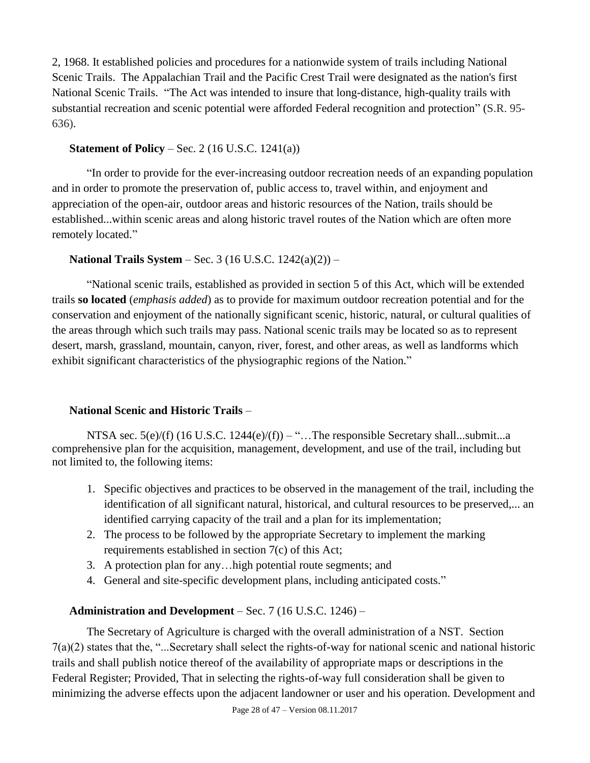2, 1968. It established policies and procedures for a nationwide system of trails including National Scenic Trails. The Appalachian Trail and the Pacific Crest Trail were designated as the nation's first National Scenic Trails. "The Act was intended to insure that long-distance, high-quality trails with substantial recreation and scenic potential were afforded Federal recognition and protection" (S.R. 95-636).

**Statement of Policy** – Sec. 2 (16 U.S.C. 1241(a))

"In order to provide for the ever-increasing outdoor recreation needs of an expanding population and in order to promote the preservation of, public access to, travel within, and enjoyment and appreciation of the open-air, outdoor areas and historic resources of the Nation, trails should be established...within scenic areas and along historic travel routes of the Nation which are often more remotely located."

**National Trails System** – Sec. 3 (16 U.S.C. 1242(a)(2)) –

"National scenic trails, established as provided in section 5 of this Act, which will be extended trails **so located** (*emphasis added*) as to provide for maximum outdoor recreation potential and for the conservation and enjoyment of the nationally significant scenic, historic, natural, or cultural qualities of the areas through which such trails may pass. National scenic trails may be located so as to represent desert, marsh, grassland, mountain, canyon, river, forest, and other areas, as well as landforms which exhibit significant characteristics of the physiographic regions of the Nation."

**National Scenic and Historic Trails** –

NTSA sec. 5(e)/(f) (16 U.S.C. 1244(e)/(f)) – "…The responsible Secretary shall...submit...a comprehensive plan for the acquisition, management, development, and use of the trail, including but not limited to, the following items:

1. Specific objectives and practices to be observed in the management of the trail, including the identification of all significant natural, historical, and cultural resources to be preserved,... an identified carrying capacity of the trail and a plan for its implementation;
2. The process to be followed by the appropriate Secretary to implement the marking requirements established in section 7(c) of this Act;
3. A protection plan for any…high potential route segments; and
4. General and site-specific development plans, including anticipated costs."

**Administration and Development** – Sec. 7 (16 U.S.C. 1246) –

The Secretary of Agriculture is charged with the overall administration of a NST. Section 7(a)(2) states that the, "...Secretary shall select the rights-of-way for national scenic and national historic trails and shall publish notice thereof of the availability of appropriate maps or descriptions in the Federal Register; Provided, That in selecting the rights-of-way full consideration shall be given to minimizing the adverse effects upon the adjacent landowner or user and his operation. Development and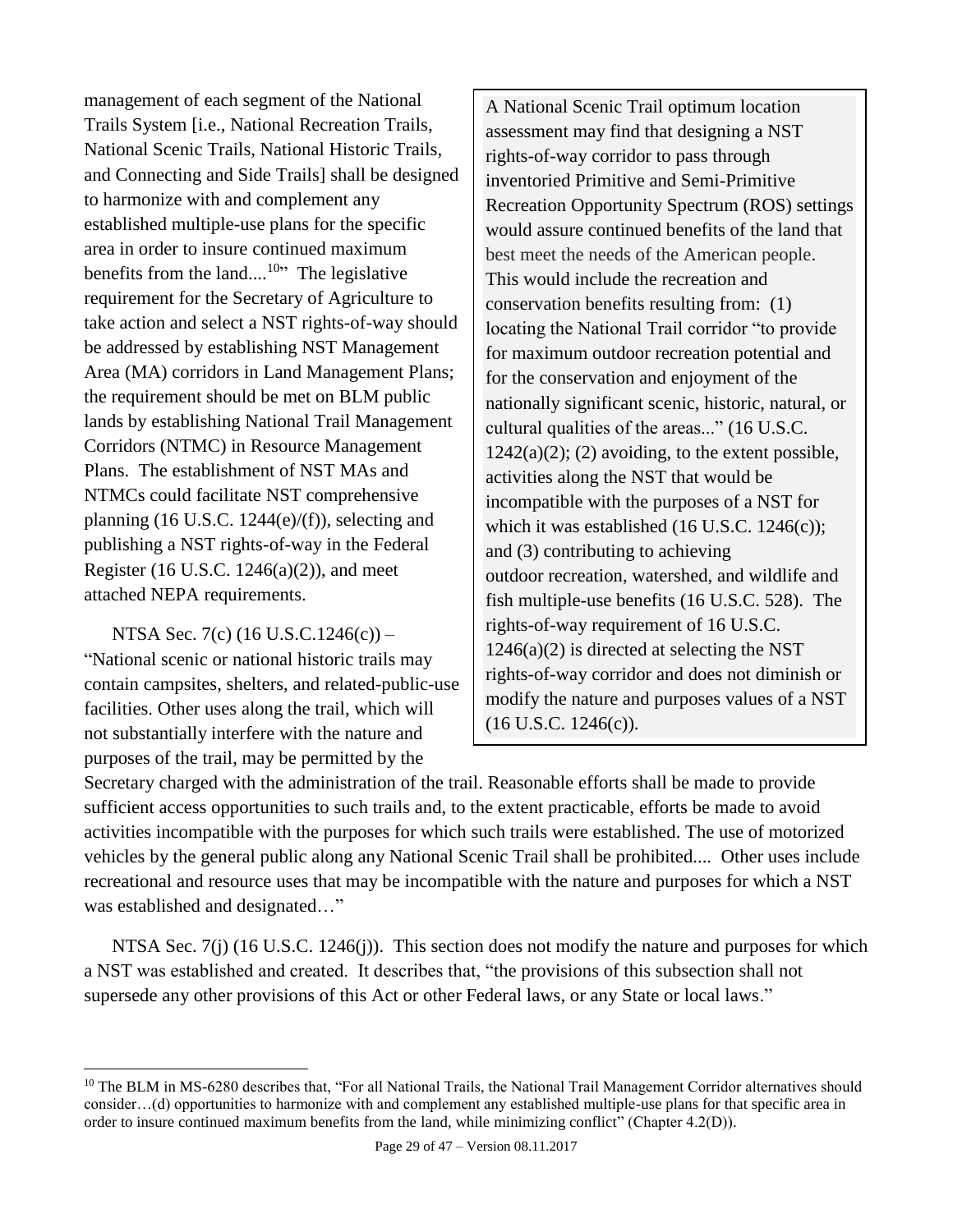management of each segment of the National Trails System [i.e., National Recreation Trails, National Scenic Trails, National Historic Trails, and Connecting and Side Trails] shall be designed to harmonize with and complement any established multiple-use plans for the specific area in order to insure continued maximum benefits from the land....[10]" The legislative requirement for the Secretary of Agriculture to take action and select a NST rights-of-way should be addressed by establishing NST Management Area (MA) corridors in Land Management Plans; the requirement should be met on BLM public lands by establishing National Trail Management Corridors (NTMC) in Resource Management Plans. The establishment of NST MAs and NTMCs could facilitate NST comprehensive planning (16 U.S.C. 1244(e)/(f)), selecting and publishing a NST rights-of-way in the Federal Register (16 U.S.C. 1246(a)(2)), and meet attached NEPA requirements.

> A National Scenic Trail optimum location assessment may find that designing a NST rights-of-way corridor to pass through inventoried Primitive and Semi-Primitive Recreation Opportunity Spectrum (ROS) settings would assure continued benefits of the land that best meet the needs of the American people. This would include the recreation and conservation benefits resulting from: (1) locating the National Trail corridor "to provide for maximum outdoor recreation potential and for the conservation and enjoyment of the nationally significant scenic, historic, natural, or cultural qualities of the areas..." (16 U.S.C. 1242(a)(2); (2) avoiding, to the extent possible, activities along the NST that would be incompatible with the purposes of a NST for which it was established (16 U.S.C. 1246(c)); and (3) contributing to achieving outdoor recreation, watershed, and wildlife and fish multiple-use benefits (16 U.S.C. 528). The rights-of-way requirement of 16 U.S.C. 1246(a)(2) is directed at selecting the NST rights-of-way corridor and does not diminish or modify the nature and purposes values of a NST (16 U.S.C. 1246(c)).

NTSA Sec. 7(c) (16 U.S.C.1246(c)) – "National scenic or national historic trails may contain campsites, shelters, and related-public-use facilities. Other uses along the trail, which will not substantially interfere with the nature and purposes of the trail, may be permitted by the Secretary charged with the administration of the trail. Reasonable efforts shall be made to provide sufficient access opportunities to such trails and, to the extent practicable, efforts be made to avoid activities incompatible with the purposes for which such trails were established. The use of motorized vehicles by the general public along any National Scenic Trail shall be prohibited.... Other uses include recreational and resource uses that may be incompatible with the nature and purposes for which a NST was established and designated…"

NTSA Sec. 7(j) (16 U.S.C. 1246(j)). This section does not modify the nature and purposes for which a NST was established and created. It describes that, "the provisions of this subsection shall not supersede any other provisions of this Act or other Federal laws, or any State or local laws."

---

[10] The BLM in MS-6280 describes that, "For all National Trails, the National Trail Management Corridor alternatives should consider…(d) opportunities to harmonize with and complement any established multiple-use plans for that specific area in order to insure continued maximum benefits from the land, while minimizing conflict" (Chapter 4.2(D)).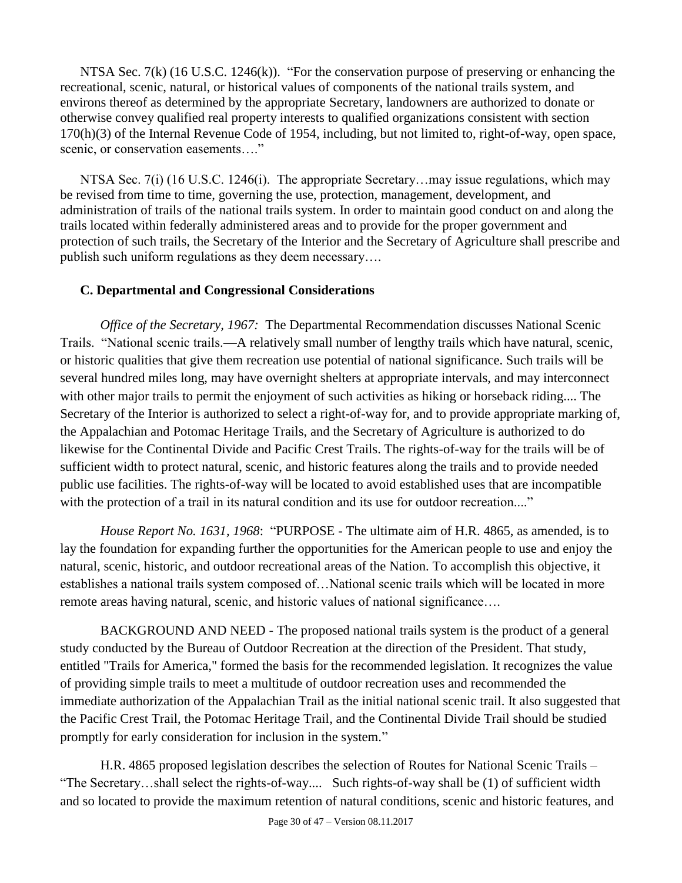NTSA Sec. 7(k) (16 U.S.C. 1246(k)). "For the conservation purpose of preserving or enhancing the recreational, scenic, natural, or historical values of components of the national trails system, and environs thereof as determined by the appropriate Secretary, landowners are authorized to donate or otherwise convey qualified real property interests to qualified organizations consistent with section 170(h)(3) of the Internal Revenue Code of 1954, including, but not limited to, right-of-way, open space, scenic, or conservation easements…."

NTSA Sec. 7(i) (16 U.S.C. 1246(i). The appropriate Secretary…may issue regulations, which may be revised from time to time, governing the use, protection, management, development, and administration of trails of the national trails system. In order to maintain good conduct on and along the trails located within federally administered areas and to provide for the proper government and protection of such trails, the Secretary of the Interior and the Secretary of Agriculture shall prescribe and publish such uniform regulations as they deem necessary….

### C. Departmental and Congressional Considerations

*Office of the Secretary, 1967:* The Departmental Recommendation discusses National Scenic Trails. "National scenic trails.—A relatively small number of lengthy trails which have natural, scenic, or historic qualities that give them recreation use potential of national significance. Such trails will be several hundred miles long, may have overnight shelters at appropriate intervals, and may interconnect with other major trails to permit the enjoyment of such activities as hiking or horseback riding.... The Secretary of the Interior is authorized to select a right-of-way for, and to provide appropriate marking of, the Appalachian and Potomac Heritage Trails, and the Secretary of Agriculture is authorized to do likewise for the Continental Divide and Pacific Crest Trails. The rights-of-way for the trails will be of sufficient width to protect natural, scenic, and historic features along the trails and to provide needed public use facilities. The rights-of-way will be located to avoid established uses that are incompatible with the protection of a trail in its natural condition and its use for outdoor recreation...."

*House Report No. 1631, 1968*: "PURPOSE - The ultimate aim of H.R. 4865, as amended, is to lay the foundation for expanding further the opportunities for the American people to use and enjoy the natural, scenic, historic, and outdoor recreational areas of the Nation. To accomplish this objective, it establishes a national trails system composed of…National scenic trails which will be located in more remote areas having natural, scenic, and historic values of national significance….

BACKGROUND AND NEED - The proposed national trails system is the product of a general study conducted by the Bureau of Outdoor Recreation at the direction of the President. That study, entitled "Trails for America," formed the basis for the recommended legislation. It recognizes the value of providing simple trails to meet a multitude of outdoor recreation uses and recommended the immediate authorization of the Appalachian Trail as the initial national scenic trail. It also suggested that the Pacific Crest Trail, the Potomac Heritage Trail, and the Continental Divide Trail should be studied promptly for early consideration for inclusion in the system."

H.R. 4865 proposed legislation describes the *s*election of Routes for National Scenic Trails – "The Secretary…shall select the rights-of-way.... Such rights-of-way shall be (1) of sufficient width and so located to provide the maximum retention of natural conditions, scenic and historic features, and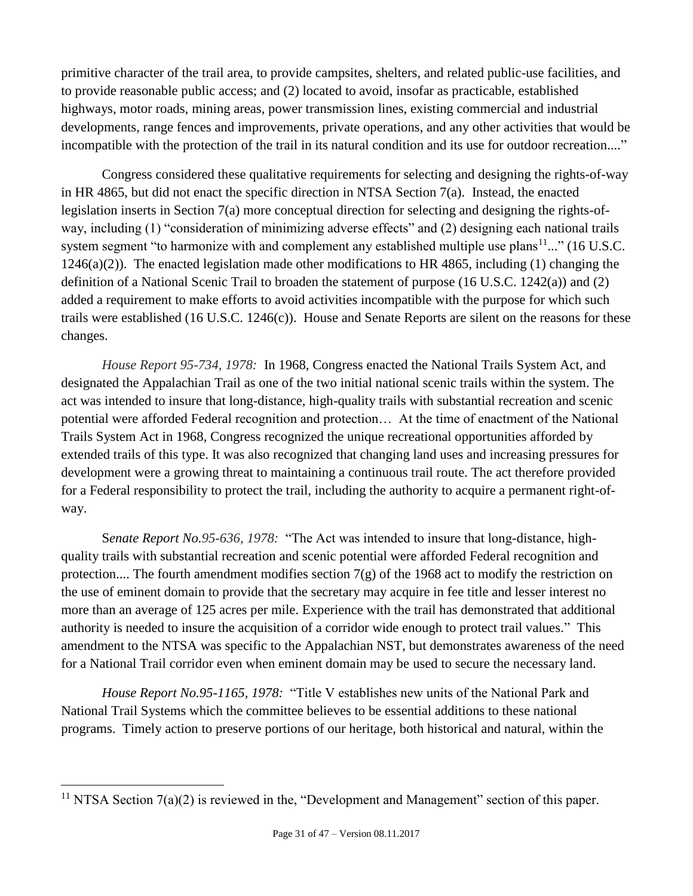primitive character of the trail area, to provide campsites, shelters, and related public-use facilities, and to provide reasonable public access; and (2) located to avoid, insofar as practicable, established highways, motor roads, mining areas, power transmission lines, existing commercial and industrial developments, range fences and improvements, private operations, and any other activities that would be incompatible with the protection of the trail in its natural condition and its use for outdoor recreation...."

Congress considered these qualitative requirements for selecting and designing the rights-of-way in HR 4865, but did not enact the specific direction in NTSA Section 7(a). Instead, the enacted legislation inserts in Section 7(a) more conceptual direction for selecting and designing the rights-of-way, including (1) "consideration of minimizing adverse effects" and (2) designing each national trails system segment "to harmonize with and complement any established multiple use plans[11]..." (16 U.S.C. 1246(a)(2)). The enacted legislation made other modifications to HR 4865, including (1) changing the definition of a National Scenic Trail to broaden the statement of purpose (16 U.S.C. 1242(a)) and (2) added a requirement to make efforts to avoid activities incompatible with the purpose for which such trails were established (16 U.S.C. 1246(c)). House and Senate Reports are silent on the reasons for these changes.

*House Report 95-734, 1978:* In 1968, Congress enacted the National Trails System Act, and designated the Appalachian Trail as one of the two initial national scenic trails within the system. The act was intended to insure that long-distance, high-quality trails with substantial recreation and scenic potential were afforded Federal recognition and protection… At the time of enactment of the National Trails System Act in 1968, Congress recognized the unique recreational opportunities afforded by extended trails of this type. It was also recognized that changing land uses and increasing pressures for development were a growing threat to maintaining a continuous trail route. The act therefore provided for a Federal responsibility to protect the trail, including the authority to acquire a permanent right-of-way.

*Senate Report No.95-636, 1978:* "The Act was intended to insure that long-distance, high-quality trails with substantial recreation and scenic potential were afforded Federal recognition and protection.... The fourth amendment modifies section 7(g) of the 1968 act to modify the restriction on the use of eminent domain to provide that the secretary may acquire in fee title and lesser interest no more than an average of 125 acres per mile. Experience with the trail has demonstrated that additional authority is needed to insure the acquisition of a corridor wide enough to protect trail values." This amendment to the NTSA was specific to the Appalachian NST, but demonstrates awareness of the need for a National Trail corridor even when eminent domain may be used to secure the necessary land.

*House Report No.95-1165, 1978:* "Title V establishes new units of the National Park and National Trail Systems which the committee believes to be essential additions to these national programs. Timely action to preserve portions of our heritage, both historical and natural, within the

---

[11] NTSA Section 7(a)(2) is reviewed in the, "Development and Management" section of this paper.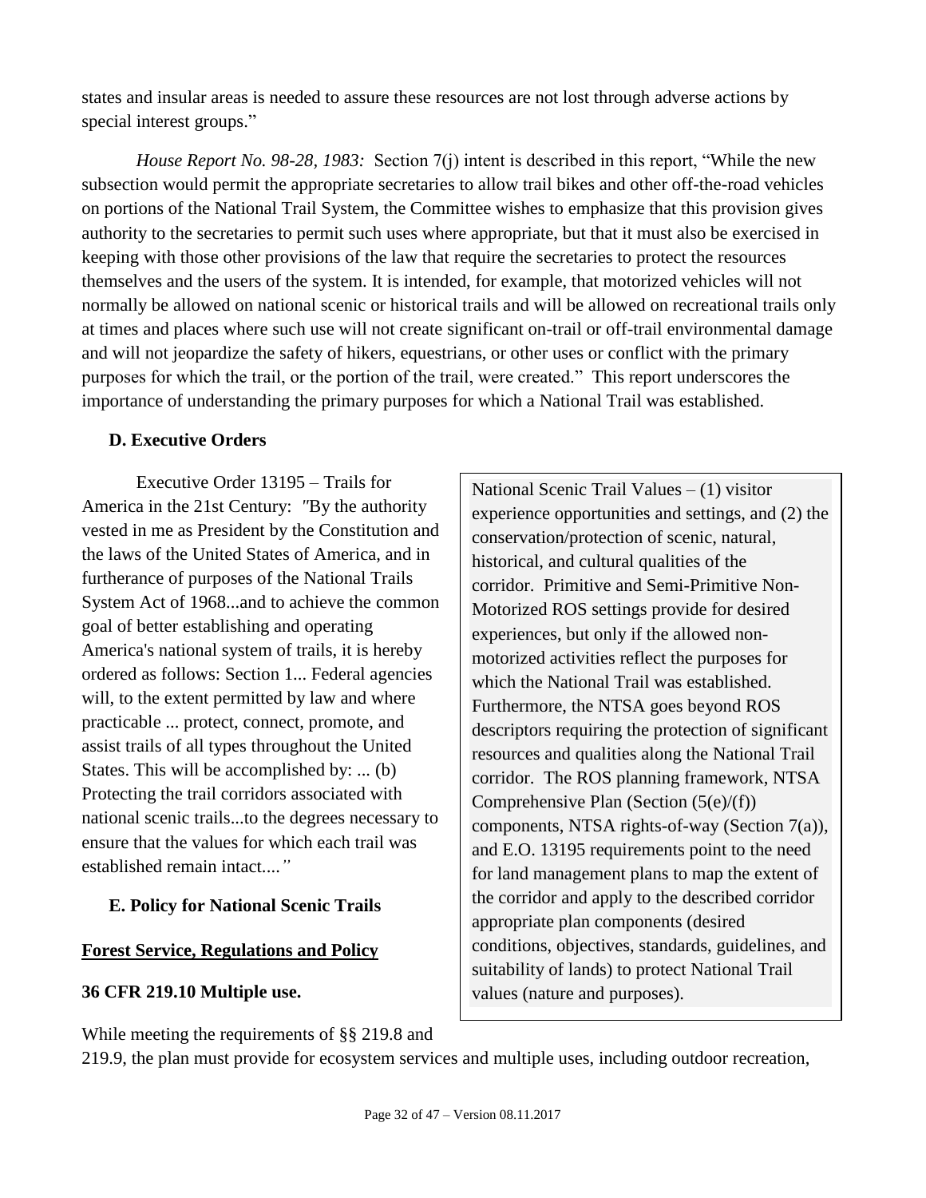states and insular areas is needed to assure these resources are not lost through adverse actions by special interest groups."

*House Report No. 98-28, 1983:* Section 7(j) intent is described in this report, "While the new subsection would permit the appropriate secretaries to allow trail bikes and other off-the-road vehicles on portions of the National Trail System, the Committee wishes to emphasize that this provision gives authority to the secretaries to permit such uses where appropriate, but that it must also be exercised in keeping with those other provisions of the law that require the secretaries to protect the resources themselves and the users of the system. It is intended, for example, that motorized vehicles will not normally be allowed on national scenic or historical trails and will be allowed on recreational trails only at times and places where such use will not create significant on-trail or off-trail environmental damage and will not jeopardize the safety of hikers, equestrians, or other uses or conflict with the primary purposes for which the trail, or the portion of the trail, were created." This report underscores the importance of understanding the primary purposes for which a National Trail was established.

### D. Executive Orders

Executive Order 13195 – Trails for America in the 21st Century: *"*By the authority vested in me as President by the Constitution and the laws of the United States of America, and in furtherance of purposes of the National Trails System Act of 1968...and to achieve the common goal of better establishing and operating America's national system of trails, it is hereby ordered as follows: Section 1... Federal agencies will, to the extent permitted by law and where practicable ... protect, connect, promote, and assist trails of all types throughout the United States. This will be accomplished by: ... (b) Protecting the trail corridors associated with national scenic trails...to the degrees necessary to ensure that the values for which each trail was established remain intact....*"*

> National Scenic Trail Values – (1) visitor experience opportunities and settings, and (2) the conservation/protection of scenic, natural, historical, and cultural qualities of the corridor. Primitive and Semi-Primitive Non-Motorized ROS settings provide for desired experiences, but only if the allowed non-motorized activities reflect the purposes for which the National Trail was established. Furthermore, the NTSA goes beyond ROS descriptors requiring the protection of significant resources and qualities along the National Trail corridor. The ROS planning framework, NTSA Comprehensive Plan (Section (5(e)/(f)) components, NTSA rights-of-way (Section 7(a)), and E.O. 13195 requirements point to the need for land management plans to map the extent of the corridor and apply to the described corridor appropriate plan components (desired conditions, objectives, standards, guidelines, and suitability of lands) to protect National Trail values (nature and purposes).

### E. Policy for National Scenic Trails

**<u>Forest Service, Regulations and Policy</u>**

**36 CFR 219.10 Multiple use.**

While meeting the requirements of §§ 219.8 and 219.9, the plan must provide for ecosystem services and multiple uses, including outdoor recreation,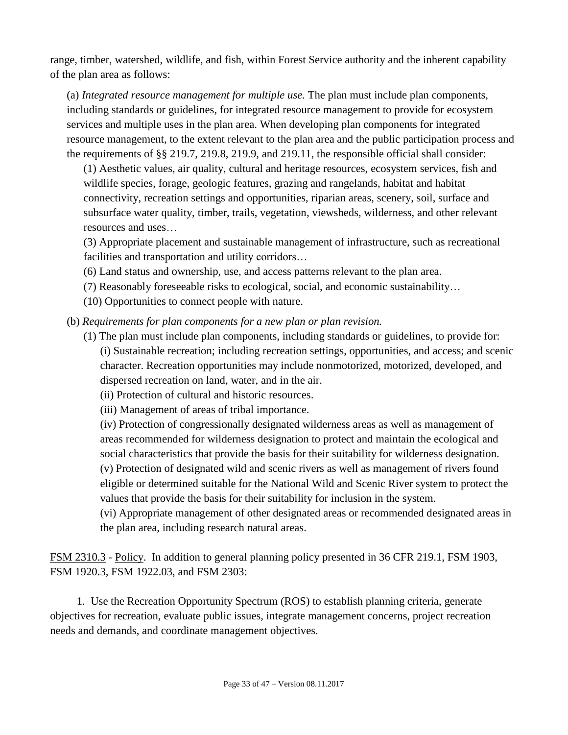range, timber, watershed, wildlife, and fish, within Forest Service authority and the inherent capability of the plan area as follows:

> (a) *Integrated resource management for multiple use.* The plan must include plan components, including standards or guidelines, for integrated resource management to provide for ecosystem services and multiple uses in the plan area. When developing plan components for integrated resource management, to the extent relevant to the plan area and the public participation process and the requirements of §§ 219.7, 219.8, 219.9, and 219.11, the responsible official shall consider:
>
> > (1) Aesthetic values, air quality, cultural and heritage resources, ecosystem services, fish and wildlife species, forage, geologic features, grazing and rangelands, habitat and habitat connectivity, recreation settings and opportunities, riparian areas, scenery, soil, surface and subsurface water quality, timber, trails, vegetation, viewsheds, wilderness, and other relevant resources and uses…
> >
> > (3) Appropriate placement and sustainable management of infrastructure, such as recreational facilities and transportation and utility corridors…
> >
> > (6) Land status and ownership, use, and access patterns relevant to the plan area.
> >
> > (7) Reasonably foreseeable risks to ecological, social, and economic sustainability…
> >
> > (10) Opportunities to connect people with nature.
>
> (b) *Requirements for plan components for a new plan or plan revision.*
>
> > (1) The plan must include plan components, including standards or guidelines, to provide for:
> >
> > > (i) Sustainable recreation; including recreation settings, opportunities, and access; and scenic character. Recreation opportunities may include nonmotorized, motorized, developed, and dispersed recreation on land, water, and in the air.
> > >
> > > (ii) Protection of cultural and historic resources.
> > >
> > > (iii) Management of areas of tribal importance.
> > >
> > > (iv) Protection of congressionally designated wilderness areas as well as management of areas recommended for wilderness designation to protect and maintain the ecological and social characteristics that provide the basis for their suitability for wilderness designation.
> > >
> > > (v) Protection of designated wild and scenic rivers as well as management of rivers found eligible or determined suitable for the National Wild and Scenic River system to protect the values that provide the basis for their suitability for inclusion in the system.
> > >
> > > (vi) Appropriate management of other designated areas or recommended designated areas in the plan area, including research natural areas.

<u>FSM 2310.3</u> - <u>Policy</u>. In addition to general planning policy presented in 36 CFR 219.1, FSM 1903, FSM 1920.3, FSM 1922.03, and FSM 2303:

1. Use the Recreation Opportunity Spectrum (ROS) to establish planning criteria, generate objectives for recreation, evaluate public issues, integrate management concerns, project recreation needs and demands, and coordinate management objectives.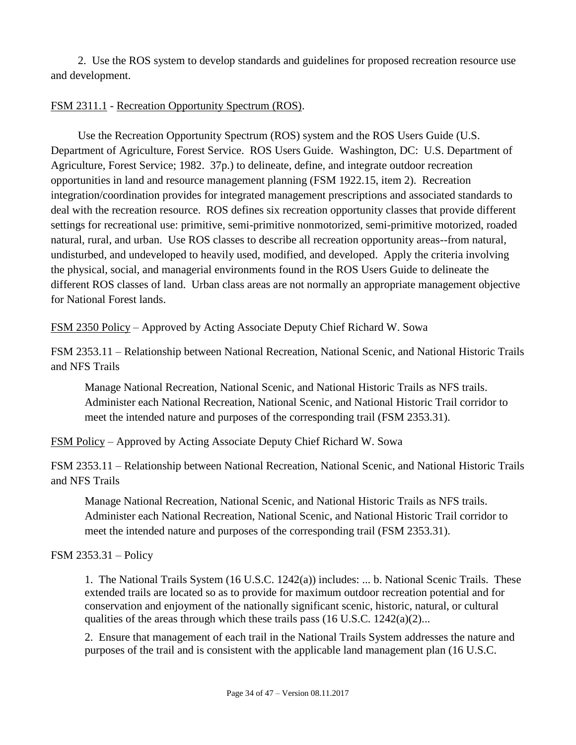2. Use the ROS system to develop standards and guidelines for proposed recreation resource use and development.

<u>FSM 2311.1</u> - <u>Recreation Opportunity Spectrum (ROS)</u>.

Use the Recreation Opportunity Spectrum (ROS) system and the ROS Users Guide (U.S. Department of Agriculture, Forest Service. ROS Users Guide. Washington, DC: U.S. Department of Agriculture, Forest Service; 1982. 37p.) to delineate, define, and integrate outdoor recreation opportunities in land and resource management planning (FSM 1922.15, item 2). Recreation integration/coordination provides for integrated management prescriptions and associated standards to deal with the recreation resource. ROS defines six recreation opportunity classes that provide different settings for recreational use: primitive, semi-primitive nonmotorized, semi-primitive motorized, roaded natural, rural, and urban. Use ROS classes to describe all recreation opportunity areas--from natural, undisturbed, and undeveloped to heavily used, modified, and developed. Apply the criteria involving the physical, social, and managerial environments found in the ROS Users Guide to delineate the different ROS classes of land. Urban class areas are not normally an appropriate management objective for National Forest lands.

<u>FSM 2350 Policy</u> – Approved by Acting Associate Deputy Chief Richard W. Sowa

FSM 2353.11 – Relationship between National Recreation, National Scenic, and National Historic Trails and NFS Trails

> Manage National Recreation, National Scenic, and National Historic Trails as NFS trails. Administer each National Recreation, National Scenic, and National Historic Trail corridor to meet the intended nature and purposes of the corresponding trail (FSM 2353.31).

<u>FSM Policy</u> – Approved by Acting Associate Deputy Chief Richard W. Sowa

FSM 2353.11 – Relationship between National Recreation, National Scenic, and National Historic Trails and NFS Trails

> Manage National Recreation, National Scenic, and National Historic Trails as NFS trails. Administer each National Recreation, National Scenic, and National Historic Trail corridor to meet the intended nature and purposes of the corresponding trail (FSM 2353.31).

FSM 2353.31 – Policy

> 1. The National Trails System (16 U.S.C. 1242(a)) includes: ... b. National Scenic Trails. These extended trails are located so as to provide for maximum outdoor recreation potential and for conservation and enjoyment of the nationally significant scenic, historic, natural, or cultural qualities of the areas through which these trails pass (16 U.S.C. 1242(a)(2)...
>
> 2. Ensure that management of each trail in the National Trails System addresses the nature and purposes of the trail and is consistent with the applicable land management plan (16 U.S.C.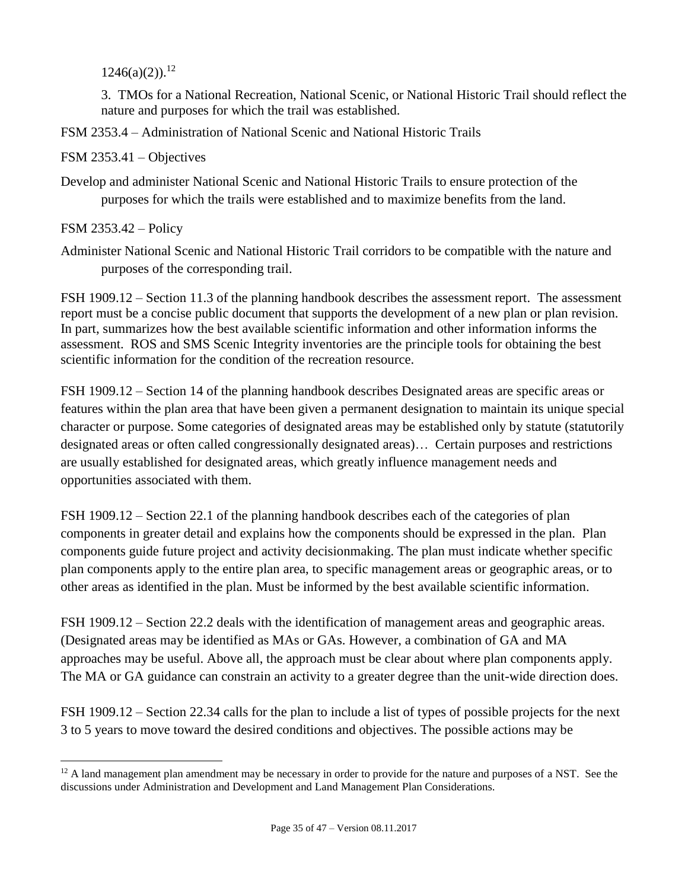1246(a)(2)).[12]

3. TMOs for a National Recreation, National Scenic, or National Historic Trail should reflect the nature and purposes for which the trail was established.

FSM 2353.4 – Administration of National Scenic and National Historic Trails

FSM 2353.41 – Objectives

Develop and administer National Scenic and National Historic Trails to ensure protection of the purposes for which the trails were established and to maximize benefits from the land.

FSM 2353.42 – Policy

Administer National Scenic and National Historic Trail corridors to be compatible with the nature and purposes of the corresponding trail.

FSH 1909.12 – Section 11.3 of the planning handbook describes the assessment report. The assessment report must be a concise public document that supports the development of a new plan or plan revision. In part, summarizes how the best available scientific information and other information informs the assessment. ROS and SMS Scenic Integrity inventories are the principle tools for obtaining the best scientific information for the condition of the recreation resource.

FSH 1909.12 – Section 14 of the planning handbook describes Designated areas are specific areas or features within the plan area that have been given a permanent designation to maintain its unique special character or purpose. Some categories of designated areas may be established only by statute (statutorily designated areas or often called congressionally designated areas)… Certain purposes and restrictions are usually established for designated areas, which greatly influence management needs and opportunities associated with them.

FSH 1909.12 – Section 22.1 of the planning handbook describes each of the categories of plan components in greater detail and explains how the components should be expressed in the plan. Plan components guide future project and activity decisionmaking. The plan must indicate whether specific plan components apply to the entire plan area, to specific management areas or geographic areas, or to other areas as identified in the plan. Must be informed by the best available scientific information.

FSH 1909.12 – Section 22.2 deals with the identification of management areas and geographic areas. (Designated areas may be identified as MAs or GAs. However, a combination of GA and MA approaches may be useful. Above all, the approach must be clear about where plan components apply. The MA or GA guidance can constrain an activity to a greater degree than the unit-wide direction does.

FSH 1909.12 – Section 22.34 calls for the plan to include a list of types of possible projects for the next 3 to 5 years to move toward the desired conditions and objectives. The possible actions may be

[12] A land management plan amendment may be necessary in order to provide for the nature and purposes of a NST. See the discussions under Administration and Development and Land Management Plan Considerations.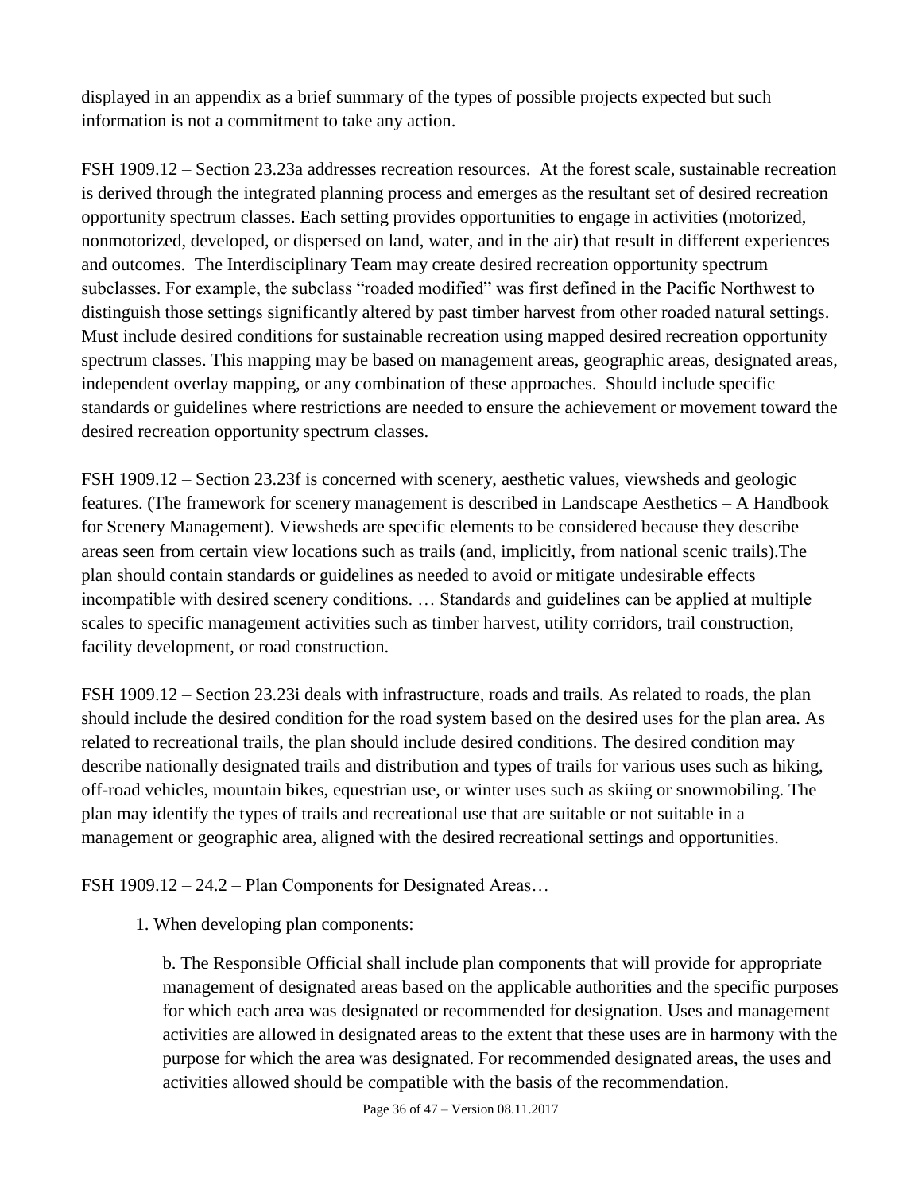displayed in an appendix as a brief summary of the types of possible projects expected but such information is not a commitment to take any action.

FSH 1909.12 – Section 23.23a addresses recreation resources. At the forest scale, sustainable recreation is derived through the integrated planning process and emerges as the resultant set of desired recreation opportunity spectrum classes. Each setting provides opportunities to engage in activities (motorized, nonmotorized, developed, or dispersed on land, water, and in the air) that result in different experiences and outcomes. The Interdisciplinary Team may create desired recreation opportunity spectrum subclasses. For example, the subclass "roaded modified" was first defined in the Pacific Northwest to distinguish those settings significantly altered by past timber harvest from other roaded natural settings. Must include desired conditions for sustainable recreation using mapped desired recreation opportunity spectrum classes. This mapping may be based on management areas, geographic areas, designated areas, independent overlay mapping, or any combination of these approaches. Should include specific standards or guidelines where restrictions are needed to ensure the achievement or movement toward the desired recreation opportunity spectrum classes.

FSH 1909.12 – Section 23.23f is concerned with scenery, aesthetic values, viewsheds and geologic features. (The framework for scenery management is described in Landscape Aesthetics – A Handbook for Scenery Management). Viewsheds are specific elements to be considered because they describe areas seen from certain view locations such as trails (and, implicitly, from national scenic trails).The plan should contain standards or guidelines as needed to avoid or mitigate undesirable effects incompatible with desired scenery conditions. … Standards and guidelines can be applied at multiple scales to specific management activities such as timber harvest, utility corridors, trail construction, facility development, or road construction.

FSH 1909.12 – Section 23.23i deals with infrastructure, roads and trails. As related to roads, the plan should include the desired condition for the road system based on the desired uses for the plan area. As related to recreational trails, the plan should include desired conditions. The desired condition may describe nationally designated trails and distribution and types of trails for various uses such as hiking, off-road vehicles, mountain bikes, equestrian use, or winter uses such as skiing or snowmobiling. The plan may identify the types of trails and recreational use that are suitable or not suitable in a management or geographic area, aligned with the desired recreational settings and opportunities.

FSH 1909.12 – 24.2 – Plan Components for Designated Areas…

1. When developing plan components:

   b. The Responsible Official shall include plan components that will provide for appropriate management of designated areas based on the applicable authorities and the specific purposes for which each area was designated or recommended for designation. Uses and management activities are allowed in designated areas to the extent that these uses are in harmony with the purpose for which the area was designated. For recommended designated areas, the uses and activities allowed should be compatible with the basis of the recommendation.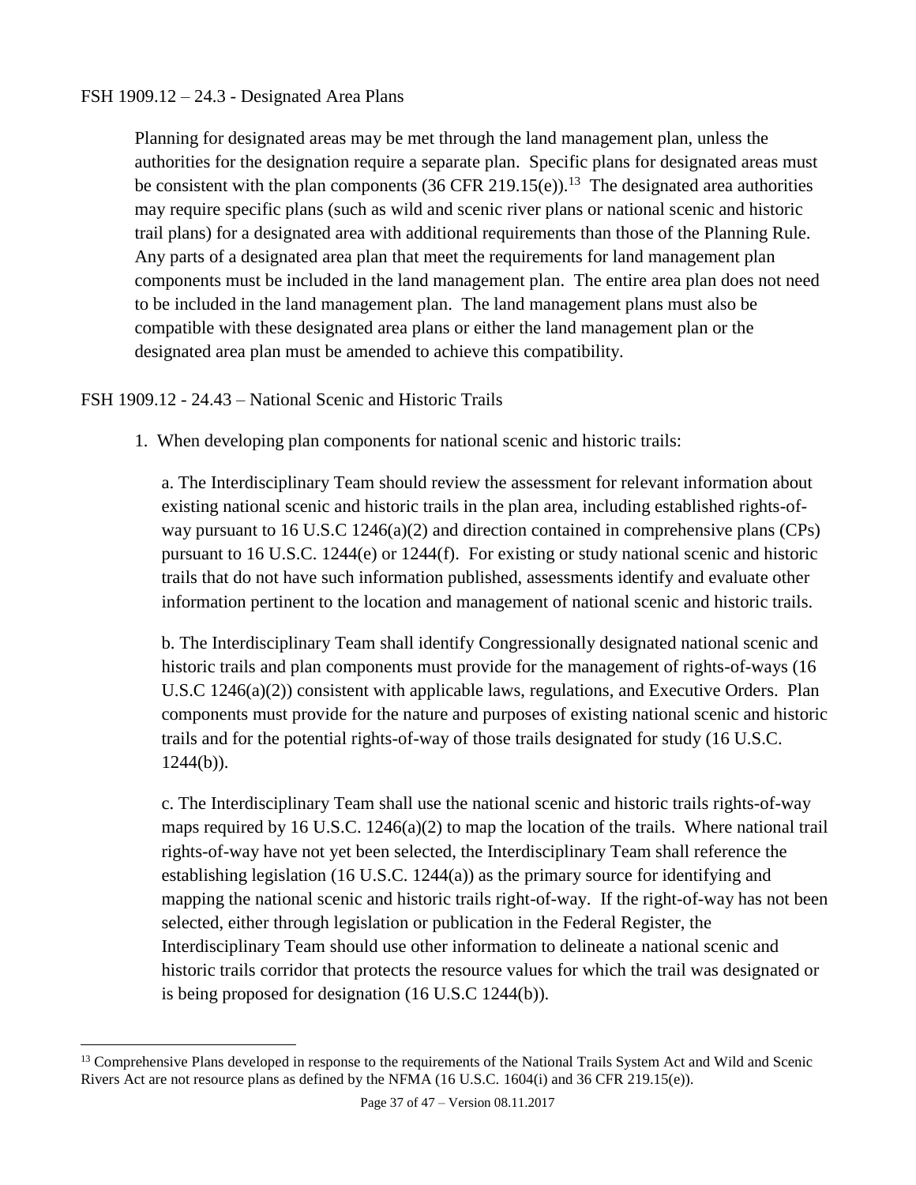FSH 1909.12 – 24.3 - Designated Area Plans

Planning for designated areas may be met through the land management plan, unless the authorities for the designation require a separate plan. Specific plans for designated areas must be consistent with the plan components (36 CFR 219.15(e)).[13] The designated area authorities may require specific plans (such as wild and scenic river plans or national scenic and historic trail plans) for a designated area with additional requirements than those of the Planning Rule. Any parts of a designated area plan that meet the requirements for land management plan components must be included in the land management plan. The entire area plan does not need to be included in the land management plan. The land management plans must also be compatible with these designated area plans or either the land management plan or the designated area plan must be amended to achieve this compatibility.

FSH 1909.12 - 24.43 – National Scenic and Historic Trails

1. When developing plan components for national scenic and historic trails:

   a. The Interdisciplinary Team should review the assessment for relevant information about existing national scenic and historic trails in the plan area, including established rights-of-way pursuant to 16 U.S.C 1246(a)(2) and direction contained in comprehensive plans (CPs) pursuant to 16 U.S.C. 1244(e) or 1244(f). For existing or study national scenic and historic trails that do not have such information published, assessments identify and evaluate other information pertinent to the location and management of national scenic and historic trails.

   b. The Interdisciplinary Team shall identify Congressionally designated national scenic and historic trails and plan components must provide for the management of rights-of-ways (16 U.S.C 1246(a)(2)) consistent with applicable laws, regulations, and Executive Orders. Plan components must provide for the nature and purposes of existing national scenic and historic trails and for the potential rights-of-way of those trails designated for study (16 U.S.C. 1244(b)).

   c. The Interdisciplinary Team shall use the national scenic and historic trails rights-of-way maps required by 16 U.S.C. 1246(a)(2) to map the location of the trails. Where national trail rights-of-way have not yet been selected, the Interdisciplinary Team shall reference the establishing legislation (16 U.S.C. 1244(a)) as the primary source for identifying and mapping the national scenic and historic trails right-of-way. If the right-of-way has not been selected, either through legislation or publication in the Federal Register, the Interdisciplinary Team should use other information to delineate a national scenic and historic trails corridor that protects the resource values for which the trail was designated or is being proposed for designation (16 U.S.C 1244(b)).

---

[13] Comprehensive Plans developed in response to the requirements of the National Trails System Act and Wild and Scenic Rivers Act are not resource plans as defined by the NFMA (16 U.S.C. 1604(i) and 36 CFR 219.15(e)).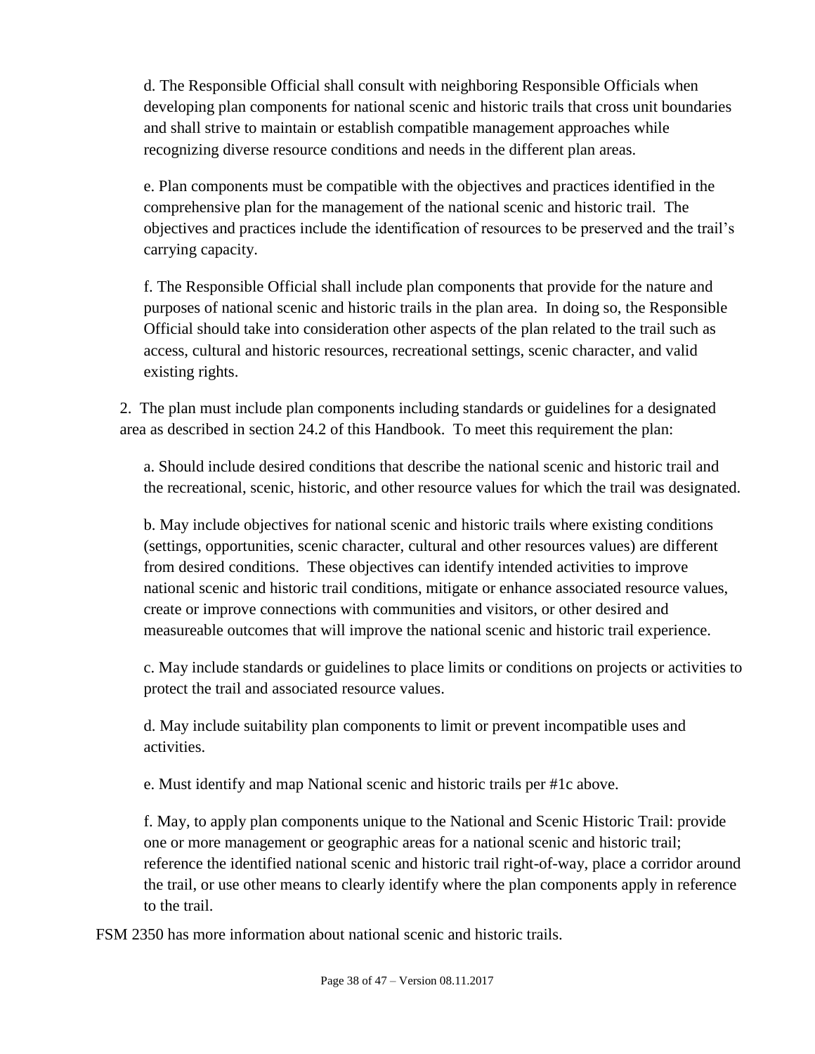d. The Responsible Official shall consult with neighboring Responsible Officials when developing plan components for national scenic and historic trails that cross unit boundaries and shall strive to maintain or establish compatible management approaches while recognizing diverse resource conditions and needs in the different plan areas.

e. Plan components must be compatible with the objectives and practices identified in the comprehensive plan for the management of the national scenic and historic trail. The objectives and practices include the identification of resources to be preserved and the trail's carrying capacity.

f. The Responsible Official shall include plan components that provide for the nature and purposes of national scenic and historic trails in the plan area. In doing so, the Responsible Official should take into consideration other aspects of the plan related to the trail such as access, cultural and historic resources, recreational settings, scenic character, and valid existing rights.

2. The plan must include plan components including standards or guidelines for a designated area as described in section 24.2 of this Handbook. To meet this requirement the plan:

a. Should include desired conditions that describe the national scenic and historic trail and the recreational, scenic, historic, and other resource values for which the trail was designated.

b. May include objectives for national scenic and historic trails where existing conditions (settings, opportunities, scenic character, cultural and other resources values) are different from desired conditions. These objectives can identify intended activities to improve national scenic and historic trail conditions, mitigate or enhance associated resource values, create or improve connections with communities and visitors, or other desired and measureable outcomes that will improve the national scenic and historic trail experience.

c. May include standards or guidelines to place limits or conditions on projects or activities to protect the trail and associated resource values.

d. May include suitability plan components to limit or prevent incompatible uses and activities.

e. Must identify and map National scenic and historic trails per #1c above.

f. May, to apply plan components unique to the National and Scenic Historic Trail: provide one or more management or geographic areas for a national scenic and historic trail; reference the identified national scenic and historic trail right-of-way, place a corridor around the trail, or use other means to clearly identify where the plan components apply in reference to the trail.

FSM 2350 has more information about national scenic and historic trails.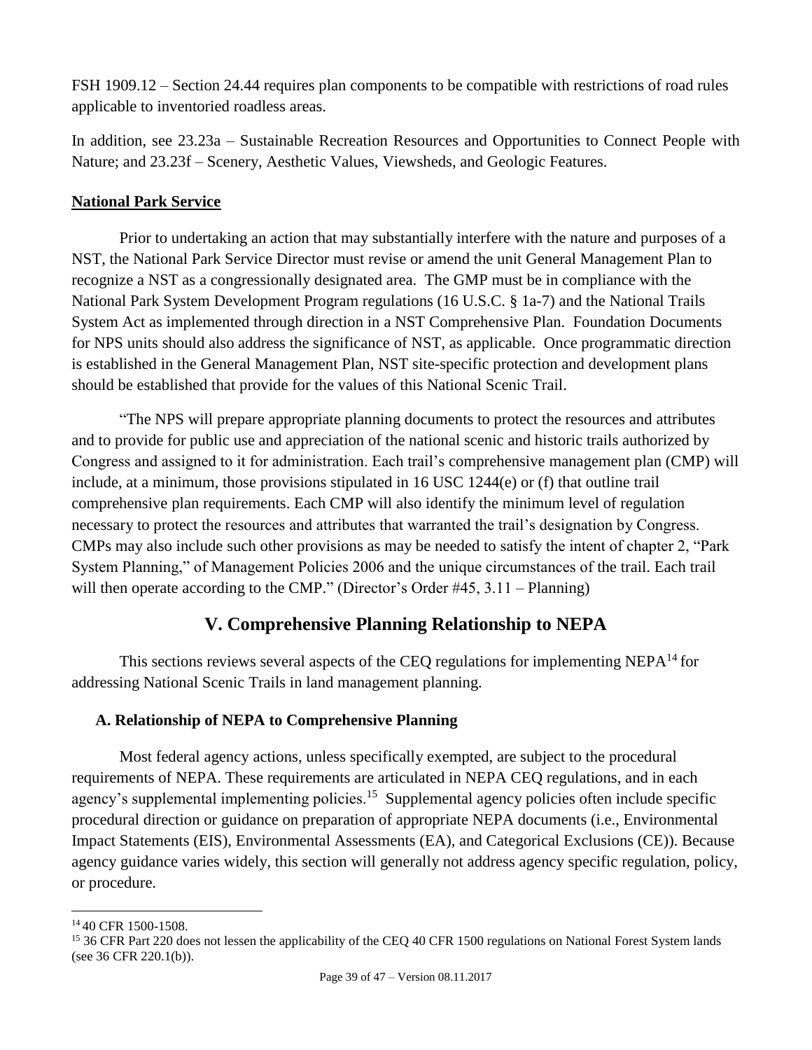FSH 1909.12 – Section 24.44 requires plan components to be compatible with restrictions of road rules applicable to inventoried roadless areas.

In addition, see 23.23a – Sustainable Recreation Resources and Opportunities to Connect People with Nature; and 23.23f – Scenery, Aesthetic Values, Viewsheds, and Geologic Features.

**National Park Service**

Prior to undertaking an action that may substantially interfere with the nature and purposes of a NST, the National Park Service Director must revise or amend the unit General Management Plan to recognize a NST as a congressionally designated area. The GMP must be in compliance with the National Park System Development Program regulations (16 U.S.C. § 1a-7) and the National Trails System Act as implemented through direction in a NST Comprehensive Plan. Foundation Documents for NPS units should also address the significance of NST, as applicable. Once programmatic direction is established in the General Management Plan, NST site-specific protection and development plans should be established that provide for the values of this National Scenic Trail.

"The NPS will prepare appropriate planning documents to protect the resources and attributes and to provide for public use and appreciation of the national scenic and historic trails authorized by Congress and assigned to it for administration. Each trail's comprehensive management plan (CMP) will include, at a minimum, those provisions stipulated in 16 USC 1244(e) or (f) that outline trail comprehensive plan requirements. Each CMP will also identify the minimum level of regulation necessary to protect the resources and attributes that warranted the trail's designation by Congress. CMPs may also include such other provisions as may be needed to satisfy the intent of chapter 2, "Park System Planning," of Management Policies 2006 and the unique circumstances of the trail. Each trail will then operate according to the CMP." (Director's Order #45, 3.11 – Planning)

## V. Comprehensive Planning Relationship to NEPA

This sections reviews several aspects of the CEQ regulations for implementing NEPA[14] for addressing National Scenic Trails in land management planning.

### A. Relationship of NEPA to Comprehensive Planning

Most federal agency actions, unless specifically exempted, are subject to the procedural requirements of NEPA. These requirements are articulated in NEPA CEQ regulations, and in each agency's supplemental implementing policies.[15] Supplemental agency policies often include specific procedural direction or guidance on preparation of appropriate NEPA documents (i.e., Environmental Impact Statements (EIS), Environmental Assessments (EA), and Categorical Exclusions (CE)). Because agency guidance varies widely, this section will generally not address agency specific regulation, policy, or procedure.

[14] 40 CFR 1500-1508.

[15] 36 CFR Part 220 does not lessen the applicability of the CEQ 40 CFR 1500 regulations on National Forest System lands (see 36 CFR 220.1(b)).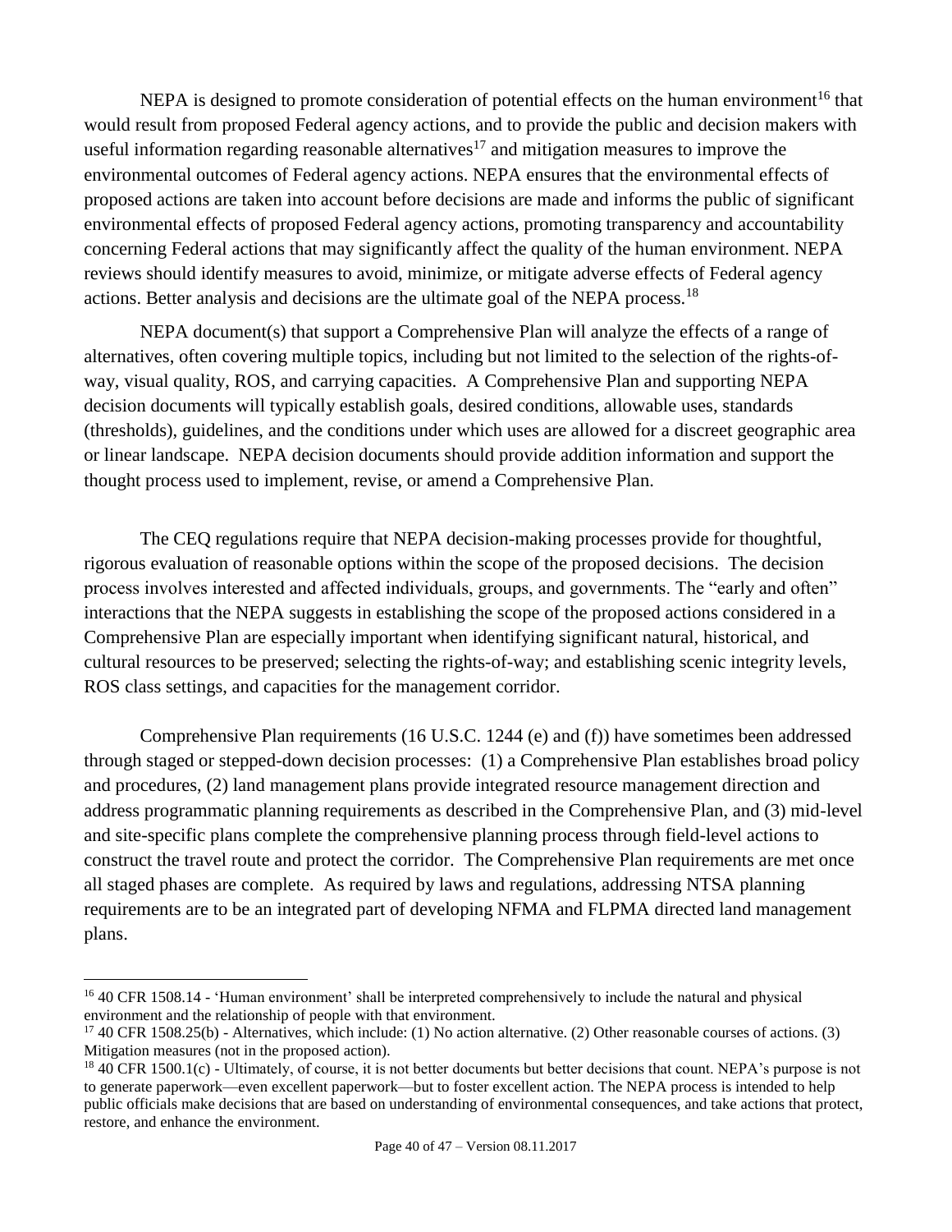NEPA is designed to promote consideration of potential effects on the human environment[16] that would result from proposed Federal agency actions, and to provide the public and decision makers with useful information regarding reasonable alternatives[17] and mitigation measures to improve the environmental outcomes of Federal agency actions. NEPA ensures that the environmental effects of proposed actions are taken into account before decisions are made and informs the public of significant environmental effects of proposed Federal agency actions, promoting transparency and accountability concerning Federal actions that may significantly affect the quality of the human environment. NEPA reviews should identify measures to avoid, minimize, or mitigate adverse effects of Federal agency actions. Better analysis and decisions are the ultimate goal of the NEPA process.[18]

NEPA document(s) that support a Comprehensive Plan will analyze the effects of a range of alternatives, often covering multiple topics, including but not limited to the selection of the rights-of-way, visual quality, ROS, and carrying capacities. A Comprehensive Plan and supporting NEPA decision documents will typically establish goals, desired conditions, allowable uses, standards (thresholds), guidelines, and the conditions under which uses are allowed for a discreet geographic area or linear landscape. NEPA decision documents should provide addition information and support the thought process used to implement, revise, or amend a Comprehensive Plan.

The CEQ regulations require that NEPA decision-making processes provide for thoughtful, rigorous evaluation of reasonable options within the scope of the proposed decisions. The decision process involves interested and affected individuals, groups, and governments. The "early and often" interactions that the NEPA suggests in establishing the scope of the proposed actions considered in a Comprehensive Plan are especially important when identifying significant natural, historical, and cultural resources to be preserved; selecting the rights-of-way; and establishing scenic integrity levels, ROS class settings, and capacities for the management corridor.

Comprehensive Plan requirements (16 U.S.C. 1244 (e) and (f)) have sometimes been addressed through staged or stepped-down decision processes: (1) a Comprehensive Plan establishes broad policy and procedures, (2) land management plans provide integrated resource management direction and address programmatic planning requirements as described in the Comprehensive Plan, and (3) mid-level and site-specific plans complete the comprehensive planning process through field-level actions to construct the travel route and protect the corridor. The Comprehensive Plan requirements are met once all staged phases are complete. As required by laws and regulations, addressing NTSA planning requirements are to be an integrated part of developing NFMA and FLPMA directed land management plans.

---

[16] 40 CFR 1508.14 - 'Human environment' shall be interpreted comprehensively to include the natural and physical environment and the relationship of people with that environment.

[17] 40 CFR 1508.25(b) - Alternatives, which include: (1) No action alternative. (2) Other reasonable courses of actions. (3) Mitigation measures (not in the proposed action).

[18] 40 CFR 1500.1(c) - Ultimately, of course, it is not better documents but better decisions that count. NEPA's purpose is not to generate paperwork—even excellent paperwork—but to foster excellent action. The NEPA process is intended to help public officials make decisions that are based on understanding of environmental consequences, and take actions that protect, restore, and enhance the environment.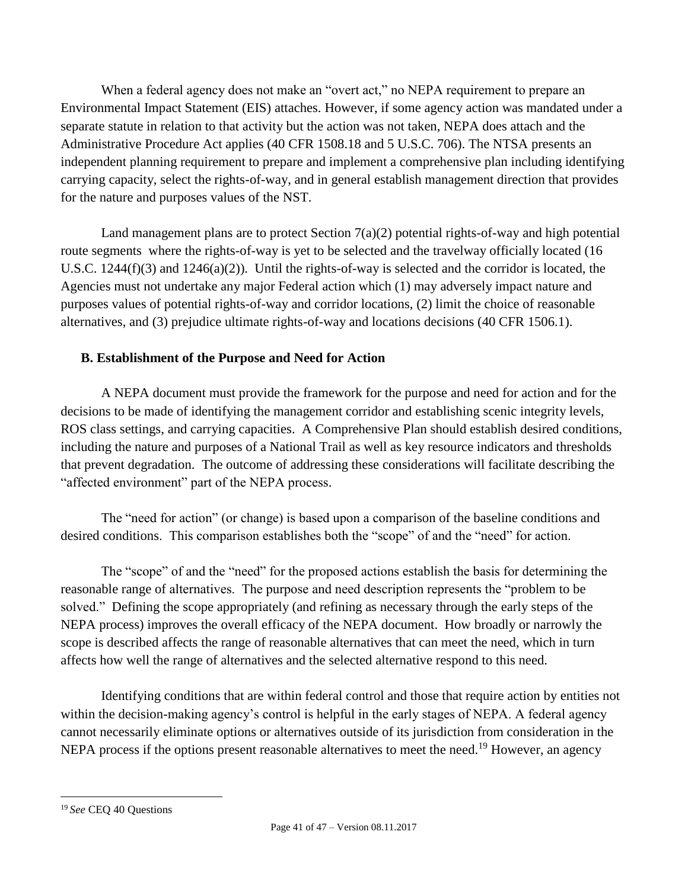When a federal agency does not make an "overt act," no NEPA requirement to prepare an Environmental Impact Statement (EIS) attaches. However, if some agency action was mandated under a separate statute in relation to that activity but the action was not taken, NEPA does attach and the Administrative Procedure Act applies (40 CFR 1508.18 and 5 U.S.C. 706). The NTSA presents an independent planning requirement to prepare and implement a comprehensive plan including identifying carrying capacity, select the rights-of-way, and in general establish management direction that provides for the nature and purposes values of the NST.

Land management plans are to protect Section 7(a)(2) potential rights-of-way and high potential route segments where the rights-of-way is yet to be selected and the travelway officially located (16 U.S.C. 1244(f)(3) and 1246(a)(2)). Until the rights-of-way is selected and the corridor is located, the Agencies must not undertake any major Federal action which (1) may adversely impact nature and purposes values of potential rights-of-way and corridor locations, (2) limit the choice of reasonable alternatives, and (3) prejudice ultimate rights-of-way and locations decisions (40 CFR 1506.1).

### B. Establishment of the Purpose and Need for Action

A NEPA document must provide the framework for the purpose and need for action and for the decisions to be made of identifying the management corridor and establishing scenic integrity levels, ROS class settings, and carrying capacities. A Comprehensive Plan should establish desired conditions, including the nature and purposes of a National Trail as well as key resource indicators and thresholds that prevent degradation. The outcome of addressing these considerations will facilitate describing the "affected environment" part of the NEPA process.

The "need for action" (or change) is based upon a comparison of the baseline conditions and desired conditions. This comparison establishes both the "scope" of and the "need" for action.

The "scope" of and the "need" for the proposed actions establish the basis for determining the reasonable range of alternatives. The purpose and need description represents the "problem to be solved." Defining the scope appropriately (and refining as necessary through the early steps of the NEPA process) improves the overall efficacy of the NEPA document. How broadly or narrowly the scope is described affects the range of reasonable alternatives that can meet the need, which in turn affects how well the range of alternatives and the selected alternative respond to this need.

Identifying conditions that are within federal control and those that require action by entities not within the decision-making agency's control is helpful in the early stages of NEPA. A federal agency cannot necessarily eliminate options or alternatives outside of its jurisdiction from consideration in the NEPA process if the options present reasonable alternatives to meet the need.[19] However, an agency

[19] *See* CEQ 40 Questions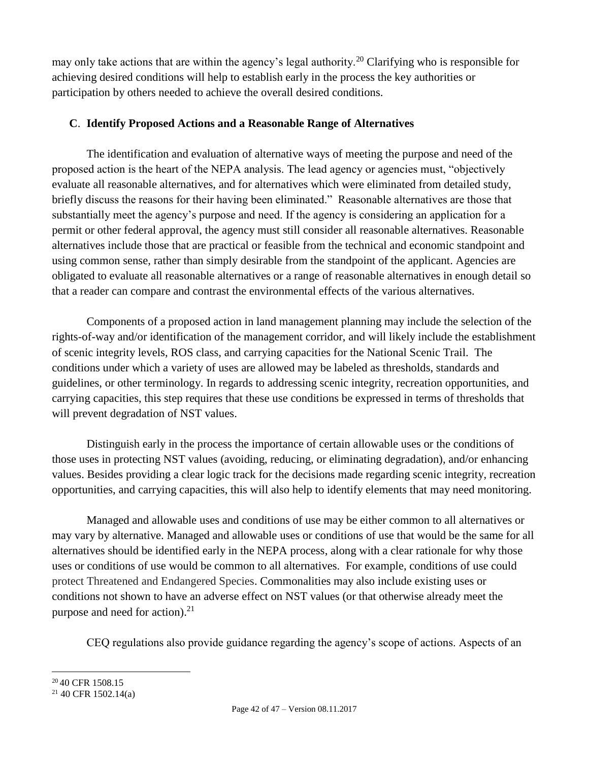may only take actions that are within the agency's legal authority.[20] Clarifying who is responsible for achieving desired conditions will help to establish early in the process the key authorities or participation by others needed to achieve the overall desired conditions.

### C. Identify Proposed Actions and a Reasonable Range of Alternatives

The identification and evaluation of alternative ways of meeting the purpose and need of the proposed action is the heart of the NEPA analysis. The lead agency or agencies must, "objectively evaluate all reasonable alternatives, and for alternatives which were eliminated from detailed study, briefly discuss the reasons for their having been eliminated." Reasonable alternatives are those that substantially meet the agency's purpose and need. If the agency is considering an application for a permit or other federal approval, the agency must still consider all reasonable alternatives. Reasonable alternatives include those that are practical or feasible from the technical and economic standpoint and using common sense, rather than simply desirable from the standpoint of the applicant. Agencies are obligated to evaluate all reasonable alternatives or a range of reasonable alternatives in enough detail so that a reader can compare and contrast the environmental effects of the various alternatives.

Components of a proposed action in land management planning may include the selection of the rights-of-way and/or identification of the management corridor, and will likely include the establishment of scenic integrity levels, ROS class, and carrying capacities for the National Scenic Trail. The conditions under which a variety of uses are allowed may be labeled as thresholds, standards and guidelines, or other terminology. In regards to addressing scenic integrity, recreation opportunities, and carrying capacities, this step requires that these use conditions be expressed in terms of thresholds that will prevent degradation of NST values.

Distinguish early in the process the importance of certain allowable uses or the conditions of those uses in protecting NST values (avoiding, reducing, or eliminating degradation), and/or enhancing values. Besides providing a clear logic track for the decisions made regarding scenic integrity, recreation opportunities, and carrying capacities, this will also help to identify elements that may need monitoring.

Managed and allowable uses and conditions of use may be either common to all alternatives or may vary by alternative. Managed and allowable uses or conditions of use that would be the same for all alternatives should be identified early in the NEPA process, along with a clear rationale for why those uses or conditions of use would be common to all alternatives. For example, conditions of use could protect Threatened and Endangered Species. Commonalities may also include existing uses or conditions not shown to have an adverse effect on NST values (or that otherwise already meet the purpose and need for action).[21]

CEQ regulations also provide guidance regarding the agency's scope of actions. Aspects of an

---

[20] 40 CFR 1508.15

[21] 40 CFR 1502.14(a)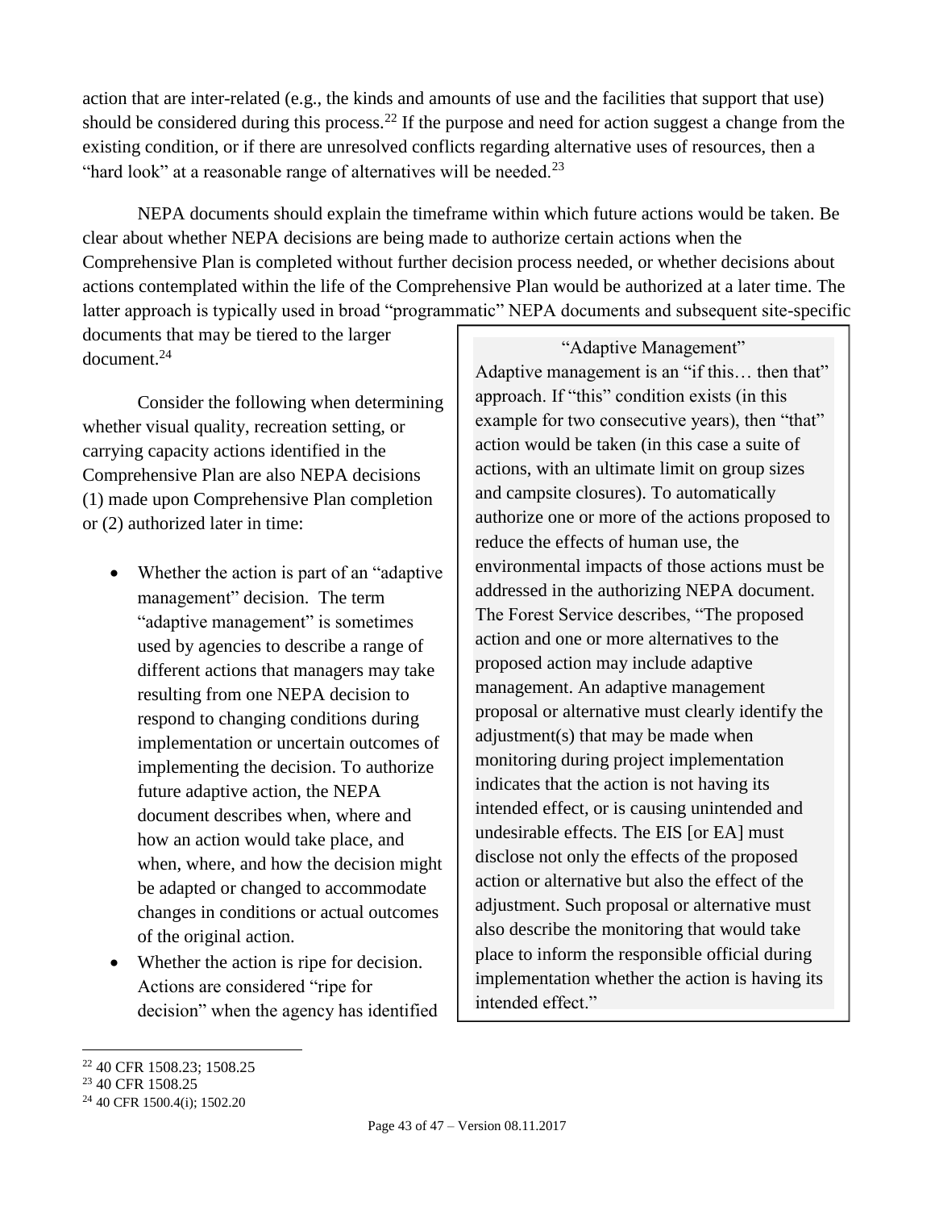action that are inter-related (e.g., the kinds and amounts of use and the facilities that support that use) should be considered during this process.[22] If the purpose and need for action suggest a change from the existing condition, or if there are unresolved conflicts regarding alternative uses of resources, then a "hard look" at a reasonable range of alternatives will be needed.[23]

NEPA documents should explain the timeframe within which future actions would be taken. Be clear about whether NEPA decisions are being made to authorize certain actions when the Comprehensive Plan is completed without further decision process needed, or whether decisions about actions contemplated within the life of the Comprehensive Plan would be authorized at a later time. The latter approach is typically used in broad "programmatic" NEPA documents and subsequent site-specific documents that may be tiered to the larger document.[24]

Consider the following when determining whether visual quality, recreation setting, or carrying capacity actions identified in the Comprehensive Plan are also NEPA decisions (1) made upon Comprehensive Plan completion or (2) authorized later in time:

- Whether the action is part of an "adaptive management" decision. The term "adaptive management" is sometimes used by agencies to describe a range of different actions that managers may take resulting from one NEPA decision to respond to changing conditions during implementation or uncertain outcomes of implementing the decision. To authorize future adaptive action, the NEPA document describes when, where and how an action would take place, and when, where, and how the decision might be adapted or changed to accommodate changes in conditions or actual outcomes of the original action.
- Whether the action is ripe for decision. Actions are considered "ripe for decision" when the agency has identified

> **"Adaptive Management"**
>
> Adaptive management is an "if this… then that" approach. If "this" condition exists (in this example for two consecutive years), then "that" action would be taken (in this case a suite of actions, with an ultimate limit on group sizes and campsite closures). To automatically authorize one or more of the actions proposed to reduce the effects of human use, the environmental impacts of those actions must be addressed in the authorizing NEPA document. The Forest Service describes, "The proposed action and one or more alternatives to the proposed action may include adaptive management. An adaptive management proposal or alternative must clearly identify the adjustment(s) that may be made when monitoring during project implementation indicates that the action is not having its intended effect, or is causing unintended and undesirable effects. The EIS [or EA] must disclose not only the effects of the proposed action or alternative but also the effect of the adjustment. Such proposal or alternative must also describe the monitoring that would take place to inform the responsible official during implementation whether the action is having its intended effect."

---

[22] 40 CFR 1508.23; 1508.25

[23] 40 CFR 1508.25

[24] 40 CFR 1500.4(i); 1502.20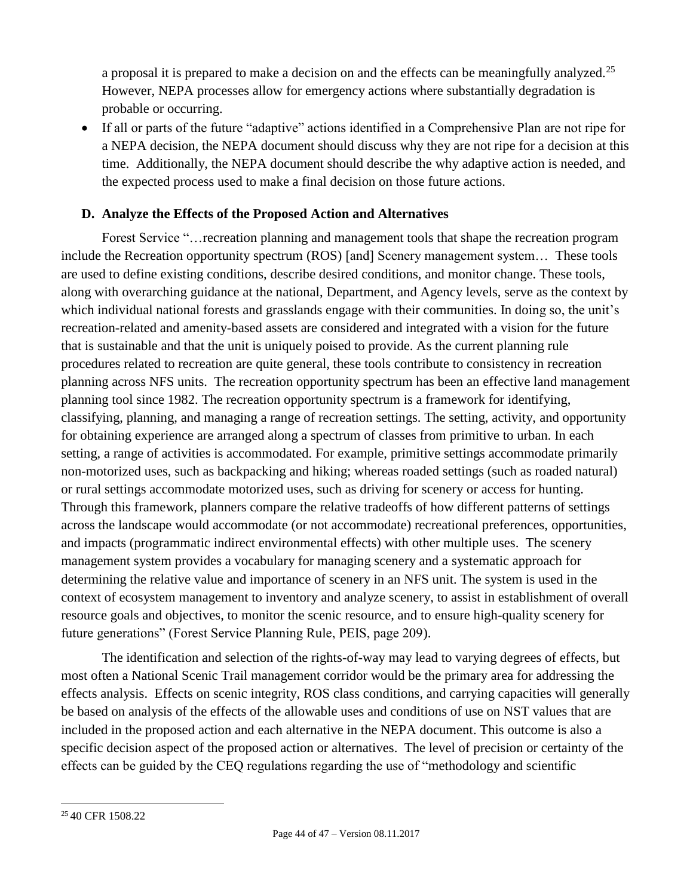a proposal it is prepared to make a decision on and the effects can be meaningfully analyzed.[25] However, NEPA processes allow for emergency actions where substantially degradation is probable or occurring.

- If all or parts of the future "adaptive" actions identified in a Comprehensive Plan are not ripe for a NEPA decision, the NEPA document should discuss why they are not ripe for a decision at this time. Additionally, the NEPA document should describe the why adaptive action is needed, and the expected process used to make a final decision on those future actions.

### D. Analyze the Effects of the Proposed Action and Alternatives

Forest Service "…recreation planning and management tools that shape the recreation program include the Recreation opportunity spectrum (ROS) [and] Scenery management system… These tools are used to define existing conditions, describe desired conditions, and monitor change. These tools, along with overarching guidance at the national, Department, and Agency levels, serve as the context by which individual national forests and grasslands engage with their communities. In doing so, the unit's recreation-related and amenity-based assets are considered and integrated with a vision for the future that is sustainable and that the unit is uniquely poised to provide. As the current planning rule procedures related to recreation are quite general, these tools contribute to consistency in recreation planning across NFS units. The recreation opportunity spectrum has been an effective land management planning tool since 1982. The recreation opportunity spectrum is a framework for identifying, classifying, planning, and managing a range of recreation settings. The setting, activity, and opportunity for obtaining experience are arranged along a spectrum of classes from primitive to urban. In each setting, a range of activities is accommodated. For example, primitive settings accommodate primarily non-motorized uses, such as backpacking and hiking; whereas roaded settings (such as roaded natural) or rural settings accommodate motorized uses, such as driving for scenery or access for hunting. Through this framework, planners compare the relative tradeoffs of how different patterns of settings across the landscape would accommodate (or not accommodate) recreational preferences, opportunities, and impacts (programmatic indirect environmental effects) with other multiple uses. The scenery management system provides a vocabulary for managing scenery and a systematic approach for determining the relative value and importance of scenery in an NFS unit. The system is used in the context of ecosystem management to inventory and analyze scenery, to assist in establishment of overall resource goals and objectives, to monitor the scenic resource, and to ensure high-quality scenery for future generations" (Forest Service Planning Rule, PEIS, page 209).

The identification and selection of the rights-of-way may lead to varying degrees of effects, but most often a National Scenic Trail management corridor would be the primary area for addressing the effects analysis. Effects on scenic integrity, ROS class conditions, and carrying capacities will generally be based on analysis of the effects of the allowable uses and conditions of use on NST values that are included in the proposed action and each alternative in the NEPA document. This outcome is also a specific decision aspect of the proposed action or alternatives. The level of precision or certainty of the effects can be guided by the CEQ regulations regarding the use of "methodology and scientific

[25] 40 CFR 1508.22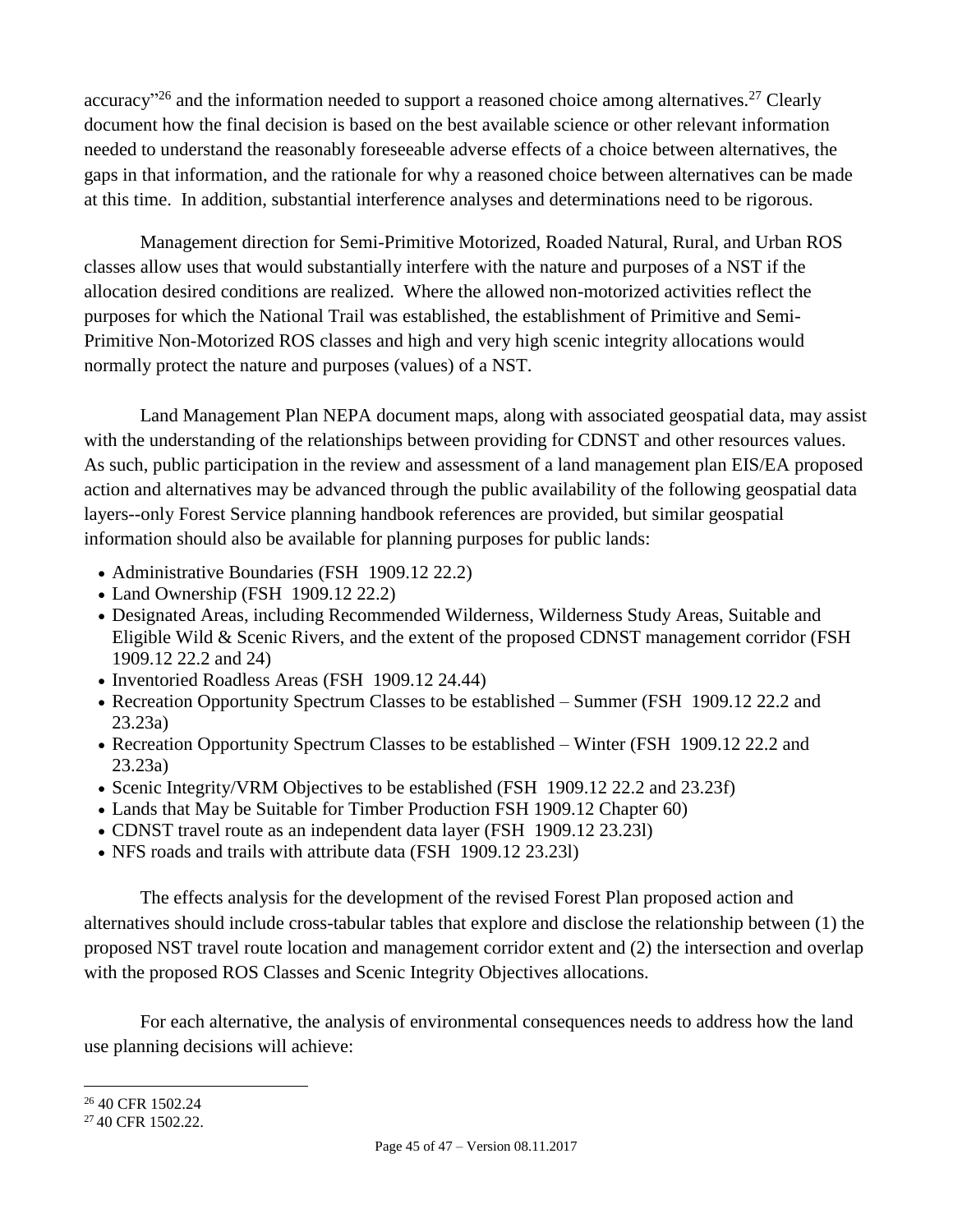accuracy"[26] and the information needed to support a reasoned choice among alternatives.[27] Clearly document how the final decision is based on the best available science or other relevant information needed to understand the reasonably foreseeable adverse effects of a choice between alternatives, the gaps in that information, and the rationale for why a reasoned choice between alternatives can be made at this time. In addition, substantial interference analyses and determinations need to be rigorous.

Management direction for Semi-Primitive Motorized, Roaded Natural, Rural, and Urban ROS classes allow uses that would substantially interfere with the nature and purposes of a NST if the allocation desired conditions are realized. Where the allowed non-motorized activities reflect the purposes for which the National Trail was established, the establishment of Primitive and Semi-Primitive Non-Motorized ROS classes and high and very high scenic integrity allocations would normally protect the nature and purposes (values) of a NST.

Land Management Plan NEPA document maps, along with associated geospatial data, may assist with the understanding of the relationships between providing for CDNST and other resources values. As such, public participation in the review and assessment of a land management plan EIS/EA proposed action and alternatives may be advanced through the public availability of the following geospatial data layers--only Forest Service planning handbook references are provided, but similar geospatial information should also be available for planning purposes for public lands:

- Administrative Boundaries (FSH 1909.12 22.2)
- Land Ownership (FSH 1909.12 22.2)
- Designated Areas, including Recommended Wilderness, Wilderness Study Areas, Suitable and Eligible Wild & Scenic Rivers, and the extent of the proposed CDNST management corridor (FSH 1909.12 22.2 and 24)
- Inventoried Roadless Areas (FSH 1909.12 24.44)
- Recreation Opportunity Spectrum Classes to be established – Summer (FSH 1909.12 22.2 and 23.23a)
- Recreation Opportunity Spectrum Classes to be established – Winter (FSH 1909.12 22.2 and 23.23a)
- Scenic Integrity/VRM Objectives to be established (FSH 1909.12 22.2 and 23.23f)
- Lands that May be Suitable for Timber Production FSH 1909.12 Chapter 60)
- CDNST travel route as an independent data layer (FSH 1909.12 23.23l)
- NFS roads and trails with attribute data (FSH 1909.12 23.23l)

The effects analysis for the development of the revised Forest Plan proposed action and alternatives should include cross-tabular tables that explore and disclose the relationship between (1) the proposed NST travel route location and management corridor extent and (2) the intersection and overlap with the proposed ROS Classes and Scenic Integrity Objectives allocations.

For each alternative, the analysis of environmental consequences needs to address how the land use planning decisions will achieve:

---

[26] 40 CFR 1502.24

[27] 40 CFR 1502.22.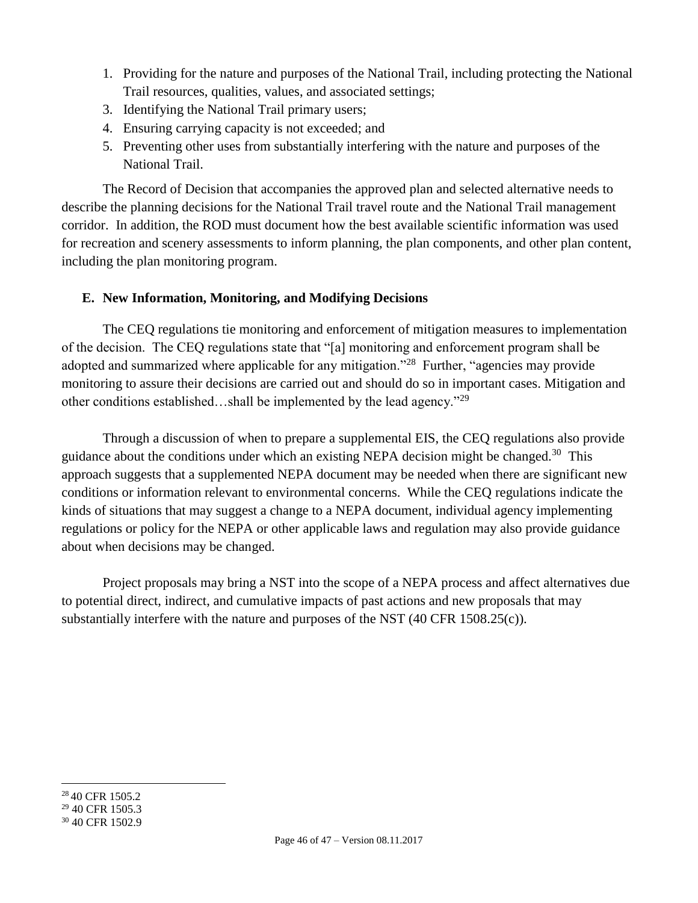1. Providing for the nature and purposes of the National Trail, including protecting the National Trail resources, qualities, values, and associated settings;
3. Identifying the National Trail primary users;
4. Ensuring carrying capacity is not exceeded; and
5. Preventing other uses from substantially interfering with the nature and purposes of the National Trail.

The Record of Decision that accompanies the approved plan and selected alternative needs to describe the planning decisions for the National Trail travel route and the National Trail management corridor. In addition, the ROD must document how the best available scientific information was used for recreation and scenery assessments to inform planning, the plan components, and other plan content, including the plan monitoring program.

## E. New Information, Monitoring, and Modifying Decisions

The CEQ regulations tie monitoring and enforcement of mitigation measures to implementation of the decision. The CEQ regulations state that "[a] monitoring and enforcement program shall be adopted and summarized where applicable for any mitigation."[28] Further, "agencies may provide monitoring to assure their decisions are carried out and should do so in important cases. Mitigation and other conditions established…shall be implemented by the lead agency."[29]

Through a discussion of when to prepare a supplemental EIS, the CEQ regulations also provide guidance about the conditions under which an existing NEPA decision might be changed.[30] This approach suggests that a supplemented NEPA document may be needed when there are significant new conditions or information relevant to environmental concerns. While the CEQ regulations indicate the kinds of situations that may suggest a change to a NEPA document, individual agency implementing regulations or policy for the NEPA or other applicable laws and regulation may also provide guidance about when decisions may be changed.

Project proposals may bring a NST into the scope of a NEPA process and affect alternatives due to potential direct, indirect, and cumulative impacts of past actions and new proposals that may substantially interfere with the nature and purposes of the NST (40 CFR 1508.25(c)).

---

[28] 40 CFR 1505.2

[29] 40 CFR 1505.3

[30] 40 CFR 1502.9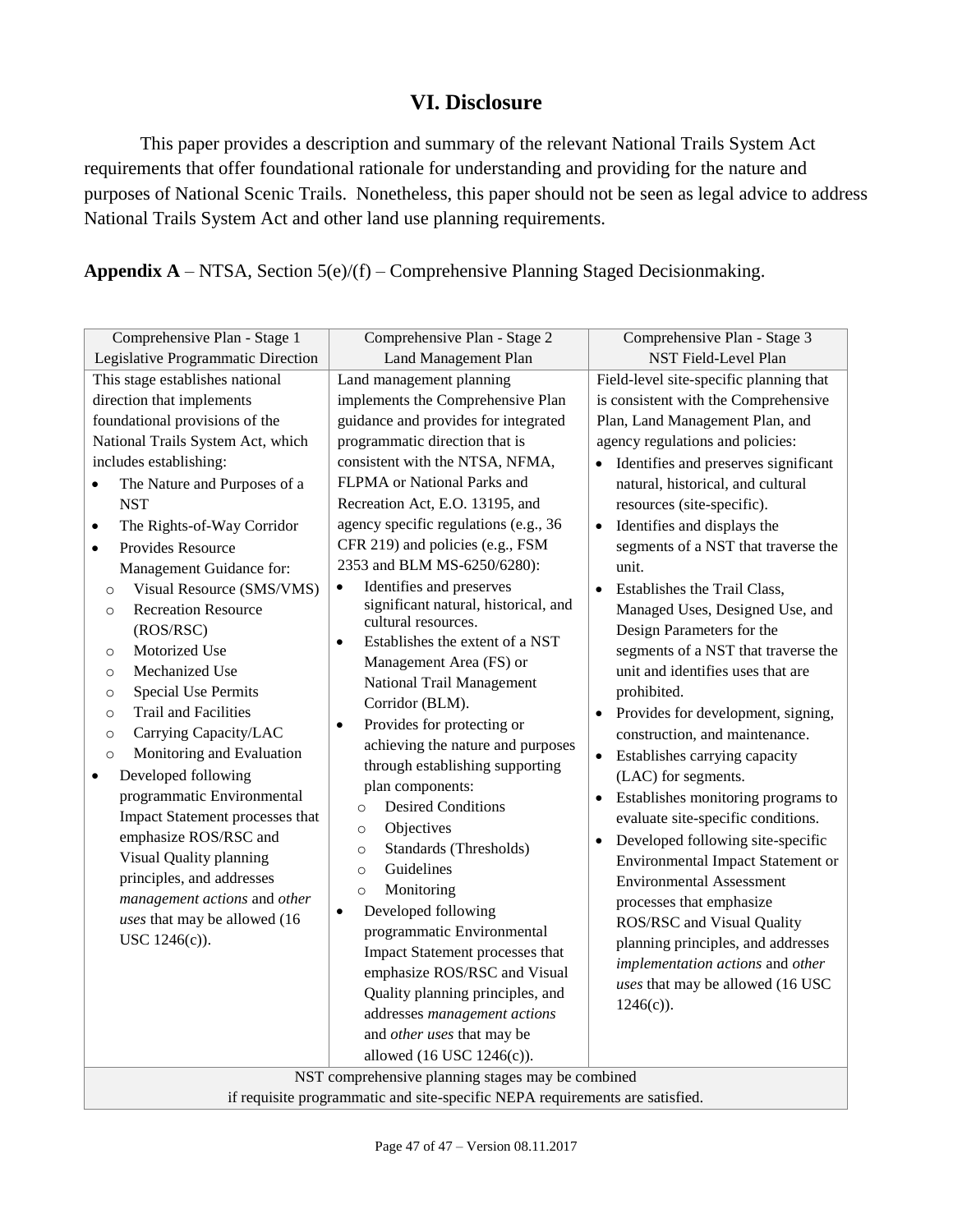## VI. Disclosure

This paper provides a description and summary of the relevant National Trails System Act requirements that offer foundational rationale for understanding and providing for the nature and purposes of National Scenic Trails. Nonetheless, this paper should not be seen as legal advice to address National Trails System Act and other land use planning requirements.

**Appendix A** – NTSA, Section 5(e)/(f) – Comprehensive Planning Staged Decisionmaking.

| Comprehensive Plan - Stage 1<br>Legislative Programmatic Direction | Comprehensive Plan - Stage 2<br>Land Management Plan | Comprehensive Plan - Stage 3<br>NST Field-Level Plan |
|---|---|---|
| This stage establishes national direction that implements foundational provisions of the National Trails System Act, which includes establishing:<br>• The Nature and Purposes of a NST<br>• The Rights-of-Way Corridor<br>• Provides Resource Management Guidance for:<br>  ○ Visual Resource (SMS/VMS)<br>  ○ Recreation Resource (ROS/RSC)<br>  ○ Motorized Use<br>  ○ Mechanized Use<br>  ○ Special Use Permits<br>  ○ Trail and Facilities<br>  ○ Carrying Capacity/LAC<br>  ○ Monitoring and Evaluation<br>• Developed following programmatic Environmental Impact Statement processes that emphasize ROS/RSC and Visual Quality planning principles, and addresses *management actions* and *other uses* that may be allowed (16 USC 1246(c)). | Land management planning implements the Comprehensive Plan guidance and provides for integrated programmatic direction that is consistent with the NTSA, NFMA, FLPMA or National Parks and Recreation Act, E.O. 13195, and agency specific regulations (e.g., 36 CFR 219) and policies (e.g., FSM 2353 and BLM MS-6250/6280):<br>• Identifies and preserves significant natural, historical, and cultural resources.<br>• Establishes the extent of a NST Management Area (FS) or National Trail Management Corridor (BLM).<br>• Provides for protecting or achieving the nature and purposes through establishing supporting plan components:<br>  ○ Desired Conditions<br>  ○ Objectives<br>  ○ Standards (Thresholds)<br>  ○ Guidelines<br>  ○ Monitoring<br>• Developed following programmatic Environmental Impact Statement processes that emphasize ROS/RSC and Visual Quality planning principles, and addresses *management actions* and *other uses* that may be allowed (16 USC 1246(c)). | Field-level site-specific planning that is consistent with the Comprehensive Plan, Land Management Plan, and agency regulations and policies:<br>• Identifies and preserves significant natural, historical, and cultural resources (site-specific).<br>• Identifies and displays the segments of a NST that traverse the unit.<br>• Establishes the Trail Class, Managed Uses, Designed Use, and Design Parameters for the segments of a NST that traverse the unit and identifies uses that are prohibited.<br>• Provides for development, signing, construction, and maintenance.<br>• Establishes carrying capacity (LAC) for segments.<br>• Establishes monitoring programs to evaluate site-specific conditions.<br>• Developed following site-specific Environmental Impact Statement or Environmental Assessment processes that emphasize ROS/RSC and Visual Quality planning principles, and addresses *implementation actions* and *other uses* that may be allowed (16 USC 1246(c)). |
| NST comprehensive planning stages may be combined if requisite programmatic and site-specific NEPA requirements are satisfied. | | |